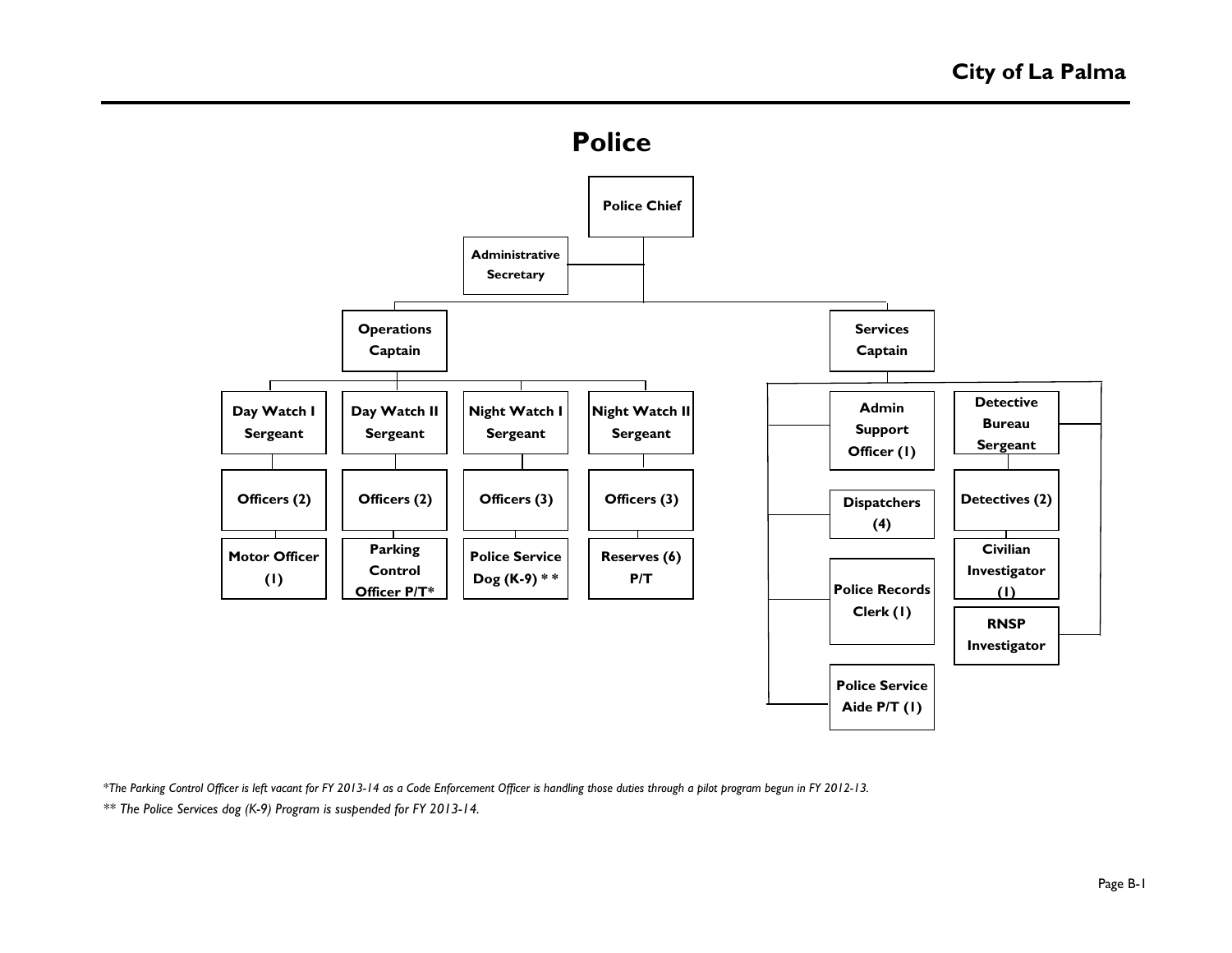# Police

- **Police Chief**
  - **Administrative Secretary**
  - **Operations Captain**
    - **Day Watch I Sergeant**
      - **Officers (2)**
      - **Motor Officer (1)**
    - **Day Watch II Sergeant**
      - **Officers (2)**
      - **Parking Control Officer P/T***
    - **Night Watch I Sergeant**
      - **Officers (3)**
      - **Police Service Dog (K-9) ****
    - **Night Watch II Sergeant**
      - **Officers (3)**
      - **Reserves (6) P/T**
  - **Services Captain**
    - **Admin Support Officer (1)**
    - **Dispatchers (4)**
    - **Police Records Clerk (1)**
    - **Police Service Aide P/T (1)**
    - **Detective Bureau Sergeant**
      - **Detectives (2)**
      - **Civilian Investigator (1)**
    - **RNSP Investigator**

*\*The Parking Control Officer is left vacant for FY 2013-14 as a Code Enforcement Officer is handling those duties through a pilot program begun in FY 2012-13.*

*\*\* The Police Services dog (K-9) Program is suspended for FY 2013-14.*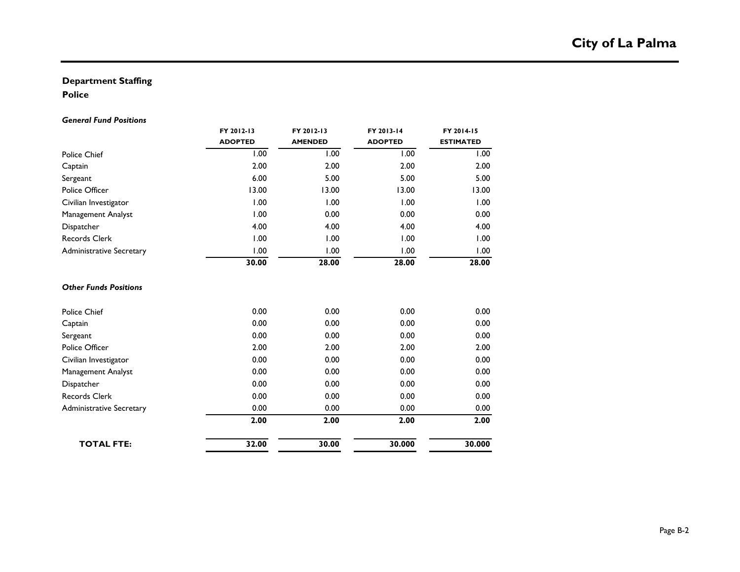## Department Staffing

### Police

***General Fund Positions***

| | FY 2012-13 ADOPTED | FY 2012-13 AMENDED | FY 2013-14 ADOPTED | FY 2014-15 ESTIMATED |
|---|---|---|---|---|
| Police Chief | 1.00 | 1.00 | 1.00 | 1.00 |
| Captain | 2.00 | 2.00 | 2.00 | 2.00 |
| Sergeant | 6.00 | 5.00 | 5.00 | 5.00 |
| Police Officer | 13.00 | 13.00 | 13.00 | 13.00 |
| Civilian Investigator | 1.00 | 1.00 | 1.00 | 1.00 |
| Management Analyst | 1.00 | 0.00 | 0.00 | 0.00 |
| Dispatcher | 4.00 | 4.00 | 4.00 | 4.00 |
| Records Clerk | 1.00 | 1.00 | 1.00 | 1.00 |
| Administrative Secretary | 1.00 | 1.00 | 1.00 | 1.00 |
| | **30.00** | **28.00** | **28.00** | **28.00** |

***Other Funds Positions***

| | FY 2012-13 ADOPTED | FY 2012-13 AMENDED | FY 2013-14 ADOPTED | FY 2014-15 ESTIMATED |
|---|---|---|---|---|
| Police Chief | 0.00 | 0.00 | 0.00 | 0.00 |
| Captain | 0.00 | 0.00 | 0.00 | 0.00 |
| Sergeant | 0.00 | 0.00 | 0.00 | 0.00 |
| Police Officer | 2.00 | 2.00 | 2.00 | 2.00 |
| Civilian Investigator | 0.00 | 0.00 | 0.00 | 0.00 |
| Management Analyst | 0.00 | 0.00 | 0.00 | 0.00 |
| Dispatcher | 0.00 | 0.00 | 0.00 | 0.00 |
| Records Clerk | 0.00 | 0.00 | 0.00 | 0.00 |
| Administrative Secretary | 0.00 | 0.00 | 0.00 | 0.00 |
| | **2.00** | **2.00** | **2.00** | **2.00** |
| **TOTAL FTE:** | **32.00** | **30.00** | **30.000** | **30.000** |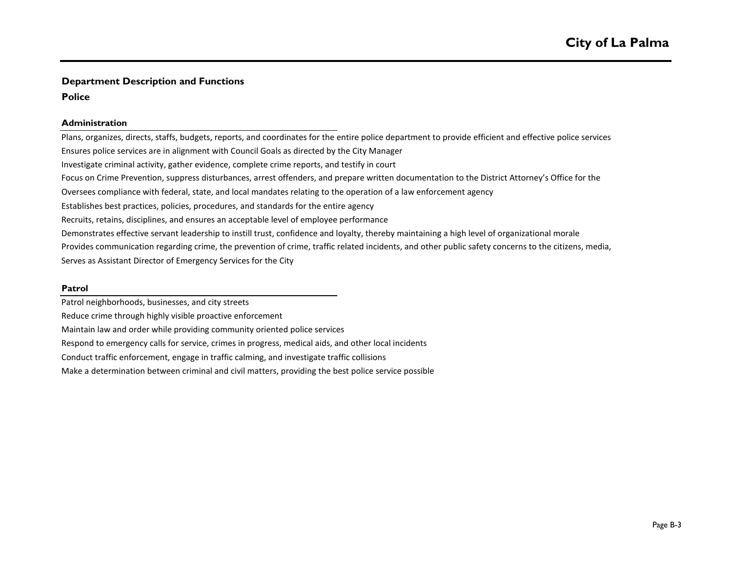## Department Description and Functions

### Police

#### Administration

Plans, organizes, directs, staffs, budgets, reports, and coordinates for the entire police department to provide efficient and effective police services

Ensures police services are in alignment with Council Goals as directed by the City Manager

Investigate criminal activity, gather evidence, complete crime reports, and testify in court

Focus on Crime Prevention, suppress disturbances, arrest offenders, and prepare written documentation to the District Attorney's Office for the

Oversees compliance with federal, state, and local mandates relating to the operation of a law enforcement agency

Establishes best practices, policies, procedures, and standards for the entire agency

Recruits, retains, disciplines, and ensures an acceptable level of employee performance

Demonstrates effective servant leadership to instill trust, confidence and loyalty, thereby maintaining a high level of organizational morale

Provides communication regarding crime, the prevention of crime, traffic related incidents, and other public safety concerns to the citizens, media,

Serves as Assistant Director of Emergency Services for the City

#### Patrol

Patrol neighborhoods, businesses, and city streets

Reduce crime through highly visible proactive enforcement

Maintain law and order while providing community oriented police services

Respond to emergency calls for service, crimes in progress, medical aids, and other local incidents

Conduct traffic enforcement, engage in traffic calming, and investigate traffic collisions

Make a determination between criminal and civil matters, providing the best police service possible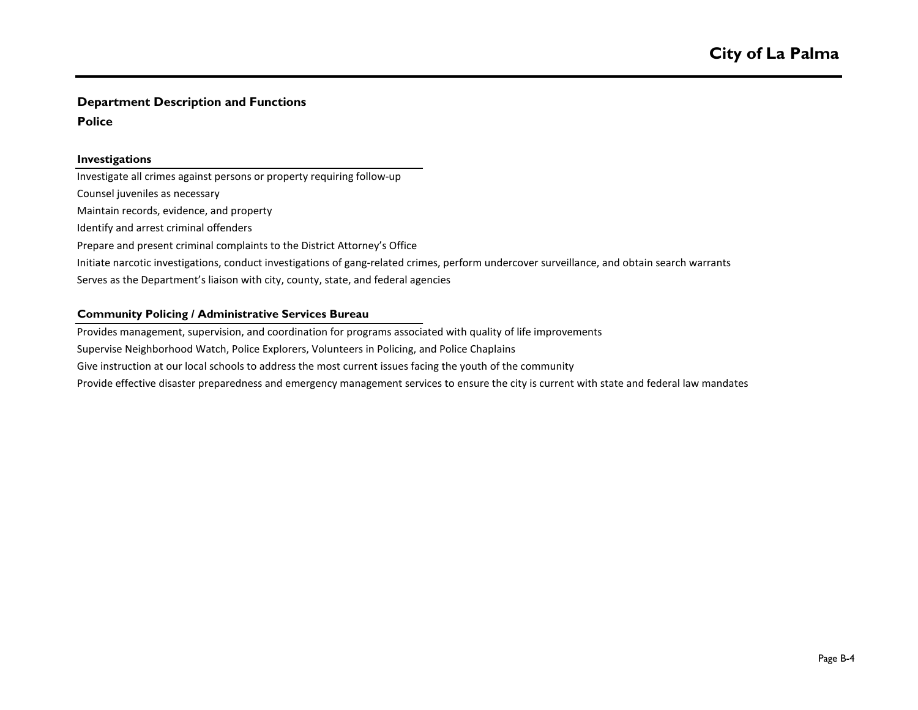## Department Description and Functions

### Police

#### Investigations

Investigate all crimes against persons or property requiring follow-up

Counsel juveniles as necessary

Maintain records, evidence, and property

Identify and arrest criminal offenders

Prepare and present criminal complaints to the District Attorney's Office

Initiate narcotic investigations, conduct investigations of gang-related crimes, perform undercover surveillance, and obtain search warrants

Serves as the Department's liaison with city, county, state, and federal agencies

#### Community Policing / Administrative Services Bureau

Provides management, supervision, and coordination for programs associated with quality of life improvements

Supervise Neighborhood Watch, Police Explorers, Volunteers in Policing, and Police Chaplains

Give instruction at our local schools to address the most current issues facing the youth of the community

Provide effective disaster preparedness and emergency management services to ensure the city is current with state and federal law mandates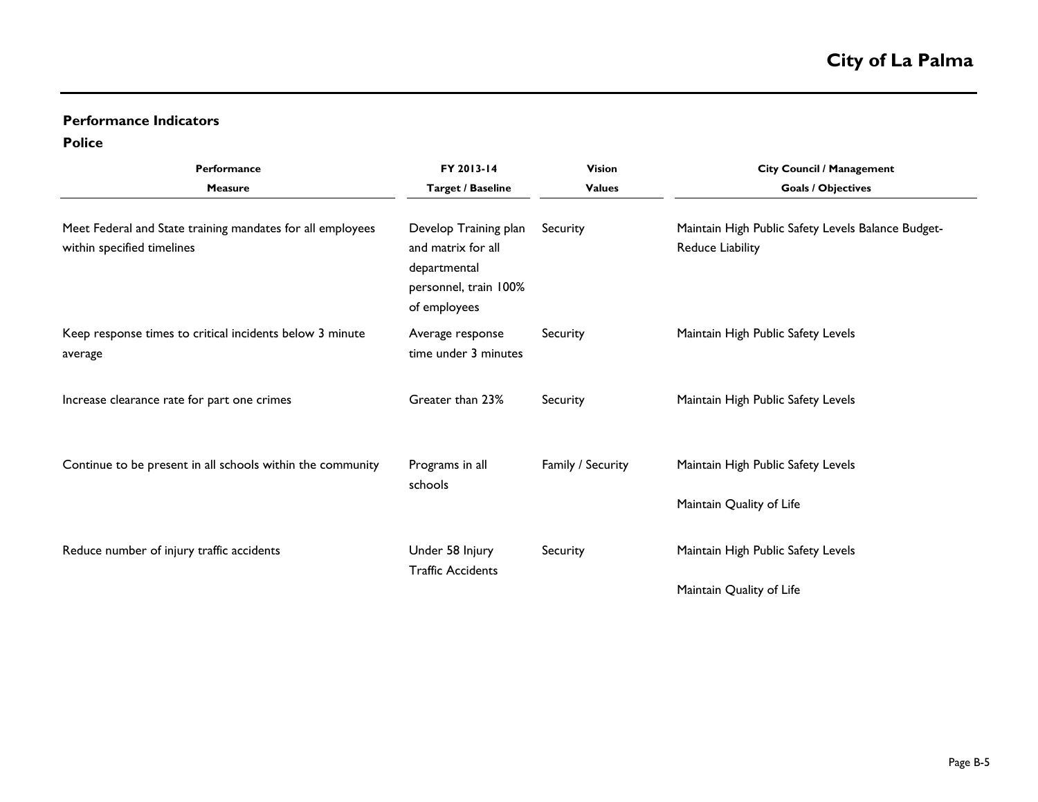## Performance Indicators

### Police

| Performance Measure | FY 2013-14 Target / Baseline | Vision Values | City Council / Management Goals / Objectives |
|---|---|---|---|
| Meet Federal and State training mandates for all employees within specified timelines | Develop Training plan and matrix for all departmental personnel, train 100% of employees | Security | Maintain High Public Safety Levels Balance Budget-Reduce Liability |
| Keep response times to critical incidents below 3 minute average | Average response time under 3 minutes | Security | Maintain High Public Safety Levels |
| Increase clearance rate for part one crimes | Greater than 23% | Security | Maintain High Public Safety Levels |
| Continue to be present in all schools within the community | Programs in all schools | Family / Security | Maintain High Public Safety Levels<br><br>Maintain Quality of Life |
| Reduce number of injury traffic accidents | Under 58 Injury Traffic Accidents | Security | Maintain High Public Safety Levels<br><br>Maintain Quality of Life |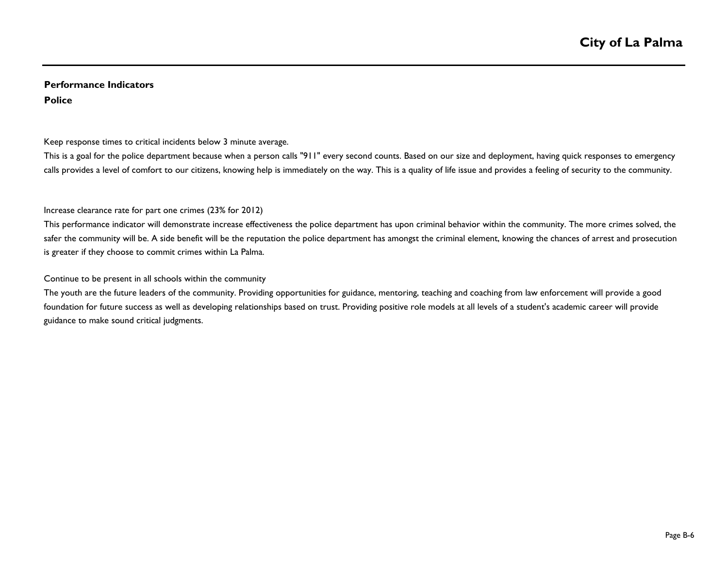**Performance Indicators**

**Police**

Keep response times to critical incidents below 3 minute average.

This is a goal for the police department because when a person calls "911" every second counts. Based on our size and deployment, having quick responses to emergency calls provides a level of comfort to our citizens, knowing help is immediately on the way. This is a quality of life issue and provides a feeling of security to the community.

Increase clearance rate for part one crimes (23% for 2012)

This performance indicator will demonstrate increase effectiveness the police department has upon criminal behavior within the community. The more crimes solved, the safer the community will be. A side benefit will be the reputation the police department has amongst the criminal element, knowing the chances of arrest and prosecution is greater if they choose to commit crimes within La Palma.

Continue to be present in all schools within the community

The youth are the future leaders of the community. Providing opportunities for guidance, mentoring, teaching and coaching from law enforcement will provide a good foundation for future success as well as developing relationships based on trust. Providing positive role models at all levels of a student's academic career will provide guidance to make sound critical judgments.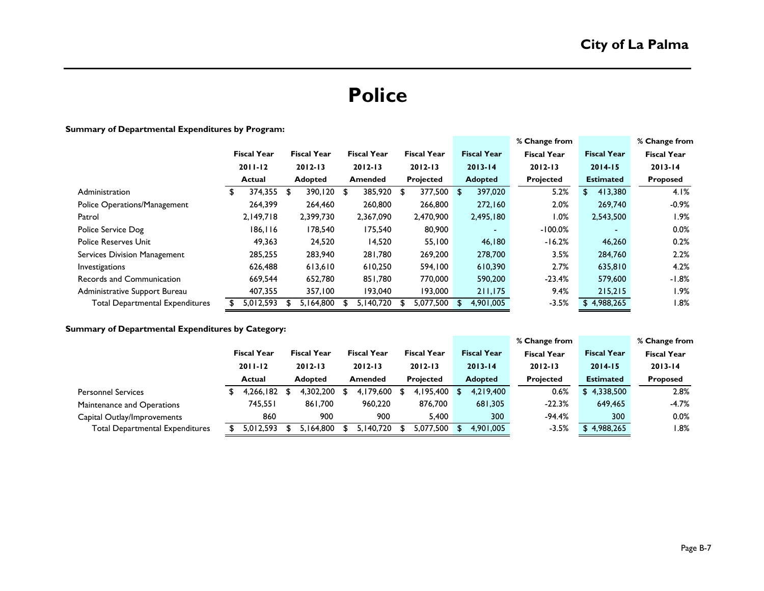# City of La Palma

# Police

**Summary of Departmental Expenditures by Program:**

| | Fiscal Year 2011-12 Actual | Fiscal Year 2012-13 Adopted | Fiscal Year 2012-13 Amended | Fiscal Year 2012-13 Projected | Fiscal Year 2013-14 Adopted | % Change from Fiscal Year 2012-13 Projected | Fiscal Year 2014-15 Estimated | % Change from Fiscal Year 2013-14 Proposed |
|---|---|---|---|---|---|---|---|---|
| Administration | $ 374,355 | $ 390,120 | $ 385,920 | $ 377,500 | $ 397,020 | 5.2% | $ 413,380 | 4.1% |
| Police Operations/Management | 264,399 | 264,460 | 260,800 | 266,800 | 272,160 | 2.0% | 269,740 | -0.9% |
| Patrol | 2,149,718 | 2,399,730 | 2,367,090 | 2,470,900 | 2,495,180 | 1.0% | 2,543,500 | 1.9% |
| Police Service Dog | 186,116 | 178,540 | 175,540 | 80,900 | - | -100.0% | - | 0.0% |
| Police Reserves Unit | 49,363 | 24,520 | 14,520 | 55,100 | 46,180 | -16.2% | 46,260 | 0.2% |
| Services Division Management | 285,255 | 283,940 | 281,780 | 269,200 | 278,700 | 3.5% | 284,760 | 2.2% |
| Investigations | 626,488 | 613,610 | 610,250 | 594,100 | 610,390 | 2.7% | 635,810 | 4.2% |
| Records and Communication | 669,544 | 652,780 | 851,780 | 770,000 | 590,200 | -23.4% | 579,600 | -1.8% |
| Administrative Support Bureau | 407,355 | 357,100 | 193,040 | 193,000 | 211,175 | 9.4% | 215,215 | 1.9% |
| Total Departmental Expenditures | $ 5,012,593 | $ 5,164,800 | $ 5,140,720 | $ 5,077,500 | $ 4,901,005 | -3.5% | $ 4,988,265 | 1.8% |

**Summary of Departmental Expenditures by Category:**

| | Fiscal Year 2011-12 Actual | Fiscal Year 2012-13 Adopted | Fiscal Year 2012-13 Amended | Fiscal Year 2012-13 Projected | Fiscal Year 2013-14 Adopted | % Change from Fiscal Year 2012-13 Projected | Fiscal Year 2014-15 Estimated | % Change from Fiscal Year 2013-14 Proposed |
|---|---|---|---|---|---|---|---|---|
| Personnel Services | $ 4,266,182 | $ 4,302,200 | $ 4,179,600 | $ 4,195,400 | $ 4,219,400 | 0.6% | $ 4,338,500 | 2.8% |
| Maintenance and Operations | 745,551 | 861,700 | 960,220 | 876,700 | 681,305 | -22.3% | 649,465 | -4.7% |
| Capital Outlay/Improvements | 860 | 900 | 900 | 5,400 | 300 | -94.4% | 300 | 0.0% |
| Total Departmental Expenditures | $ 5,012,593 | $ 5,164,800 | $ 5,140,720 | $ 5,077,500 | $ 4,901,005 | -3.5% | $ 4,988,265 | 1.8% |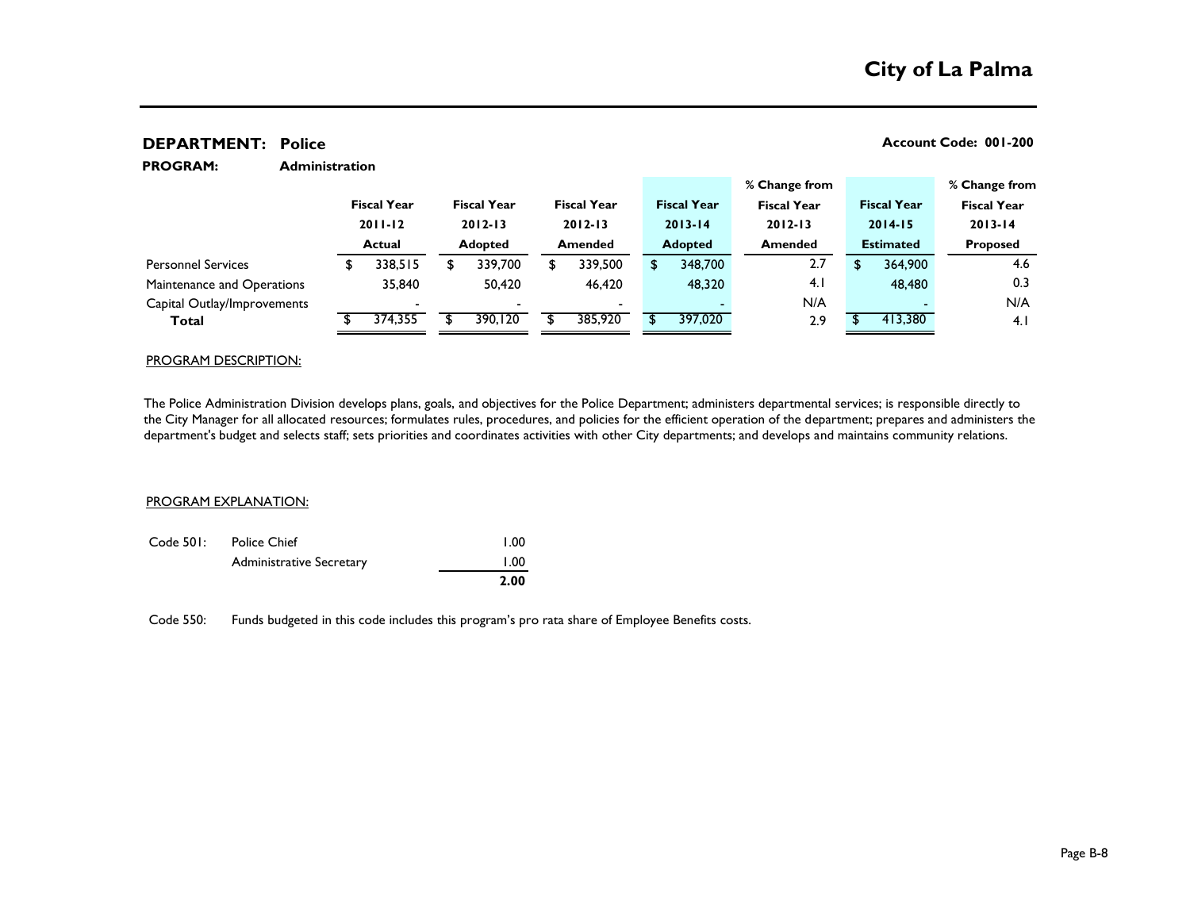**DEPARTMENT: Police** | **Account Code: 001-200**

**PROGRAM: Administration**

| | Fiscal Year 2011-12 Actual | Fiscal Year 2012-13 Adopted | Fiscal Year 2012-13 Amended | Fiscal Year 2013-14 Adopted | % Change from Fiscal Year 2012-13 Amended | Fiscal Year 2014-15 Estimated | % Change from Fiscal Year 2013-14 Proposed |
|---|---|---|---|---|---|---|---|
| Personnel Services | $ 338,515 | $ 339,700 | $ 339,500 | $ 348,700 | 2.7 | $ 364,900 | 4.6 |
| Maintenance and Operations | 35,840 | 50,420 | 46,420 | 48,320 | 4.1 | 48,480 | 0.3 |
| Capital Outlay/Improvements | - | - | - | - | N/A | - | N/A |
| **Total** | $ 374,355 | $ 390,120 | $ 385,920 | $ 397,020 | 2.9 | $ 413,380 | 4.1 |

PROGRAM DESCRIPTION:

The Police Administration Division develops plans, goals, and objectives for the Police Department; administers departmental services; is responsible directly to the City Manager for all allocated resources; formulates rules, procedures, and policies for the efficient operation of the department; prepares and administers the department's budget and selects staff; sets priorities and coordinates activities with other City departments; and develops and maintains community relations.

PROGRAM EXPLANATION:

| Code 501: | Police Chief | 1.00 |
|---|---|---|
| | Administrative Secretary | 1.00 |
| | | **2.00** |

Code 550: Funds budgeted in this code includes this program's pro rata share of Employee Benefits costs.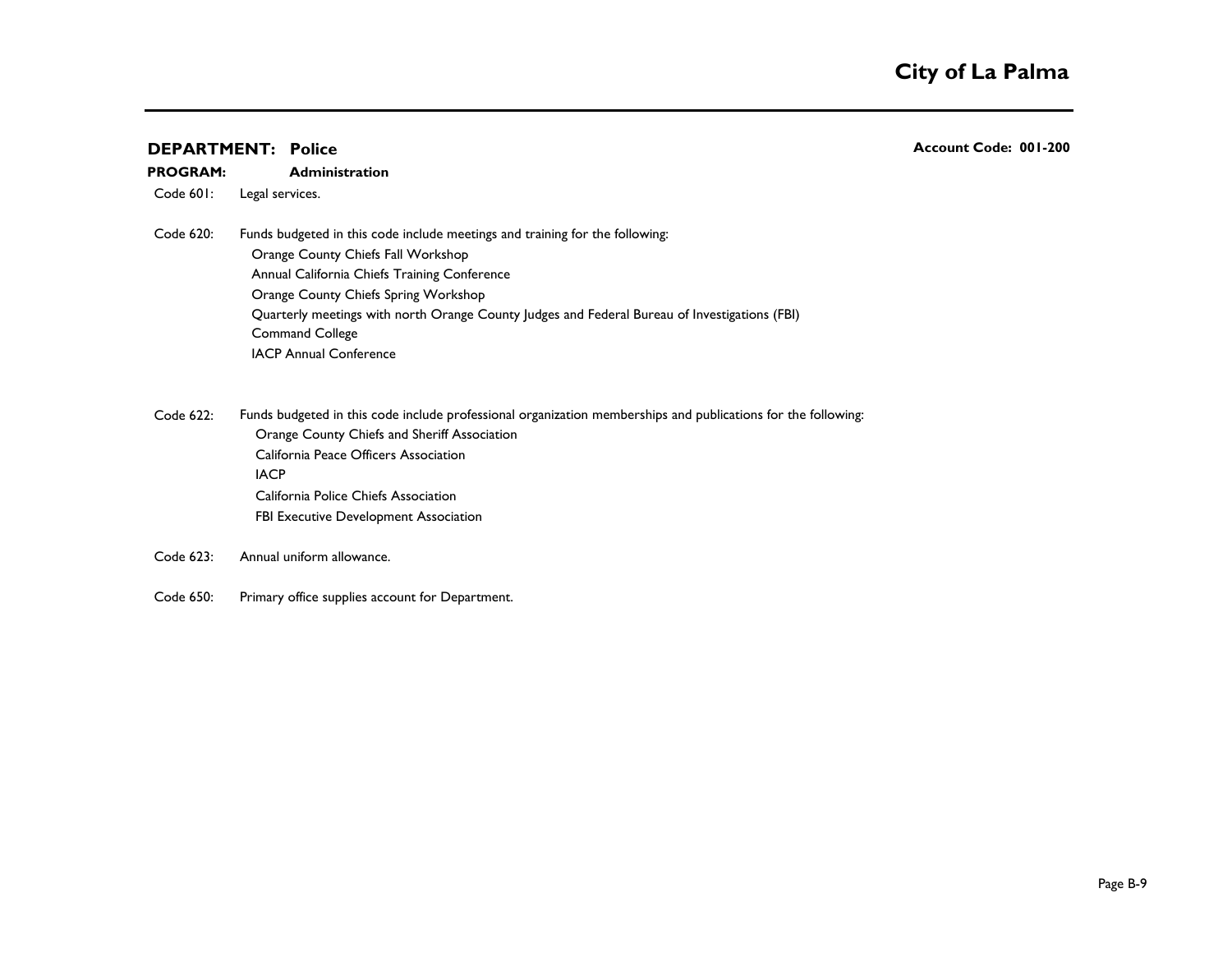**DEPARTMENT: Police** **Account Code: 001-200**

**PROGRAM: Administration**

Code 601: Legal services.

Code 620: Funds budgeted in this code include meetings and training for the following:

- Orange County Chiefs Fall Workshop
- Annual California Chiefs Training Conference
- Orange County Chiefs Spring Workshop
- Quarterly meetings with north Orange County Judges and Federal Bureau of Investigations (FBI)
- Command College
- IACP Annual Conference

Code 622: Funds budgeted in this code include professional organization memberships and publications for the following:

- Orange County Chiefs and Sheriff Association
- California Peace Officers Association
- IACP
- California Police Chiefs Association
- FBI Executive Development Association

Code 623: Annual uniform allowance.

Code 650: Primary office supplies account for Department.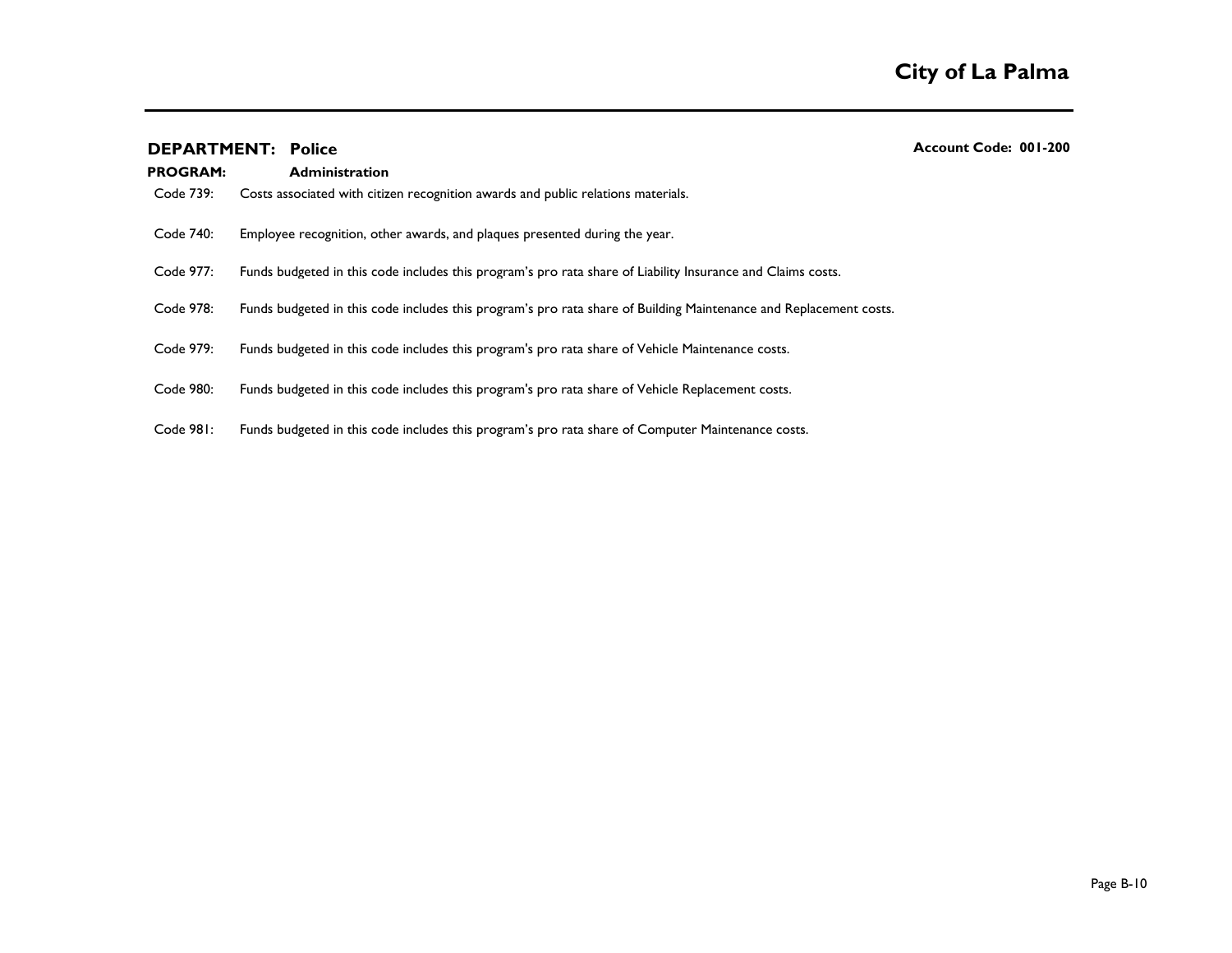**DEPARTMENT: Police** **Account Code: 001-200**

**PROGRAM: Administration**

Code 739: Costs associated with citizen recognition awards and public relations materials.

Code 740: Employee recognition, other awards, and plaques presented during the year.

Code 977: Funds budgeted in this code includes this program's pro rata share of Liability Insurance and Claims costs.

Code 978: Funds budgeted in this code includes this program's pro rata share of Building Maintenance and Replacement costs.

Code 979: Funds budgeted in this code includes this program's pro rata share of Vehicle Maintenance costs.

Code 980: Funds budgeted in this code includes this program's pro rata share of Vehicle Replacement costs.

Code 981: Funds budgeted in this code includes this program's pro rata share of Computer Maintenance costs.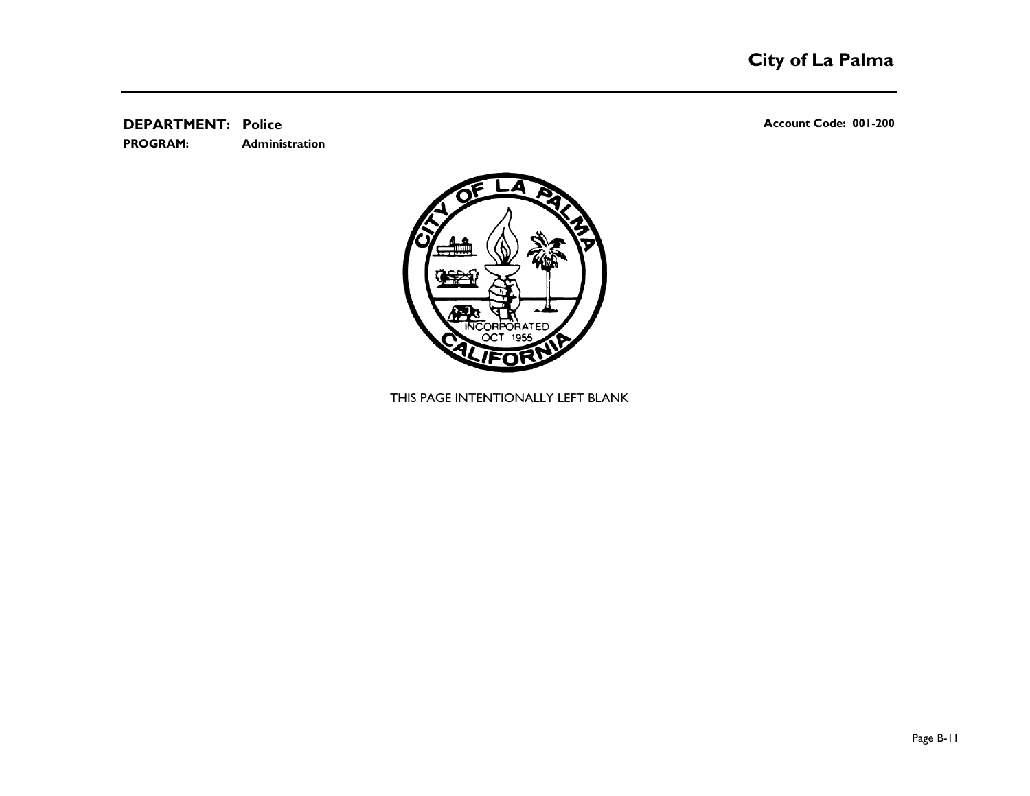**DEPARTMENT: Police** **Account Code: 001-200**

**PROGRAM: Administration**

THIS PAGE INTENTIONALLY LEFT BLANK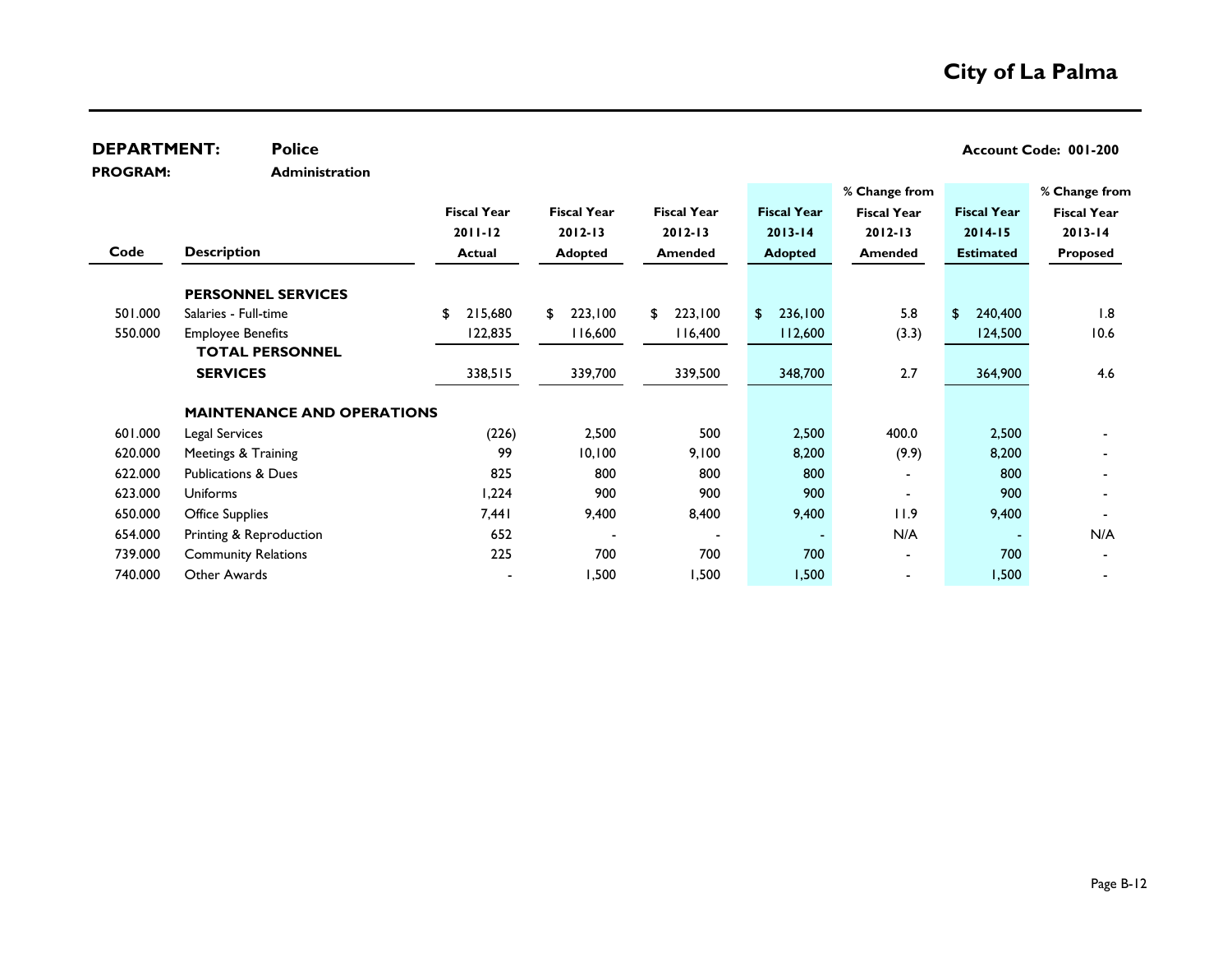# City of La Palma

**DEPARTMENT:** **Police** **Account Code: 001-200**

**PROGRAM:** **Administration**

| Code | Description | Fiscal Year 2011-12 Actual | Fiscal Year 2012-13 Adopted | Fiscal Year 2012-13 Amended | Fiscal Year 2013-14 Adopted | % Change from Fiscal Year 2012-13 Amended | Fiscal Year 2014-15 Estimated | % Change from Fiscal Year 2013-14 Proposed |
|---|---|---|---|---|---|---|---|---|
| | **PERSONNEL SERVICES** | | | | | | | |
| 501.000 | Salaries - Full-time | $ 215,680 | $ 223,100 | $ 223,100 | $ 236,100 | 5.8 | $ 240,400 | 1.8 |
| 550.000 | Employee Benefits | 122,835 | 116,600 | 116,400 | 112,600 | (3.3) | 124,500 | 10.6 |
| | **TOTAL PERSONNEL SERVICES** | 338,515 | 339,700 | 339,500 | 348,700 | 2.7 | 364,900 | 4.6 |
| | **MAINTENANCE AND OPERATIONS** | | | | | | | |
| 601.000 | Legal Services | (226) | 2,500 | 500 | 2,500 | 400.0 | 2,500 | - |
| 620.000 | Meetings & Training | 99 | 10,100 | 9,100 | 8,200 | (9.9) | 8,200 | - |
| 622.000 | Publications & Dues | 825 | 800 | 800 | 800 | - | 800 | - |
| 623.000 | Uniforms | 1,224 | 900 | 900 | 900 | - | 900 | - |
| 650.000 | Office Supplies | 7,441 | 9,400 | 8,400 | 9,400 | 11.9 | 9,400 | - |
| 654.000 | Printing & Reproduction | 652 | - | - | - | N/A | - | N/A |
| 739.000 | Community Relations | 225 | 700 | 700 | 700 | - | 700 | - |
| 740.000 | Other Awards | - | 1,500 | 1,500 | 1,500 | - | 1,500 | - |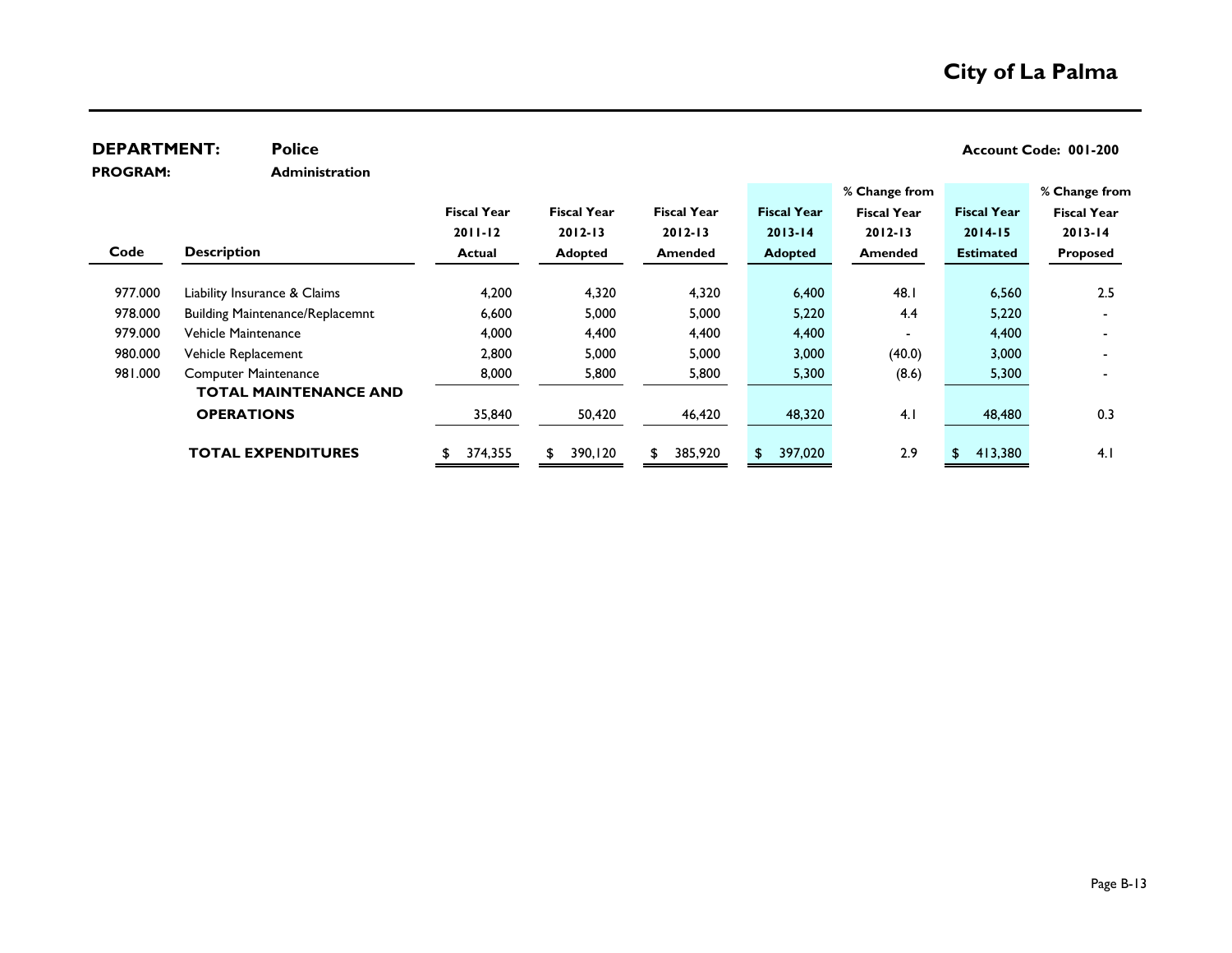# City of La Palma

**DEPARTMENT:** **Police** **Account Code: 001-200**

**PROGRAM:** **Administration**

| Code | Description | Fiscal Year 2011-12 Actual | Fiscal Year 2012-13 Adopted | Fiscal Year 2012-13 Amended | Fiscal Year 2013-14 Adopted | % Change from Fiscal Year 2012-13 Amended | Fiscal Year 2014-15 Estimated | % Change from Fiscal Year 2013-14 Proposed |
|---|---|---|---|---|---|---|---|---|
| 977.000 | Liability Insurance & Claims | 4,200 | 4,320 | 4,320 | 6,400 | 48.1 | 6,560 | 2.5 |
| 978.000 | Building Maintenance/Replacemnt | 6,600 | 5,000 | 5,000 | 5,220 | 4.4 | 5,220 | - |
| 979.000 | Vehicle Maintenance | 4,000 | 4,400 | 4,400 | 4,400 | - | 4,400 | - |
| 980.000 | Vehicle Replacement | 2,800 | 5,000 | 5,000 | 3,000 | (40.0) | 3,000 | - |
| 981.000 | Computer Maintenance | 8,000 | 5,800 | 5,800 | 5,300 | (8.6) | 5,300 | - |
| | **TOTAL MAINTENANCE AND OPERATIONS** | 35,840 | 50,420 | 46,420 | 48,320 | 4.1 | 48,480 | 0.3 |
| | **TOTAL EXPENDITURES** | $ 374,355 | $ 390,120 | $ 385,920 | $ 397,020 | 2.9 | $ 413,380 | 4.1 |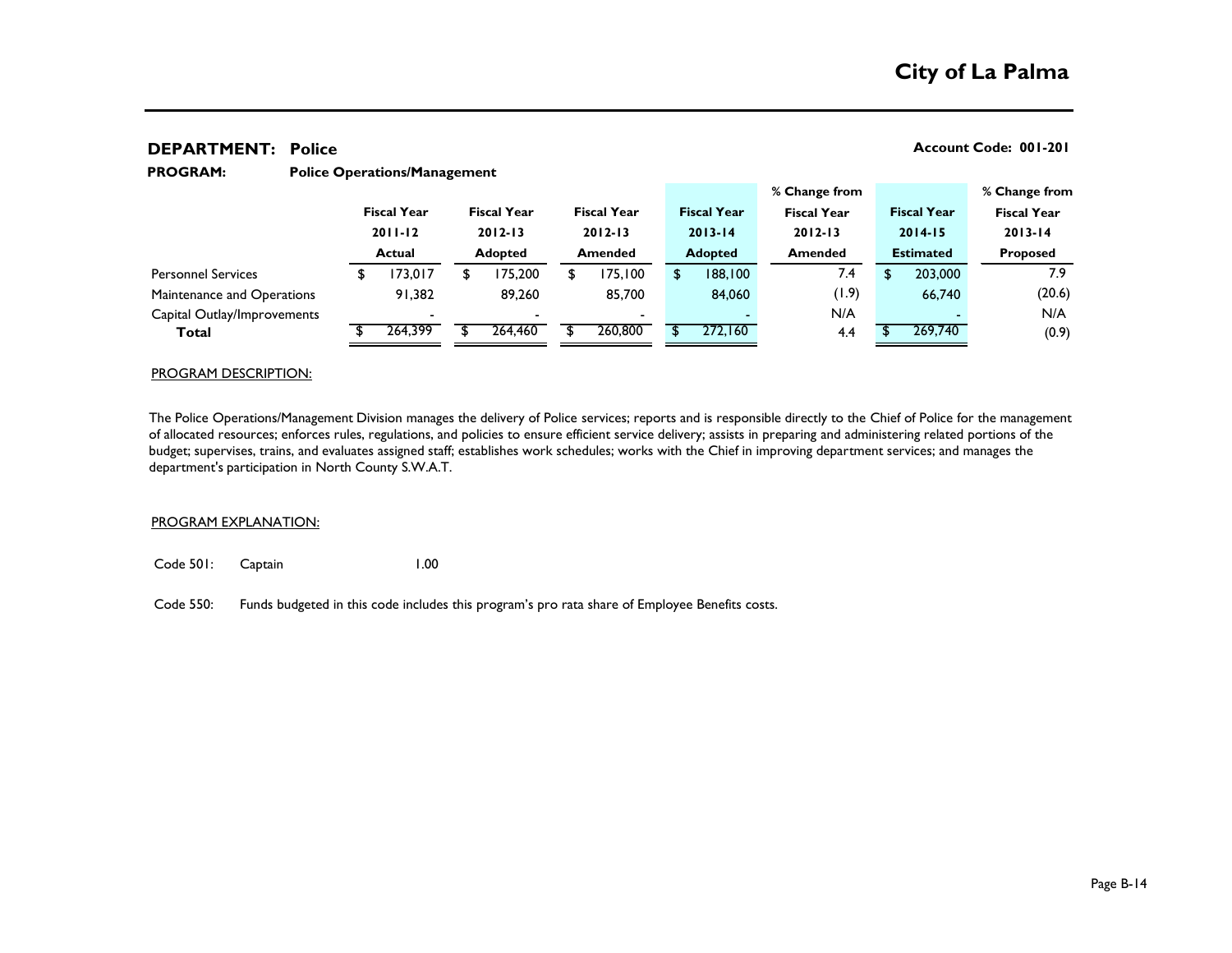## City of La Palma

**DEPARTMENT: Police** **Account Code: 001-201**

**PROGRAM: Police Operations/Management**

| | Fiscal Year 2011-12 Actual | Fiscal Year 2012-13 Adopted | Fiscal Year 2012-13 Amended | Fiscal Year 2013-14 Adopted | % Change from Fiscal Year 2012-13 Amended | Fiscal Year 2014-15 Estimated | % Change from Fiscal Year 2013-14 Proposed |
|---|---|---|---|---|---|---|---|
| Personnel Services | $ 173,017 | $ 175,200 | $ 175,100 | $ 188,100 | 7.4 | $ 203,000 | 7.9 |
| Maintenance and Operations | 91,382 | 89,260 | 85,700 | 84,060 | (1.9) | 66,740 | (20.6) |
| Capital Outlay/Improvements | - | - | - | - | N/A | - | N/A |
| **Total** | $ 264,399 | $ 264,460 | $ 260,800 | $ 272,160 | 4.4 | $ 269,740 | (0.9) |

PROGRAM DESCRIPTION:

The Police Operations/Management Division manages the delivery of Police services; reports and is responsible directly to the Chief of Police for the management of allocated resources; enforces rules, regulations, and policies to ensure efficient service delivery; assists in preparing and administering related portions of the budget; supervises, trains, and evaluates assigned staff; establishes work schedules; works with the Chief in improving department services; and manages the department's participation in North County S.W.A.T.

PROGRAM EXPLANATION:

Code 501: Captain 1.00

Code 550: Funds budgeted in this code includes this program's pro rata share of Employee Benefits costs.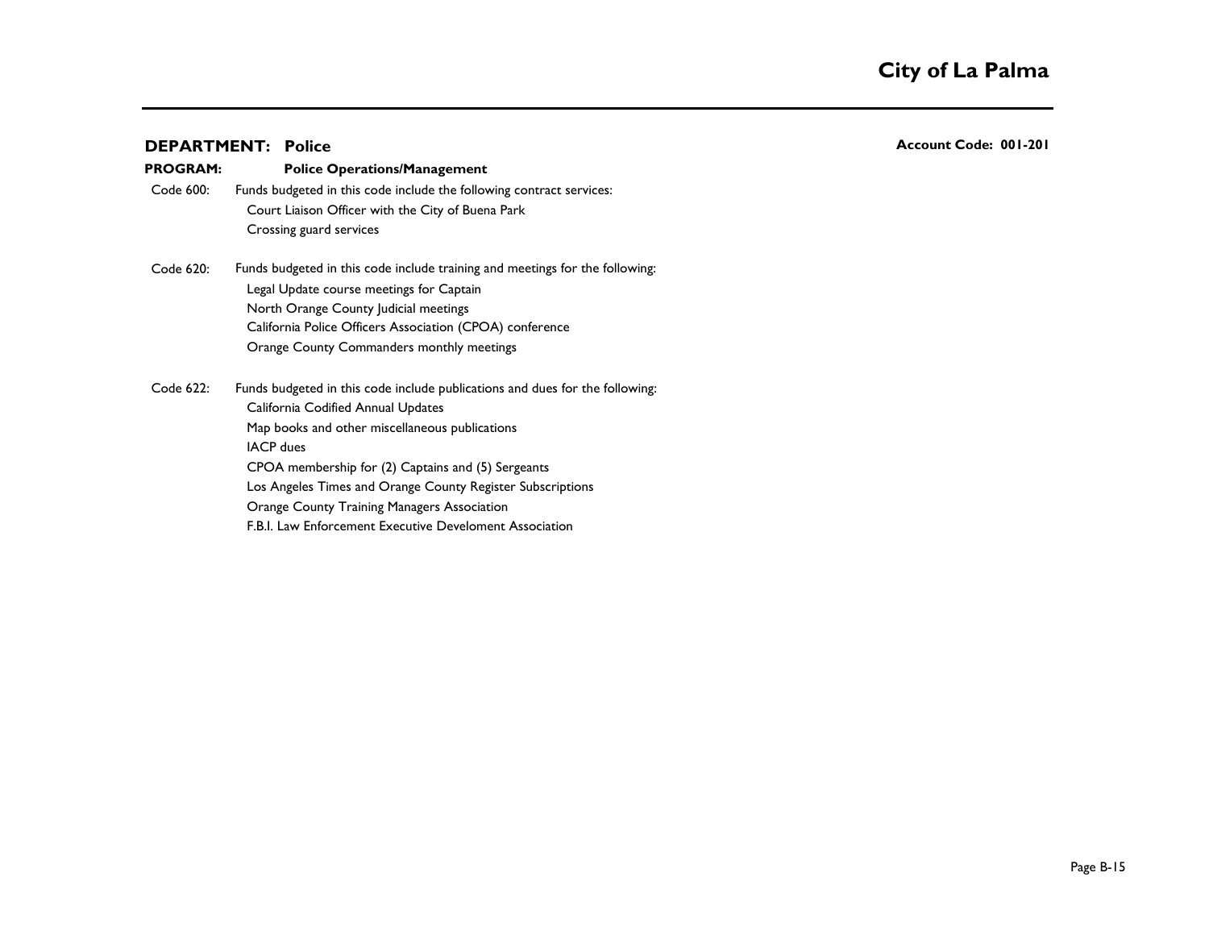**DEPARTMENT: Police** **Account Code: 001-201**

**PROGRAM: Police Operations/Management**

Code 600: Funds budgeted in this code include the following contract services:

- Court Liaison Officer with the City of Buena Park
- Crossing guard services

Code 620: Funds budgeted in this code include training and meetings for the following:

- Legal Update course meetings for Captain
- North Orange County Judicial meetings
- California Police Officers Association (CPOA) conference
- Orange County Commanders monthly meetings

Code 622: Funds budgeted in this code include publications and dues for the following:

- California Codified Annual Updates
- Map books and other miscellaneous publications
- IACP dues
- CPOA membership for (2) Captains and (5) Sergeants
- Los Angeles Times and Orange County Register Subscriptions
- Orange County Training Managers Association
- F.B.I. Law Enforcement Executive Develoment Association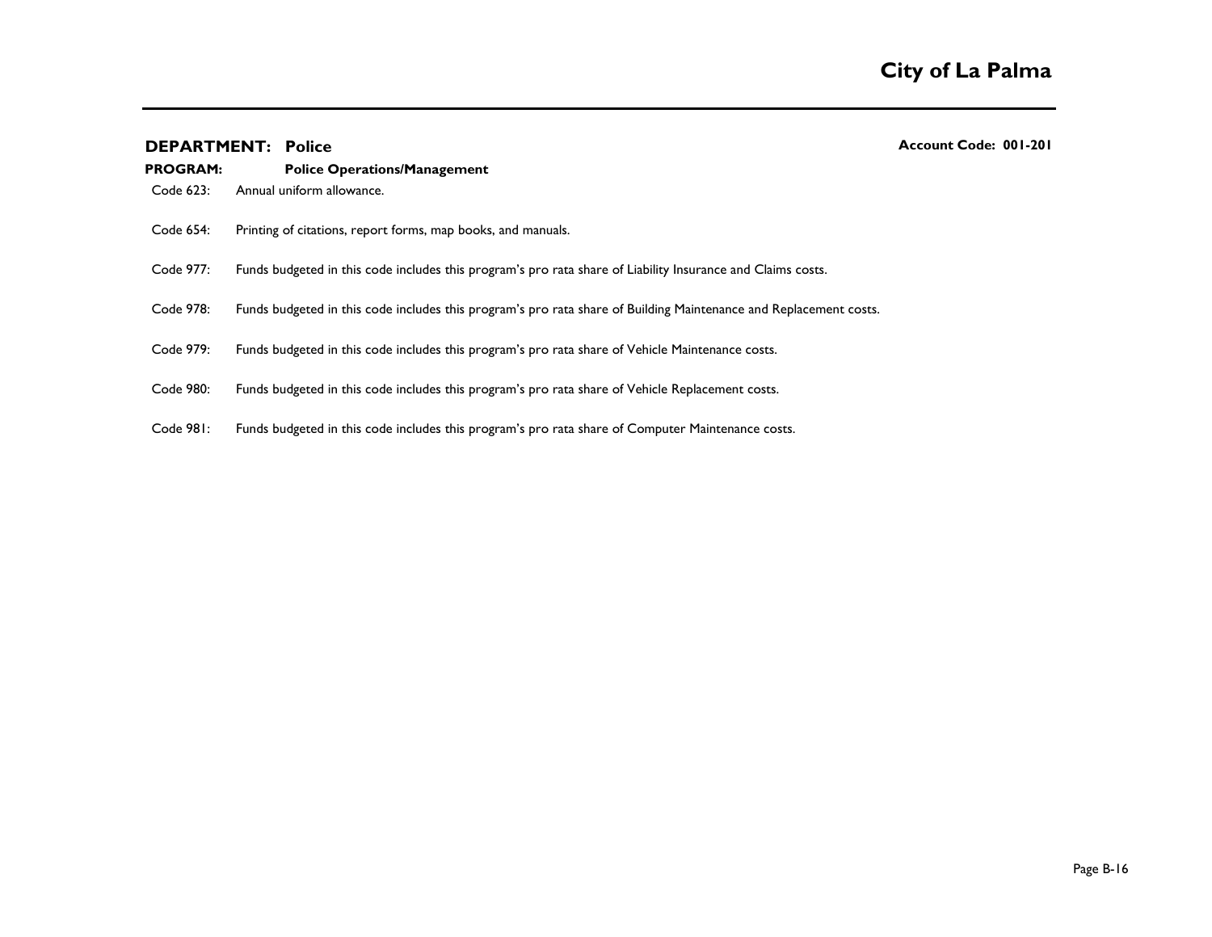**DEPARTMENT: Police** **Account Code: 001-201**

**PROGRAM: Police Operations/Management**

Code 623: Annual uniform allowance.

Code 654: Printing of citations, report forms, map books, and manuals.

Code 977: Funds budgeted in this code includes this program's pro rata share of Liability Insurance and Claims costs.

Code 978: Funds budgeted in this code includes this program's pro rata share of Building Maintenance and Replacement costs.

Code 979: Funds budgeted in this code includes this program's pro rata share of Vehicle Maintenance costs.

Code 980: Funds budgeted in this code includes this program's pro rata share of Vehicle Replacement costs.

Code 981: Funds budgeted in this code includes this program's pro rata share of Computer Maintenance costs.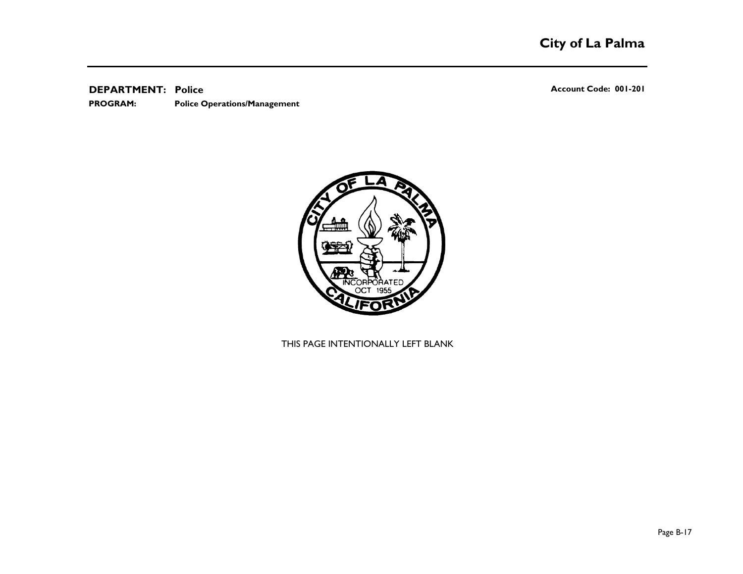**DEPARTMENT: Police** **Account Code: 001-201**

**PROGRAM: Police Operations/Management**

THIS PAGE INTENTIONALLY LEFT BLANK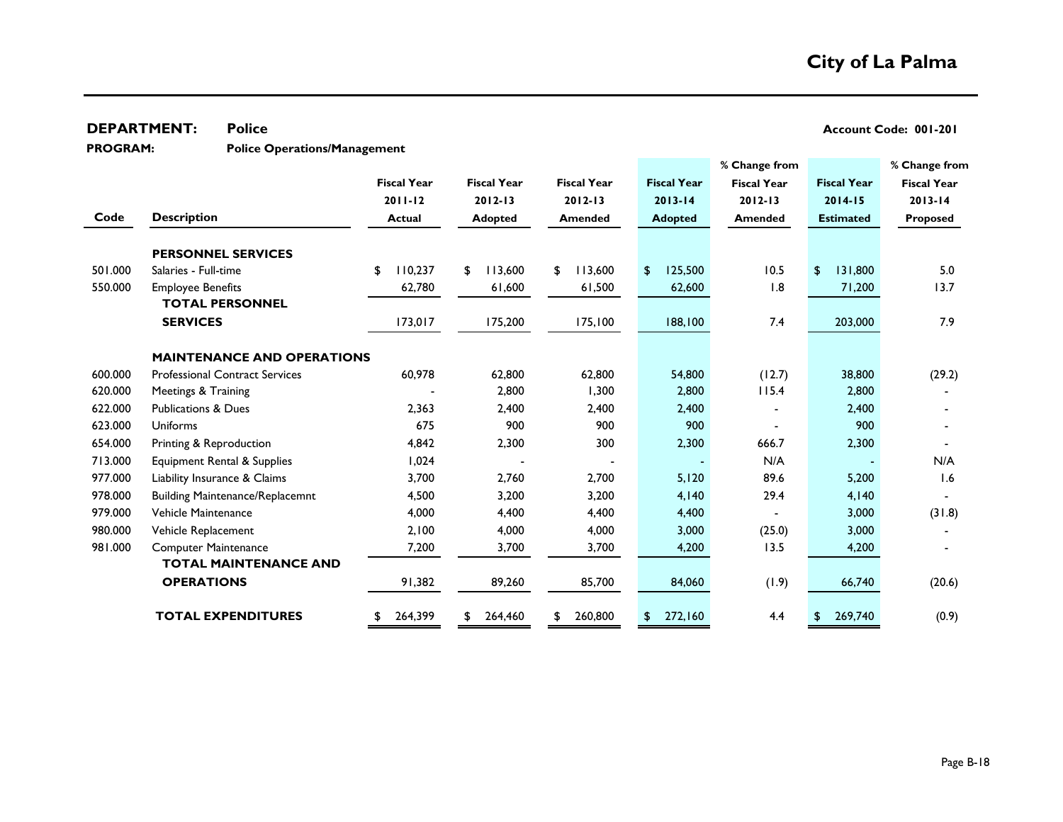# City of La Palma

**DEPARTMENT:** Police **Account Code: 001-201**

**PROGRAM:** Police Operations/Management

| Code | Description | Fiscal Year 2011-12 Actual | Fiscal Year 2012-13 Adopted | Fiscal Year 2012-13 Amended | Fiscal Year 2013-14 Adopted | % Change from Fiscal Year 2012-13 Amended | Fiscal Year 2014-15 Estimated | % Change from Fiscal Year 2013-14 Proposed |
|---|---|---|---|---|---|---|---|---|
| | **PERSONNEL SERVICES** | | | | | | | |
| 501.000 | Salaries - Full-time | $ 110,237 | $ 113,600 | $ 113,600 | $ 125,500 | 10.5 | $ 131,800 | 5.0 |
| 550.000 | Employee Benefits | 62,780 | 61,600 | 61,500 | 62,600 | 1.8 | 71,200 | 13.7 |
| | **TOTAL PERSONNEL SERVICES** | 173,017 | 175,200 | 175,100 | 188,100 | 7.4 | 203,000 | 7.9 |
| | **MAINTENANCE AND OPERATIONS** | | | | | | | |
| 600.000 | Professional Contract Services | 60,978 | 62,800 | 62,800 | 54,800 | (12.7) | 38,800 | (29.2) |
| 620.000 | Meetings & Training | - | 2,800 | 1,300 | 2,800 | 115.4 | 2,800 | - |
| 622.000 | Publications & Dues | 2,363 | 2,400 | 2,400 | 2,400 | - | 2,400 | - |
| 623.000 | Uniforms | 675 | 900 | 900 | 900 | - | 900 | - |
| 654.000 | Printing & Reproduction | 4,842 | 2,300 | 300 | 2,300 | 666.7 | 2,300 | - |
| 713.000 | Equipment Rental & Supplies | 1,024 | - | - | - | N/A | - | N/A |
| 977.000 | Liability Insurance & Claims | 3,700 | 2,760 | 2,700 | 5,120 | 89.6 | 5,200 | 1.6 |
| 978.000 | Building Maintenance/Replacemnt | 4,500 | 3,200 | 3,200 | 4,140 | 29.4 | 4,140 | - |
| 979.000 | Vehicle Maintenance | 4,000 | 4,400 | 4,400 | 4,400 | - | 3,000 | (31.8) |
| 980.000 | Vehicle Replacement | 2,100 | 4,000 | 4,000 | 3,000 | (25.0) | 3,000 | - |
| 981.000 | Computer Maintenance | 7,200 | 3,700 | 3,700 | 4,200 | 13.5 | 4,200 | - |
| | **TOTAL MAINTENANCE AND OPERATIONS** | 91,382 | 89,260 | 85,700 | 84,060 | (1.9) | 66,740 | (20.6) |
| | **TOTAL EXPENDITURES** | $ 264,399 | $ 264,460 | $ 260,800 | $ 272,160 | 4.4 | $ 269,740 | (0.9) |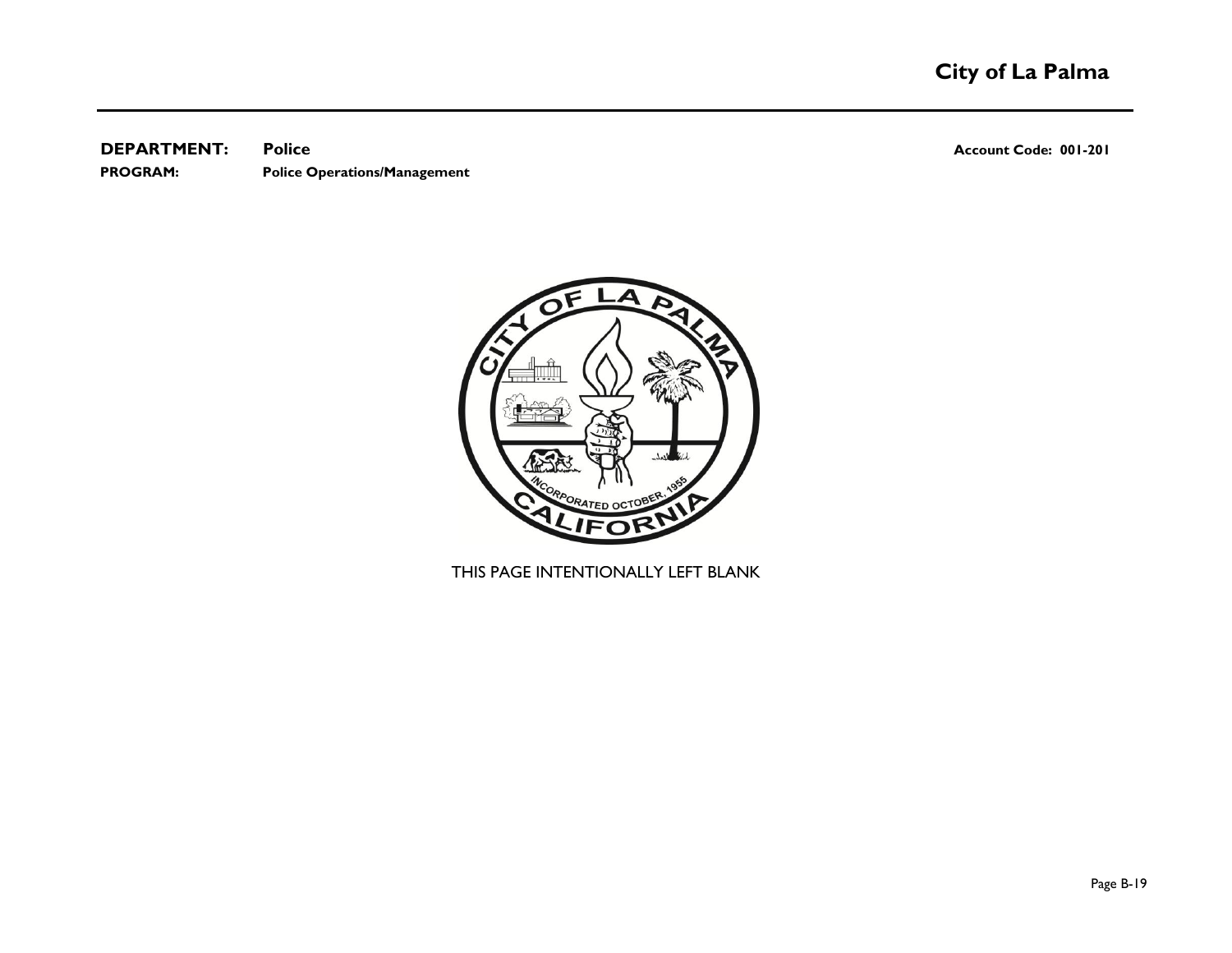**DEPARTMENT:** **Police** **Account Code: 001-201**

**PROGRAM:** **Police Operations/Management**

THIS PAGE INTENTIONALLY LEFT BLANK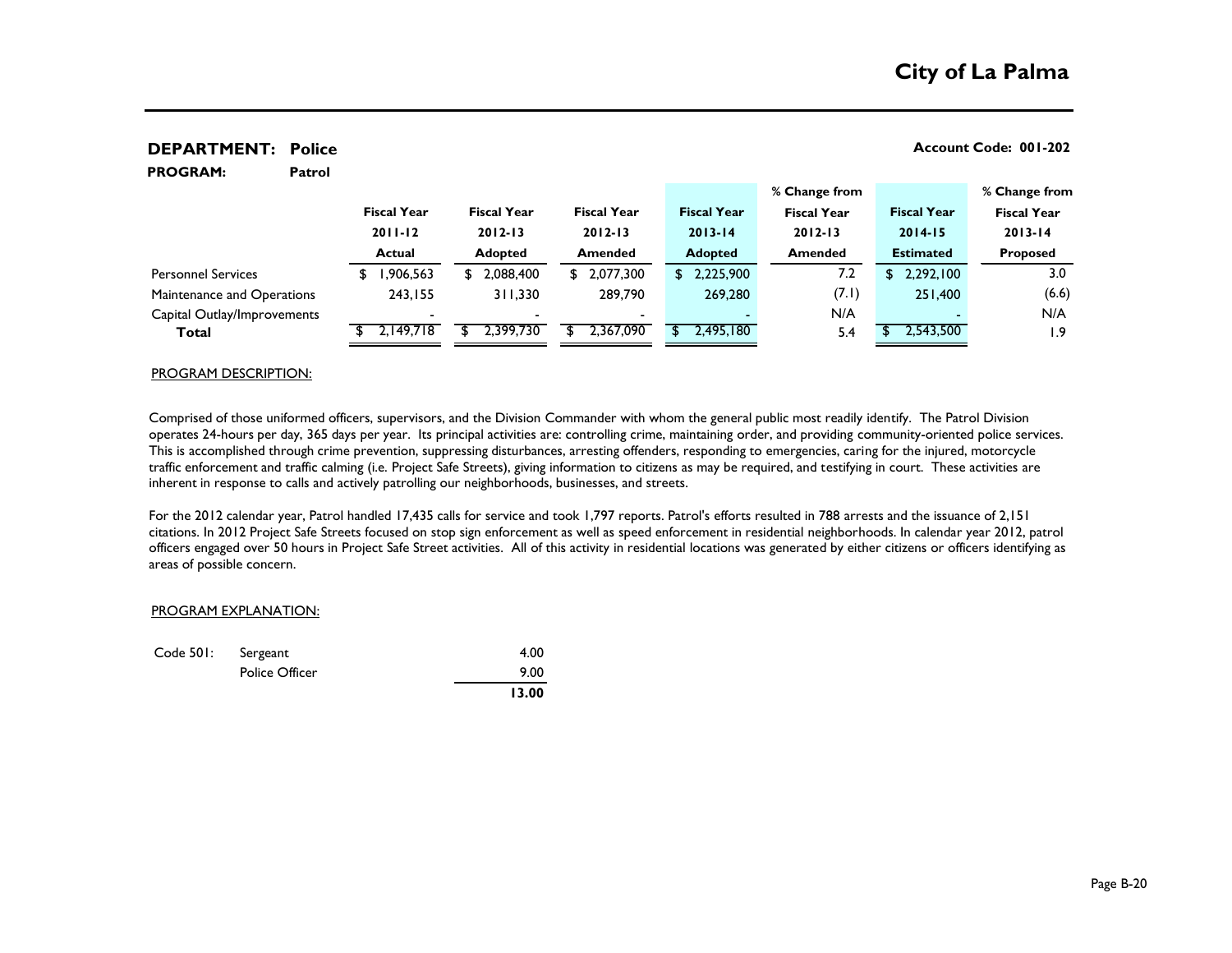# City of La Palma

**DEPARTMENT: Police** **Account Code: 001-202**

**PROGRAM: Patrol**

| | Fiscal Year 2011-12 Actual | Fiscal Year 2012-13 Adopted | Fiscal Year 2012-13 Amended | Fiscal Year 2013-14 Adopted | % Change from Fiscal Year 2012-13 Amended | Fiscal Year 2014-15 Estimated | % Change from Fiscal Year 2013-14 Proposed |
|---|---|---|---|---|---|---|---|
| Personnel Services | $ 1,906,563 | $ 2,088,400 | $ 2,077,300 | $ 2,225,900 | 7.2 | $ 2,292,100 | 3.0 |
| Maintenance and Operations | 243,155 | 311,330 | 289,790 | 269,280 | (7.1) | 251,400 | (6.6) |
| Capital Outlay/Improvements | - | - | - | - | N/A | - | N/A |
| **Total** | $ 2,149,718 | $ 2,399,730 | $ 2,367,090 | $ 2,495,180 | 5.4 | $ 2,543,500 | 1.9 |

PROGRAM DESCRIPTION:

Comprised of those uniformed officers, supervisors, and the Division Commander with whom the general public most readily identify. The Patrol Division operates 24-hours per day, 365 days per year. Its principal activities are: controlling crime, maintaining order, and providing community-oriented police services. This is accomplished through crime prevention, suppressing disturbances, arresting offenders, responding to emergencies, caring for the injured, motorcycle traffic enforcement and traffic calming (i.e. Project Safe Streets), giving information to citizens as may be required, and testifying in court. These activities are inherent in response to calls and actively patrolling our neighborhoods, businesses, and streets.

For the 2012 calendar year, Patrol handled 17,435 calls for service and took 1,797 reports. Patrol's efforts resulted in 788 arrests and the issuance of 2,151 citations. In 2012 Project Safe Streets focused on stop sign enforcement as well as speed enforcement in residential neighborhoods. In calendar year 2012, patrol officers engaged over 50 hours in Project Safe Street activities. All of this activity in residential locations was generated by either citizens or officers identifying as areas of possible concern.

PROGRAM EXPLANATION:

| Code 501: | | |
|---|---|---|
| | Sergeant | 4.00 |
| | Police Officer | 9.00 |
| | | **13.00** |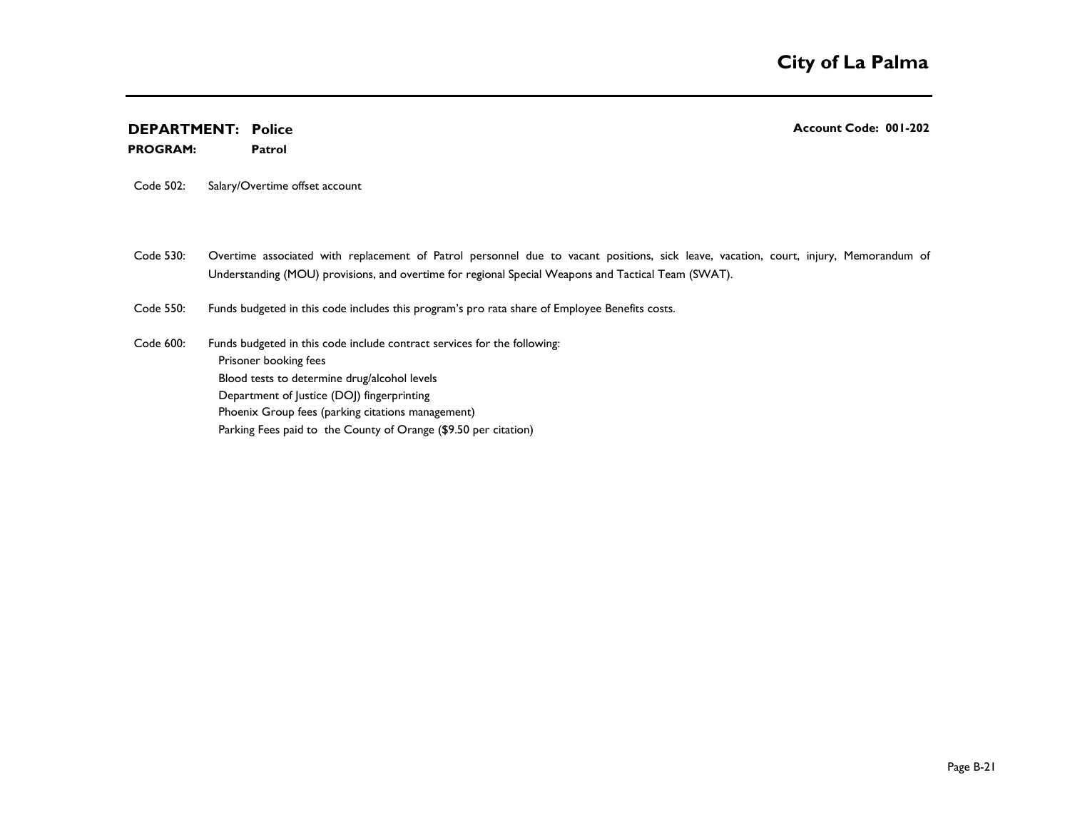**DEPARTMENT: Police** **Account Code: 001-202**

**PROGRAM: Patrol**

Code 502: Salary/Overtime offset account

Code 530: Overtime associated with replacement of Patrol personnel due to vacant positions, sick leave, vacation, court, injury, Memorandum of Understanding (MOU) provisions, and overtime for regional Special Weapons and Tactical Team (SWAT).

Code 550: Funds budgeted in this code includes this program's pro rata share of Employee Benefits costs.

Code 600: Funds budgeted in this code include contract services for the following:
- Prisoner booking fees
- Blood tests to determine drug/alcohol levels
- Department of Justice (DOJ) fingerprinting
- Phoenix Group fees (parking citations management)
- Parking Fees paid to the County of Orange ($9.50 per citation)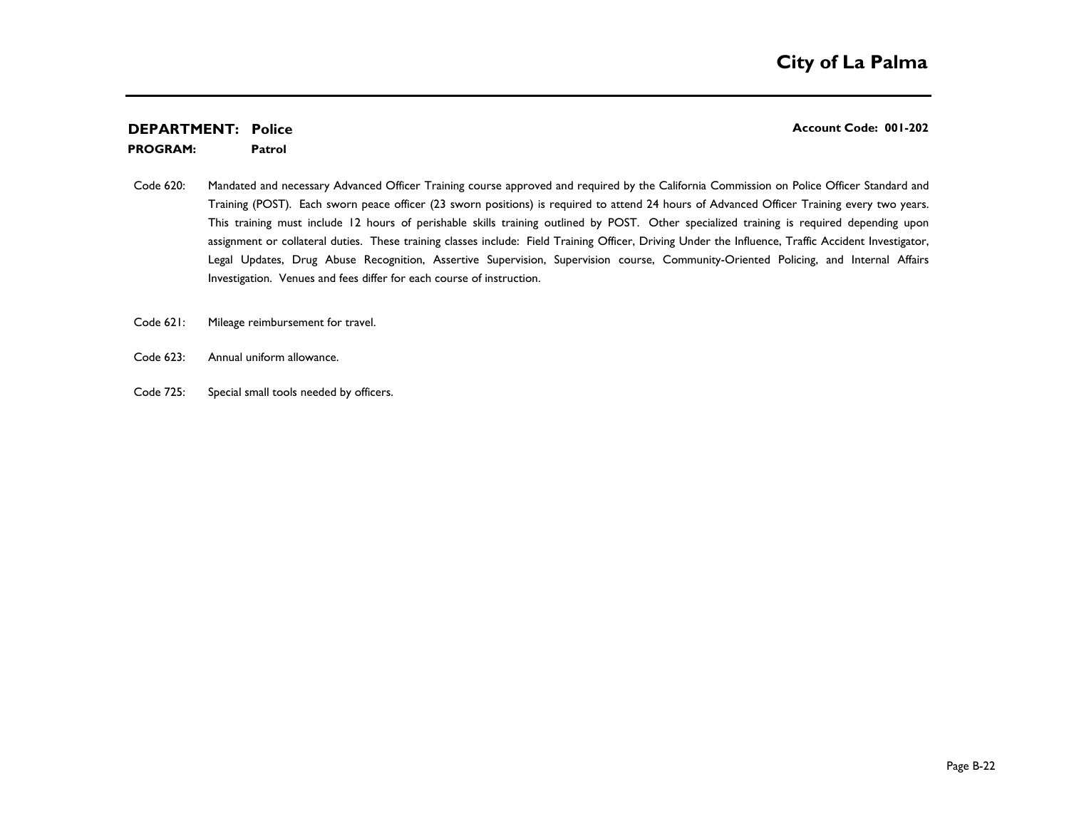**DEPARTMENT: Police** **Account Code: 001-202**

**PROGRAM: Patrol**

Code 620: Mandated and necessary Advanced Officer Training course approved and required by the California Commission on Police Officer Standard and Training (POST). Each sworn peace officer (23 sworn positions) is required to attend 24 hours of Advanced Officer Training every two years. This training must include 12 hours of perishable skills training outlined by POST. Other specialized training is required depending upon assignment or collateral duties. These training classes include: Field Training Officer, Driving Under the Influence, Traffic Accident Investigator, Legal Updates, Drug Abuse Recognition, Assertive Supervision, Supervision course, Community-Oriented Policing, and Internal Affairs Investigation. Venues and fees differ for each course of instruction.

Code 621: Mileage reimbursement for travel.

Code 623: Annual uniform allowance.

Code 725: Special small tools needed by officers.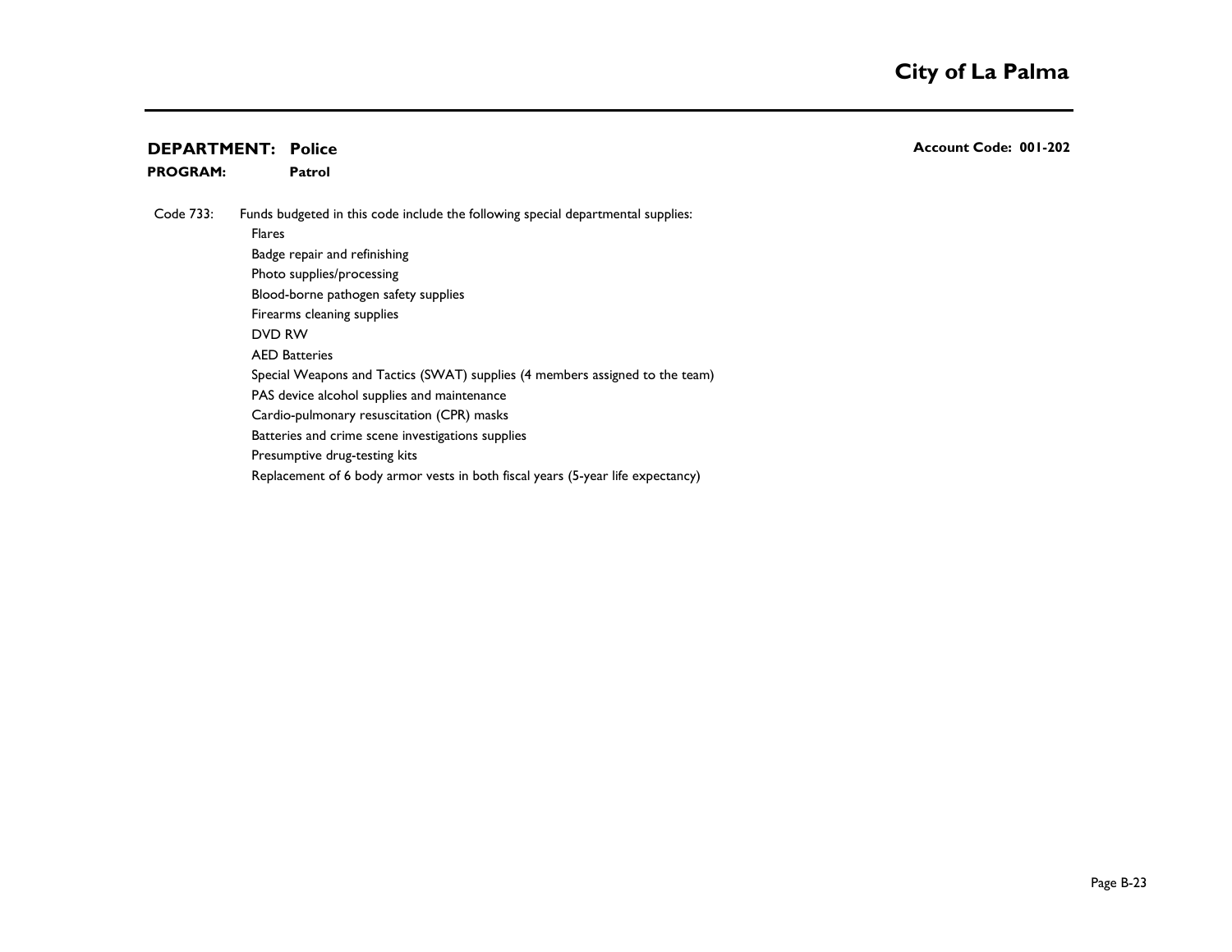**DEPARTMENT: Police** **Account Code: 001-202**

**PROGRAM: Patrol**

Code 733: Funds budgeted in this code include the following special departmental supplies:

- Flares
- Badge repair and refinishing
- Photo supplies/processing
- Blood-borne pathogen safety supplies
- Firearms cleaning supplies
- DVD RW
- AED Batteries
- Special Weapons and Tactics (SWAT) supplies (4 members assigned to the team)
- PAS device alcohol supplies and maintenance
- Cardio-pulmonary resuscitation (CPR) masks
- Batteries and crime scene investigations supplies
- Presumptive drug-testing kits
- Replacement of 6 body armor vests in both fiscal years (5-year life expectancy)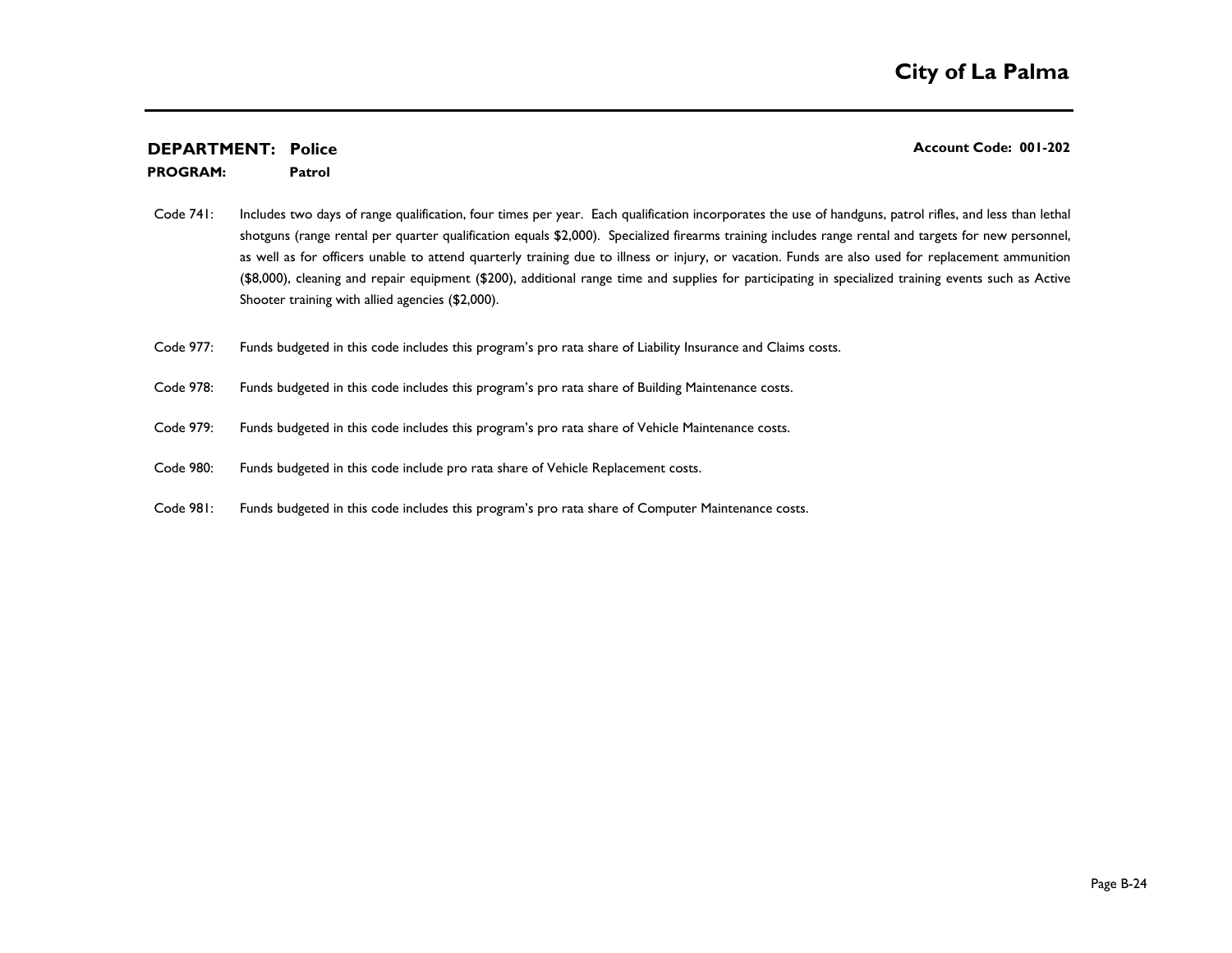**DEPARTMENT: Police** **Account Code: 001-202**

**PROGRAM: Patrol**

Code 741: Includes two days of range qualification, four times per year. Each qualification incorporates the use of handguns, patrol rifles, and less than lethal shotguns (range rental per quarter qualification equals $2,000). Specialized firearms training includes range rental and targets for new personnel, as well as for officers unable to attend quarterly training due to illness or injury, or vacation. Funds are also used for replacement ammunition ($8,000), cleaning and repair equipment ($200), additional range time and supplies for participating in specialized training events such as Active Shooter training with allied agencies ($2,000).

Code 977: Funds budgeted in this code includes this program's pro rata share of Liability Insurance and Claims costs.

Code 978: Funds budgeted in this code includes this program's pro rata share of Building Maintenance costs.

Code 979: Funds budgeted in this code includes this program's pro rata share of Vehicle Maintenance costs.

Code 980: Funds budgeted in this code include pro rata share of Vehicle Replacement costs.

Code 981: Funds budgeted in this code includes this program's pro rata share of Computer Maintenance costs.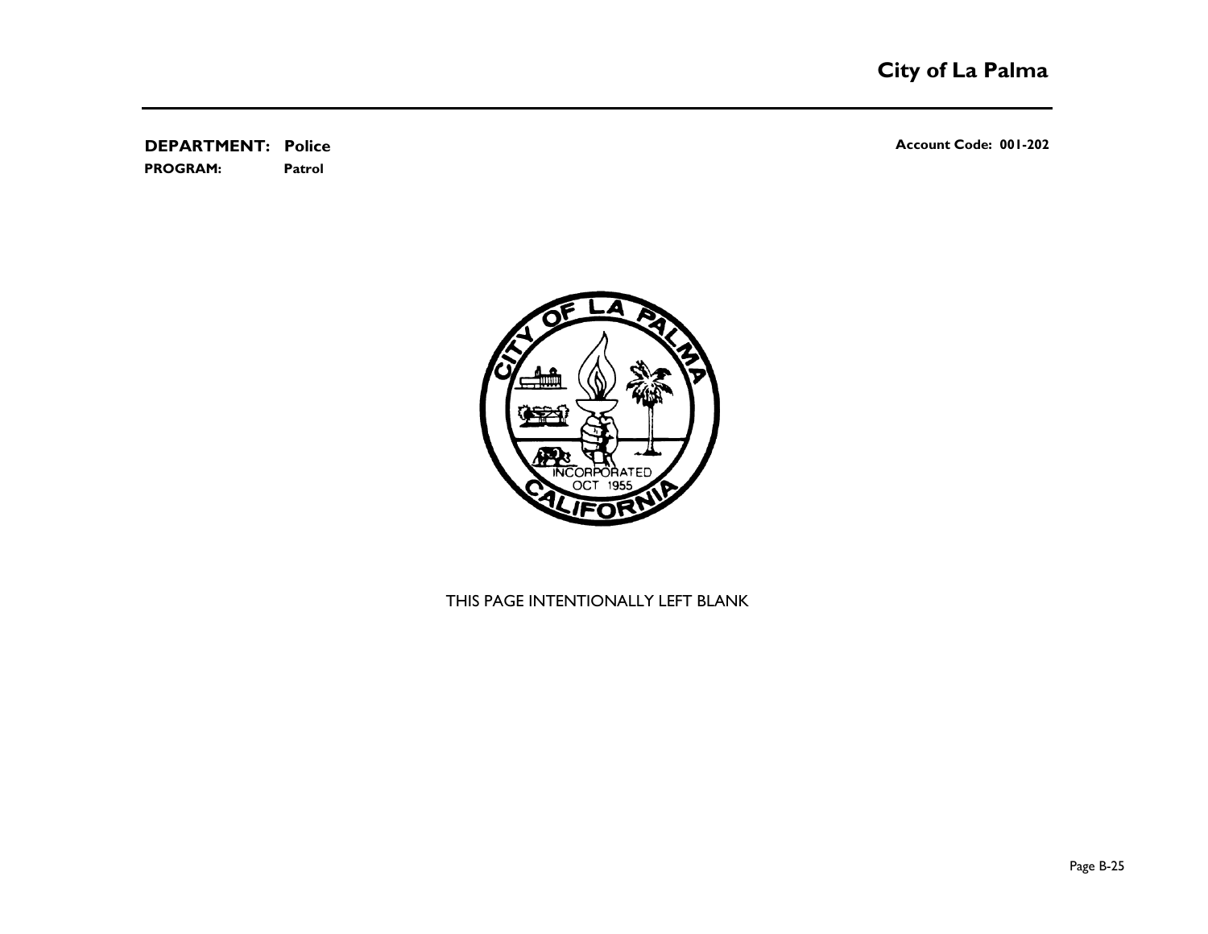**DEPARTMENT: Police** **Account Code: 001-202**

**PROGRAM: Patrol**

THIS PAGE INTENTIONALLY LEFT BLANK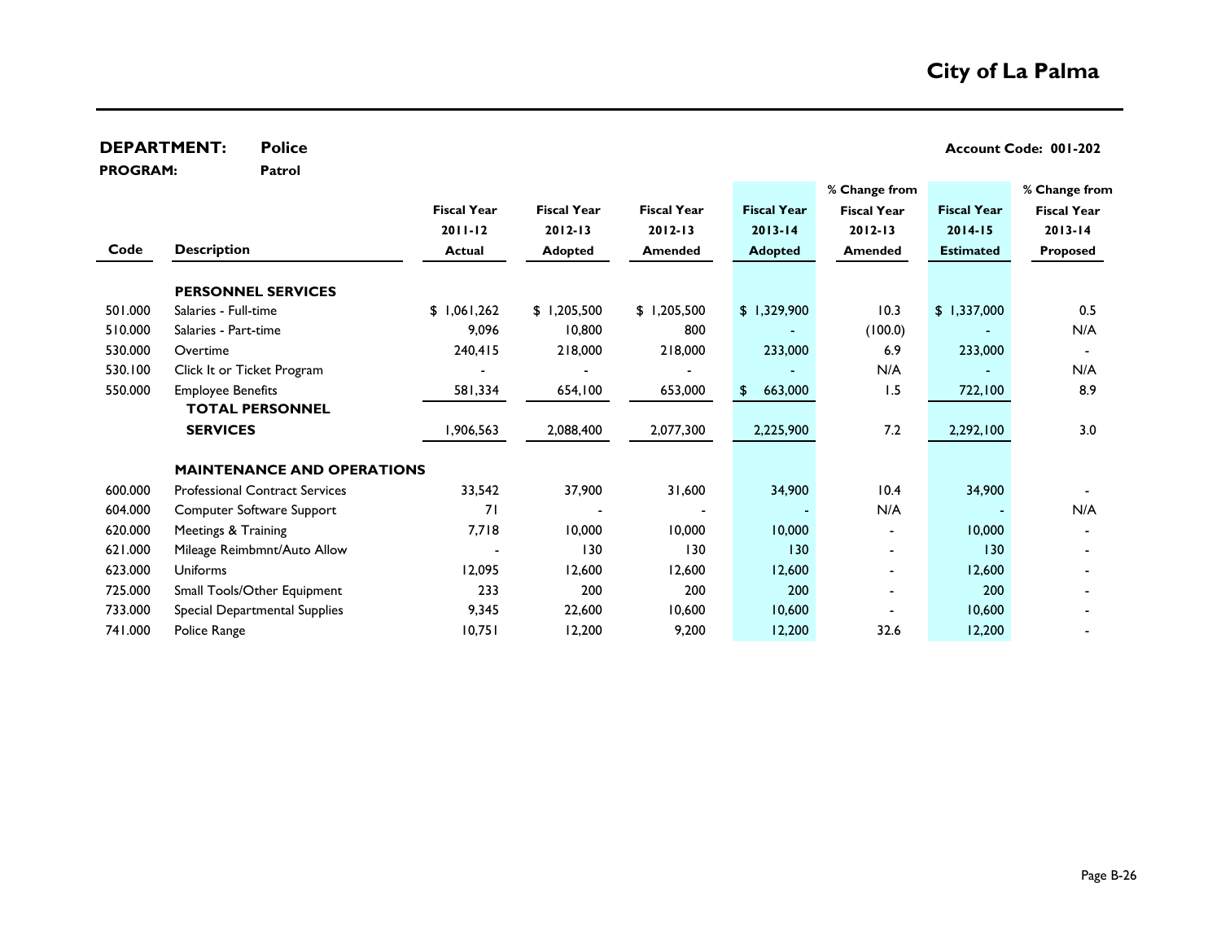# City of La Palma

**DEPARTMENT:** Police **Account Code: 001-202**

**PROGRAM:** Patrol

| Code | Description | Fiscal Year 2011-12 Actual | Fiscal Year 2012-13 Adopted | Fiscal Year 2012-13 Amended | Fiscal Year 2013-14 Adopted | % Change from Fiscal Year 2012-13 Amended | Fiscal Year 2014-15 Estimated | % Change from Fiscal Year 2013-14 Proposed |
|---|---|---|---|---|---|---|---|---|
| | **PERSONNEL SERVICES** | | | | | | | |
| 501.000 | Salaries - Full-time | $ 1,061,262 | $ 1,205,500 | $ 1,205,500 | $ 1,329,900 | 10.3 | $ 1,337,000 | 0.5 |
| 510.000 | Salaries - Part-time | 9,096 | 10,800 | 800 | - | (100.0) | - | N/A |
| 530.000 | Overtime | 240,415 | 218,000 | 218,000 | 233,000 | 6.9 | 233,000 | - |
| 530.100 | Click It or Ticket Program | - | - | - | - | N/A | - | N/A |
| 550.000 | Employee Benefits | 581,334 | 654,100 | 653,000 | $ 663,000 | 1.5 | 722,100 | 8.9 |
| | **TOTAL PERSONNEL SERVICES** | 1,906,563 | 2,088,400 | 2,077,300 | 2,225,900 | 7.2 | 2,292,100 | 3.0 |
| | **MAINTENANCE AND OPERATIONS** | | | | | | | |
| 600.000 | Professional Contract Services | 33,542 | 37,900 | 31,600 | 34,900 | 10.4 | 34,900 | - |
| 604.000 | Computer Software Support | 71 | - | - | - | N/A | - | N/A |
| 620.000 | Meetings & Training | 7,718 | 10,000 | 10,000 | 10,000 | - | 10,000 | - |
| 621.000 | Mileage Reimbmnt/Auto Allow | - | 130 | 130 | 130 | - | 130 | - |
| 623.000 | Uniforms | 12,095 | 12,600 | 12,600 | 12,600 | - | 12,600 | - |
| 725.000 | Small Tools/Other Equipment | 233 | 200 | 200 | 200 | - | 200 | - |
| 733.000 | Special Departmental Supplies | 9,345 | 22,600 | 10,600 | 10,600 | - | 10,600 | - |
| 741.000 | Police Range | 10,751 | 12,200 | 9,200 | 12,200 | 32.6 | 12,200 | - |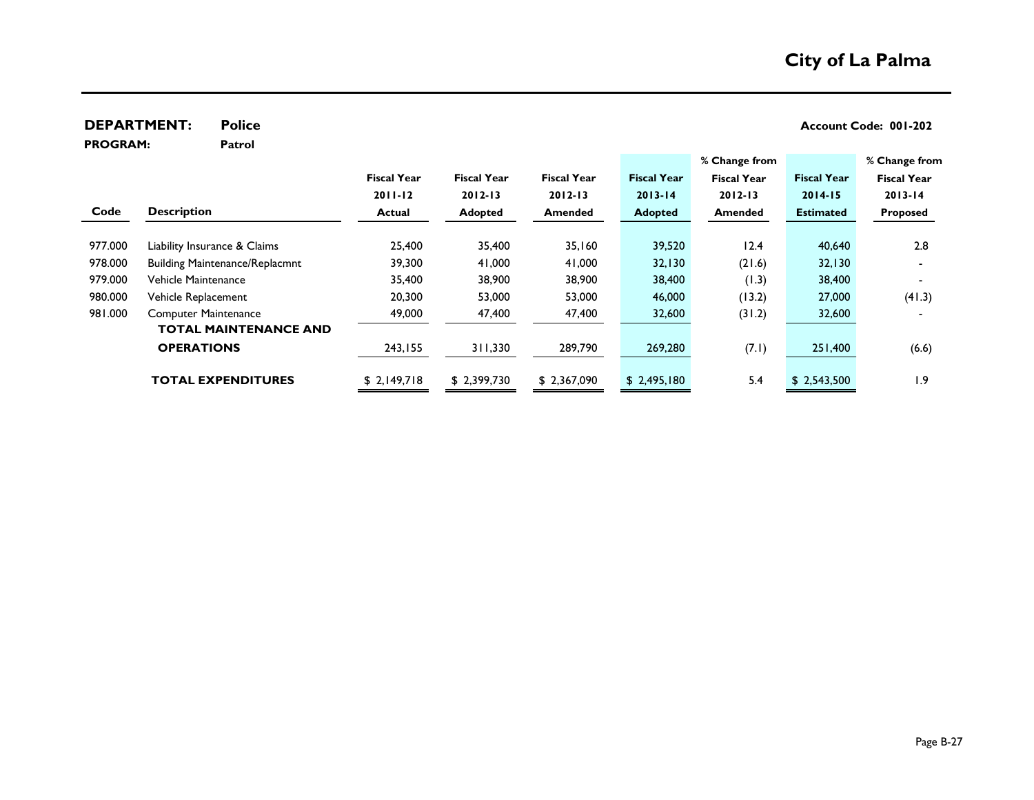# City of La Palma

**DEPARTMENT:** Police **Account Code: 001-202**

**PROGRAM:** Patrol

| Code | Description | Fiscal Year 2011-12 Actual | Fiscal Year 2012-13 Adopted | Fiscal Year 2012-13 Amended | Fiscal Year 2013-14 Adopted | % Change from Fiscal Year 2012-13 Amended | Fiscal Year 2014-15 Estimated | % Change from Fiscal Year 2013-14 Proposed |
|---|---|---|---|---|---|---|---|---|
| 977.000 | Liability Insurance & Claims | 25,400 | 35,400 | 35,160 | 39,520 | 12.4 | 40,640 | 2.8 |
| 978.000 | Building Maintenance/Replacmnt | 39,300 | 41,000 | 41,000 | 32,130 | (21.6) | 32,130 | - |
| 979.000 | Vehicle Maintenance | 35,400 | 38,900 | 38,900 | 38,400 | (1.3) | 38,400 | - |
| 980.000 | Vehicle Replacement | 20,300 | 53,000 | 53,000 | 46,000 | (13.2) | 27,000 | (41.3) |
| 981.000 | Computer Maintenance | 49,000 | 47,400 | 47,400 | 32,600 | (31.2) | 32,600 | - |
| | **TOTAL MAINTENANCE AND OPERATIONS** | 243,155 | 311,330 | 289,790 | 269,280 | (7.1) | 251,400 | (6.6) |
| | **TOTAL EXPENDITURES** | $ 2,149,718 | $ 2,399,730 | $ 2,367,090 | $ 2,495,180 | 5.4 | $ 2,543,500 | 1.9 |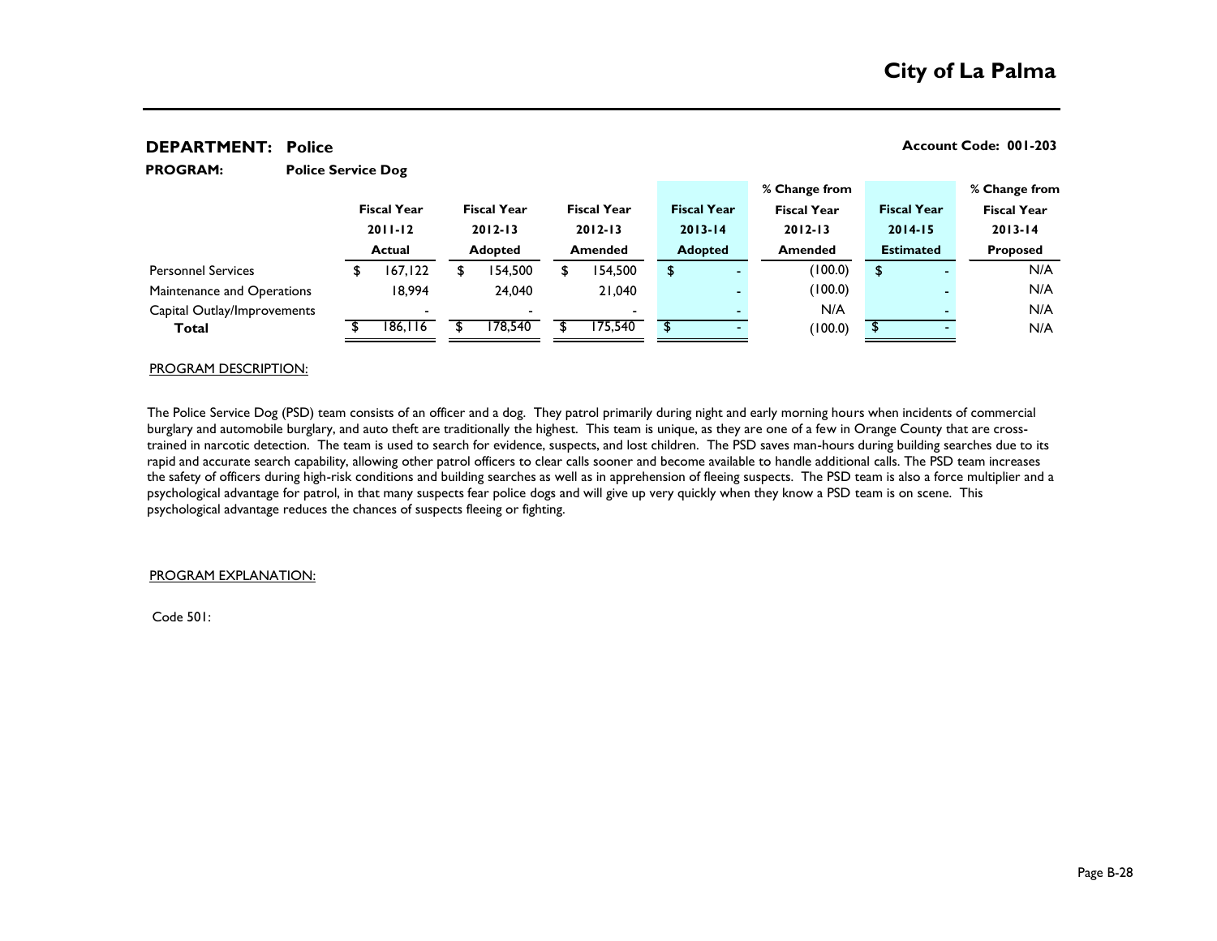# City of La Palma

## DEPARTMENT: Police

**Account Code: 001-203**

**PROGRAM: Police Service Dog**

| | Fiscal Year 2011-12 Actual | Fiscal Year 2012-13 Adopted | Fiscal Year 2012-13 Amended | Fiscal Year 2013-14 Adopted | % Change from Fiscal Year 2012-13 Amended | Fiscal Year 2014-15 Estimated | % Change from Fiscal Year 2013-14 Proposed |
|---|---|---|---|---|---|---|---|
| Personnel Services | $ 167,122 | $ 154,500 | $ 154,500 | $ - | (100.0) | $ - | N/A |
| Maintenance and Operations | 18,994 | 24,040 | 21,040 | - | (100.0) | - | N/A |
| Capital Outlay/Improvements | - | - | - | - | N/A | - | N/A |
| **Total** | $ 186,116 | $ 178,540 | $ 175,540 | $ - | (100.0) | $ - | N/A |

PROGRAM DESCRIPTION:

The Police Service Dog (PSD) team consists of an officer and a dog. They patrol primarily during night and early morning hours when incidents of commercial burglary and automobile burglary, and auto theft are traditionally the highest. This team is unique, as they are one of a few in Orange County that are cross-trained in narcotic detection. The team is used to search for evidence, suspects, and lost children. The PSD saves man-hours during building searches due to its rapid and accurate search capability, allowing other patrol officers to clear calls sooner and become available to handle additional calls. The PSD team increases the safety of officers during high-risk conditions and building searches as well as in apprehension of fleeing suspects. The PSD team is also a force multiplier and a psychological advantage for patrol, in that many suspects fear police dogs and will give up very quickly when they know a PSD team is on scene. This psychological advantage reduces the chances of suspects fleeing or fighting.

PROGRAM EXPLANATION:

Code 501: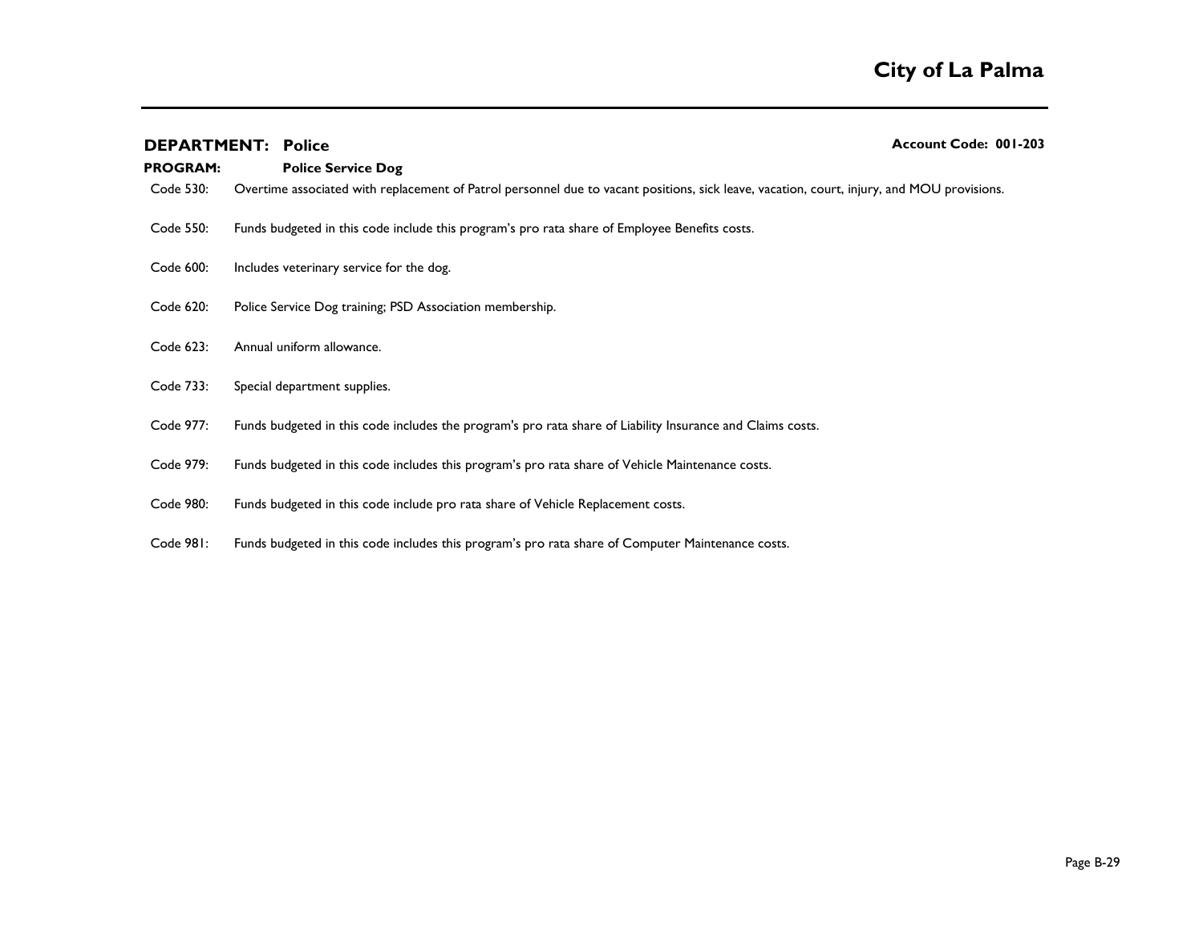## DEPARTMENT: Police

**Account Code: 001-203**

**PROGRAM:** **Police Service Dog**

Code 530: Overtime associated with replacement of Patrol personnel due to vacant positions, sick leave, vacation, court, injury, and MOU provisions.

Code 550: Funds budgeted in this code include this program's pro rata share of Employee Benefits costs.

Code 600: Includes veterinary service for the dog.

Code 620: Police Service Dog training; PSD Association membership.

Code 623: Annual uniform allowance.

Code 733: Special department supplies.

Code 977: Funds budgeted in this code includes the program's pro rata share of Liability Insurance and Claims costs.

Code 979: Funds budgeted in this code includes this program's pro rata share of Vehicle Maintenance costs.

Code 980: Funds budgeted in this code include pro rata share of Vehicle Replacement costs.

Code 981: Funds budgeted in this code includes this program's pro rata share of Computer Maintenance costs.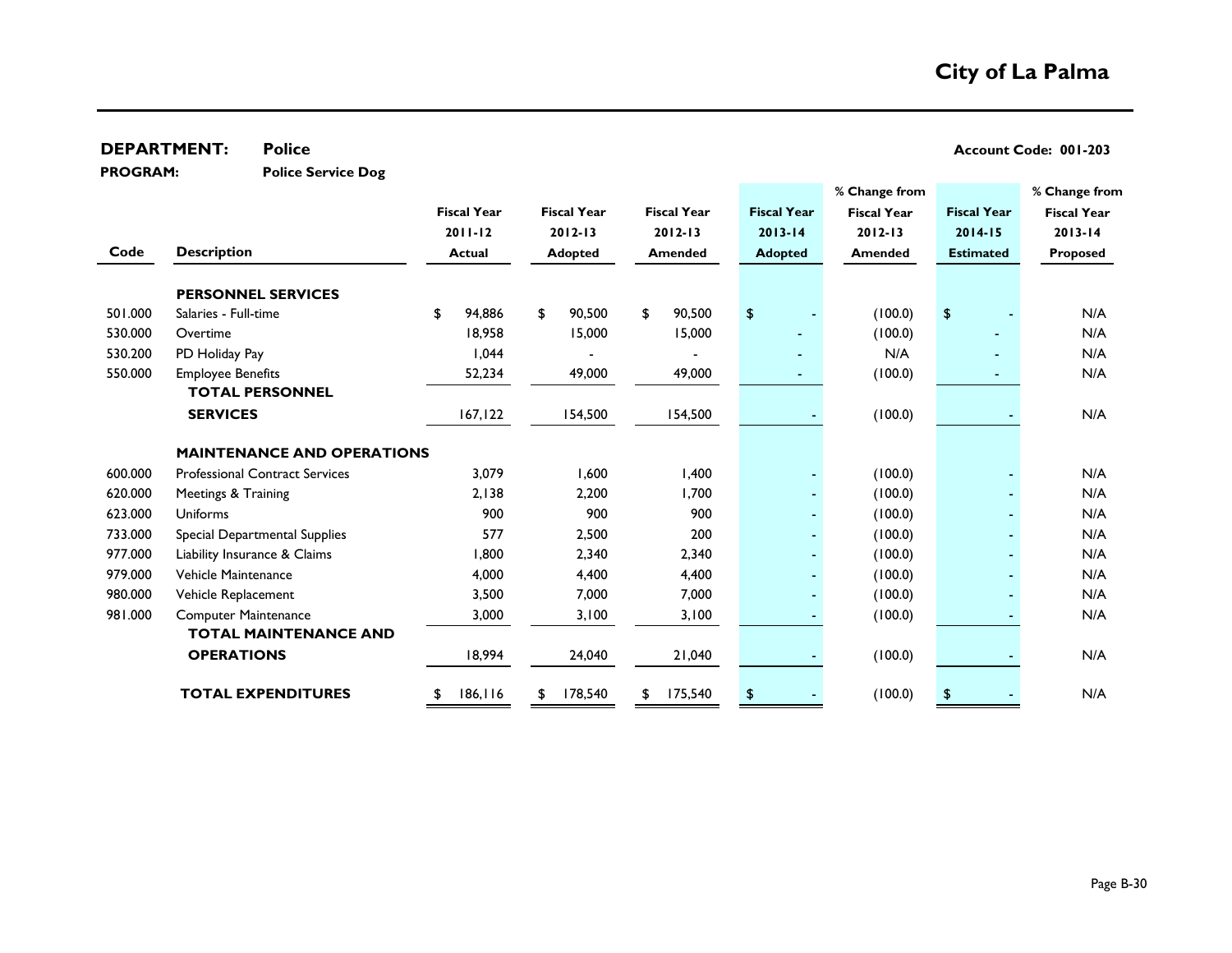# City of La Palma

**DEPARTMENT:** Police **Account Code: 001-203**

**PROGRAM:** Police Service Dog

| Code | Description | Fiscal Year 2011-12 Actual | Fiscal Year 2012-13 Adopted | Fiscal Year 2012-13 Amended | Fiscal Year 2013-14 Adopted | % Change from Fiscal Year 2012-13 Amended | Fiscal Year 2014-15 Estimated | % Change from Fiscal Year 2013-14 Proposed |
|---|---|---|---|---|---|---|---|---|
| | **PERSONNEL SERVICES** | | | | | | | |
| 501.000 | Salaries - Full-time | $ 94,886 | $ 90,500 | $ 90,500 | $ - | (100.0) | $ - | N/A |
| 530.000 | Overtime | 18,958 | 15,000 | 15,000 | - | (100.0) | - | N/A |
| 530.200 | PD Holiday Pay | 1,044 | - | - | - | N/A | - | N/A |
| 550.000 | Employee Benefits | 52,234 | 49,000 | 49,000 | - | (100.0) | - | N/A |
| | **TOTAL PERSONNEL SERVICES** | 167,122 | 154,500 | 154,500 | - | (100.0) | - | N/A |
| | **MAINTENANCE AND OPERATIONS** | | | | | | | |
| 600.000 | Professional Contract Services | 3,079 | 1,600 | 1,400 | - | (100.0) | - | N/A |
| 620.000 | Meetings & Training | 2,138 | 2,200 | 1,700 | - | (100.0) | - | N/A |
| 623.000 | Uniforms | 900 | 900 | 900 | - | (100.0) | - | N/A |
| 733.000 | Special Departmental Supplies | 577 | 2,500 | 200 | - | (100.0) | - | N/A |
| 977.000 | Liability Insurance & Claims | 1,800 | 2,340 | 2,340 | - | (100.0) | - | N/A |
| 979.000 | Vehicle Maintenance | 4,000 | 4,400 | 4,400 | - | (100.0) | - | N/A |
| 980.000 | Vehicle Replacement | 3,500 | 7,000 | 7,000 | - | (100.0) | - | N/A |
| 981.000 | Computer Maintenance | 3,000 | 3,100 | 3,100 | - | (100.0) | - | N/A |
| | **TOTAL MAINTENANCE AND OPERATIONS** | 18,994 | 24,040 | 21,040 | - | (100.0) | - | N/A |
| | **TOTAL EXPENDITURES** | $ 186,116 | $ 178,540 | $ 175,540 | $ - | (100.0) | $ - | N/A |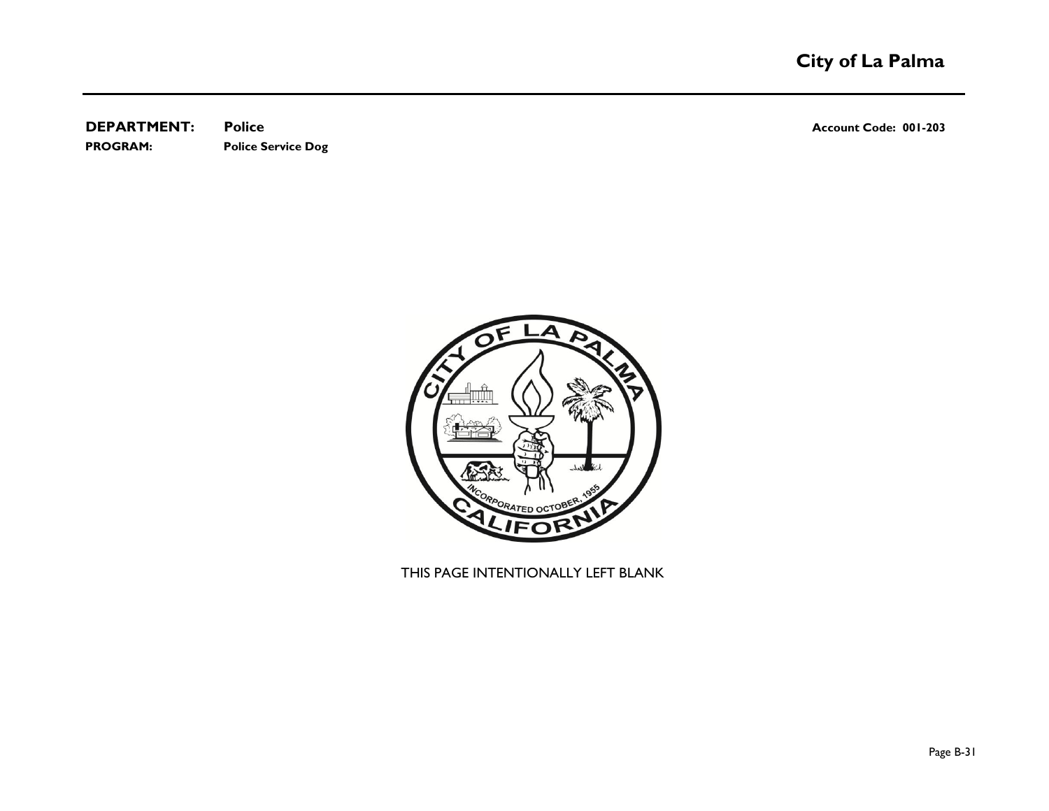**DEPARTMENT:** **Police** **Account Code: 001-203**

**PROGRAM:** **Police Service Dog**

THIS PAGE INTENTIONALLY LEFT BLANK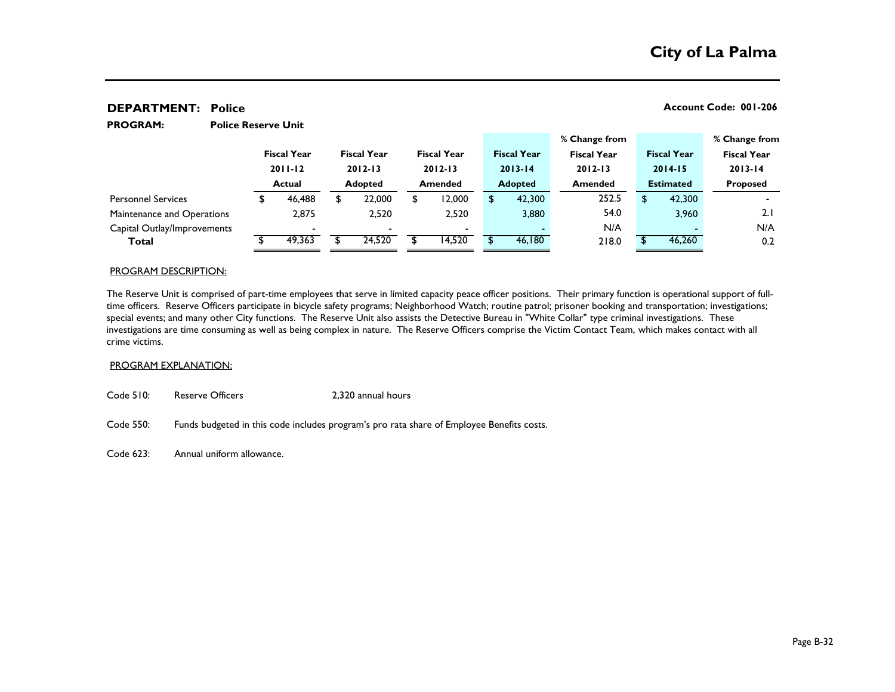**DEPARTMENT: Police** **Account Code: 001-206**

**PROGRAM: Police Reserve Unit**

| | Fiscal Year 2011-12 Actual | Fiscal Year 2012-13 Adopted | Fiscal Year 2012-13 Amended | Fiscal Year 2013-14 Adopted | % Change from Fiscal Year 2012-13 Amended | Fiscal Year 2014-15 Estimated | % Change from Fiscal Year 2013-14 Proposed |
|---|---|---|---|---|---|---|---|
| Personnel Services | $ 46,488 | $ 22,000 | $ 12,000 | $ 42,300 | 252.5 | $ 42,300 | - |
| Maintenance and Operations | 2,875 | 2,520 | 2,520 | 3,880 | 54.0 | 3,960 | 2.1 |
| Capital Outlay/Improvements | - | - | - | - | N/A | - | N/A |
| **Total** | $ 49,363 | $ 24,520 | $ 14,520 | $ 46,180 | 218.0 | $ 46,260 | 0.2 |

PROGRAM DESCRIPTION:

The Reserve Unit is comprised of part-time employees that serve in limited capacity peace officer positions. Their primary function is operational support of full-time officers. Reserve Officers participate in bicycle safety programs; Neighborhood Watch; routine patrol; prisoner booking and transportation; investigations; special events; and many other City functions. The Reserve Unit also assists the Detective Bureau in "White Collar" type criminal investigations. These investigations are time consuming as well as being complex in nature. The Reserve Officers comprise the Victim Contact Team, which makes contact with all crime victims.

PROGRAM EXPLANATION:

Code 510: Reserve Officers 2,320 annual hours

Code 550: Funds budgeted in this code includes program's pro rata share of Employee Benefits costs.

Code 623: Annual uniform allowance.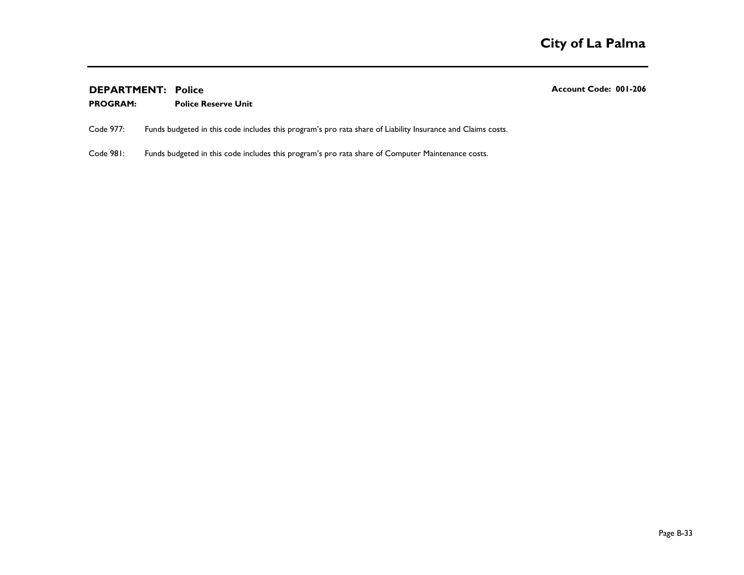**DEPARTMENT: Police** **Account Code: 001-206**

**PROGRAM: Police Reserve Unit**

Code 977: Funds budgeted in this code includes this program's pro rata share of Liability Insurance and Claims costs.

Code 981: Funds budgeted in this code includes this program's pro rata share of Computer Maintenance costs.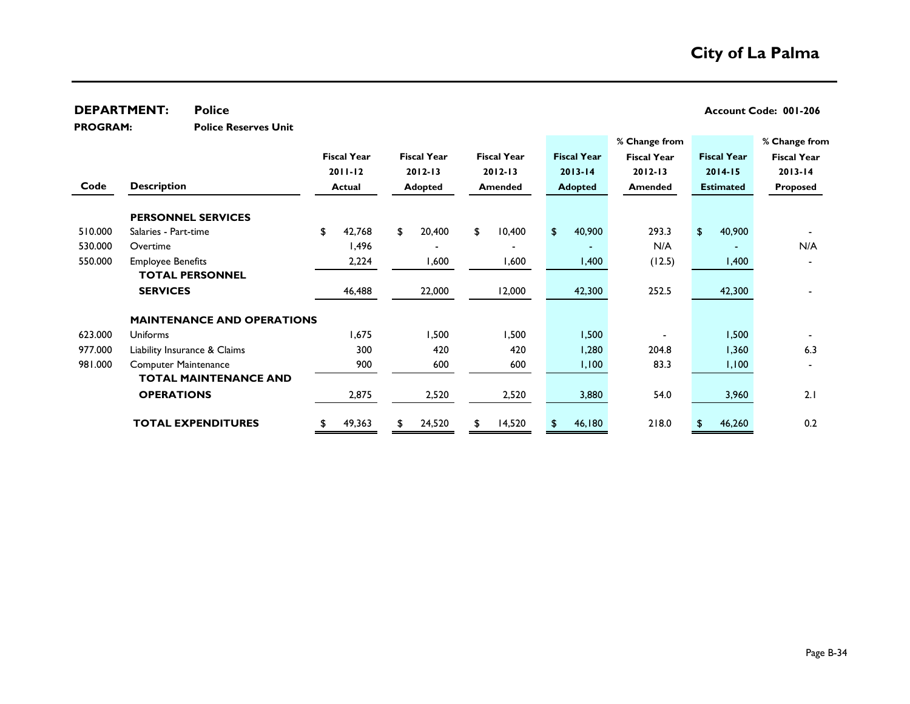# City of La Palma

**DEPARTMENT:** Police **Account Code: 001-206**

**PROGRAM:** Police Reserves Unit

| Code | Description | Fiscal Year 2011-12 Actual | Fiscal Year 2012-13 Adopted | Fiscal Year 2012-13 Amended | Fiscal Year 2013-14 Adopted | % Change from Fiscal Year 2012-13 Amended | Fiscal Year 2014-15 Estimated | % Change from Fiscal Year 2013-14 Proposed |
|---|---|---|---|---|---|---|---|---|
| | **PERSONNEL SERVICES** | | | | | | | |
| 510.000 | Salaries - Part-time | $ 42,768 | $ 20,400 | $ 10,400 | $ 40,900 | 293.3 | $ 40,900 | - |
| 530.000 | Overtime | 1,496 | - | - | - | N/A | - | N/A |
| 550.000 | Employee Benefits | 2,224 | 1,600 | 1,600 | 1,400 | (12.5) | 1,400 | - |
| | **TOTAL PERSONNEL SERVICES** | 46,488 | 22,000 | 12,000 | 42,300 | 252.5 | 42,300 | - |
| | **MAINTENANCE AND OPERATIONS** | | | | | | | |
| 623.000 | Uniforms | 1,675 | 1,500 | 1,500 | 1,500 | - | 1,500 | - |
| 977.000 | Liability Insurance & Claims | 300 | 420 | 420 | 1,280 | 204.8 | 1,360 | 6.3 |
| 981.000 | Computer Maintenance | 900 | 600 | 600 | 1,100 | 83.3 | 1,100 | - |
| | **TOTAL MAINTENANCE AND OPERATIONS** | 2,875 | 2,520 | 2,520 | 3,880 | 54.0 | 3,960 | 2.1 |
| | **TOTAL EXPENDITURES** | $ 49,363 | $ 24,520 | $ 14,520 | $ 46,180 | 218.0 | $ 46,260 | 0.2 |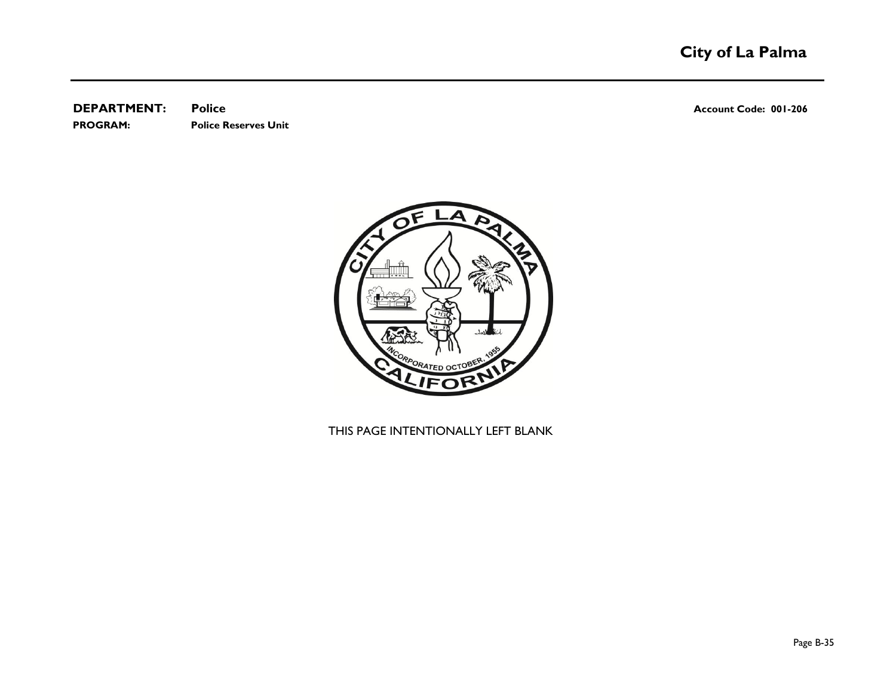**DEPARTMENT:** **Police** **Account Code: 001-206**

**PROGRAM:** **Police Reserves Unit**

THIS PAGE INTENTIONALLY LEFT BLANK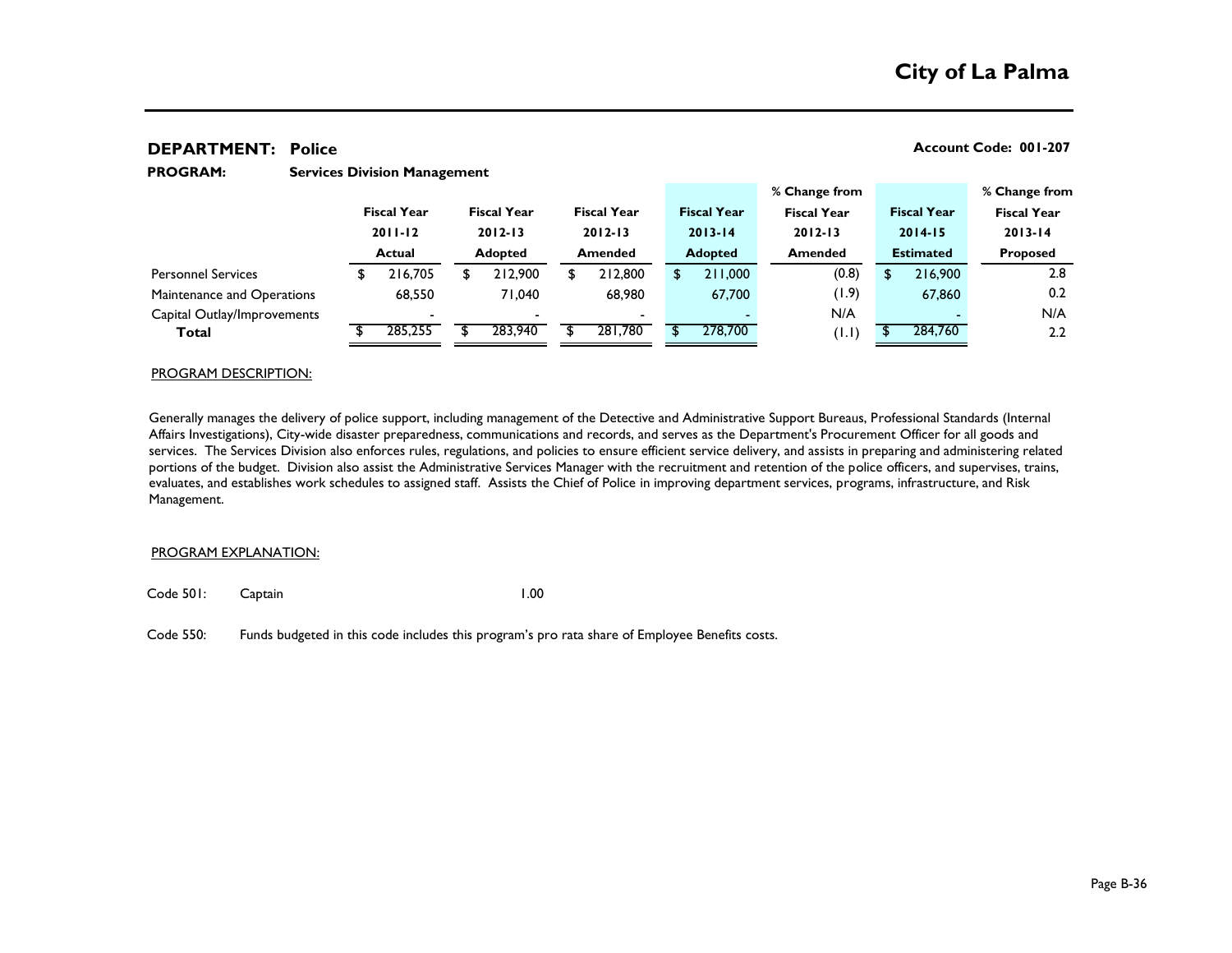## DEPARTMENT: Police

**Account Code: 001-207**

**PROGRAM: Services Division Management**

| | Fiscal Year 2011-12 Actual | Fiscal Year 2012-13 Adopted | Fiscal Year 2012-13 Amended | Fiscal Year 2013-14 Adopted | % Change from Fiscal Year 2012-13 Amended | Fiscal Year 2014-15 Estimated | % Change from Fiscal Year 2013-14 Proposed |
|---|---|---|---|---|---|---|---|
| Personnel Services | $ 216,705 | $ 212,900 | $ 212,800 | $ 211,000 | (0.8) | $ 216,900 | 2.8 |
| Maintenance and Operations | 68,550 | 71,040 | 68,980 | 67,700 | (1.9) | 67,860 | 0.2 |
| Capital Outlay/Improvements | - | - | - | - | N/A | - | N/A |
| **Total** | $ 285,255 | $ 283,940 | $ 281,780 | $ 278,700 | (1.1) | $ 284,760 | 2.2 |

PROGRAM DESCRIPTION:

Generally manages the delivery of police support, including management of the Detective and Administrative Support Bureaus, Professional Standards (Internal Affairs Investigations), City-wide disaster preparedness, communications and records, and serves as the Department's Procurement Officer for all goods and services. The Services Division also enforces rules, regulations, and policies to ensure efficient service delivery, and assists in preparing and administering related portions of the budget. Division also assist the Administrative Services Manager with the recruitment and retention of the police officers, and supervises, trains, evaluates, and establishes work schedules to assigned staff. Assists the Chief of Police in improving department services, programs, infrastructure, and Risk Management.

PROGRAM EXPLANATION:

Code 501: Captain 1.00

Code 550: Funds budgeted in this code includes this program's pro rata share of Employee Benefits costs.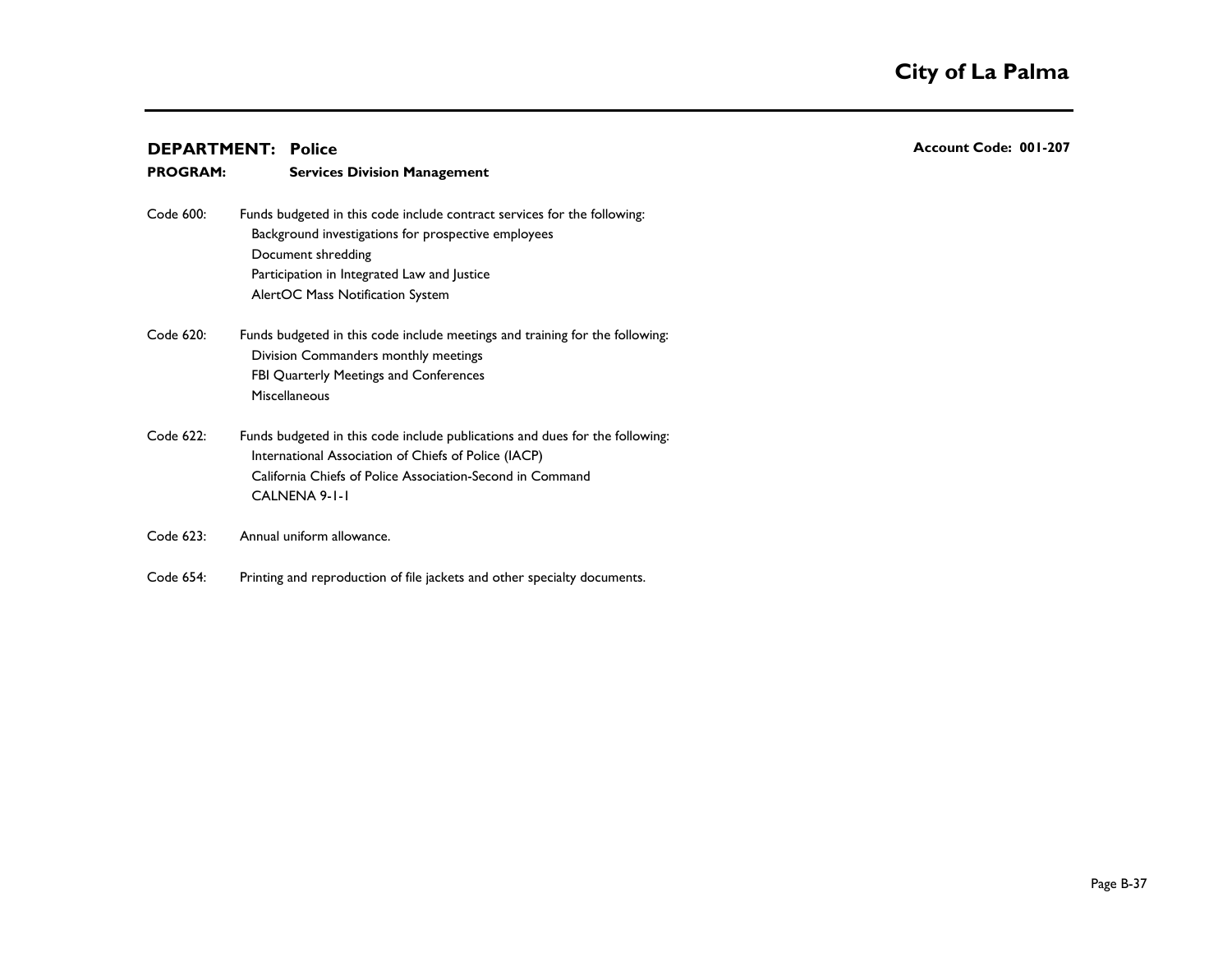**DEPARTMENT: Police**

**PROGRAM: Services Division Management**

**Account Code: 001-207**

Code 600: Funds budgeted in this code include contract services for the following:
- Background investigations for prospective employees
- Document shredding
- Participation in Integrated Law and Justice
- AlertOC Mass Notification System

Code 620: Funds budgeted in this code include meetings and training for the following:
- Division Commanders monthly meetings
- FBI Quarterly Meetings and Conferences
- Miscellaneous

Code 622: Funds budgeted in this code include publications and dues for the following:
- International Association of Chiefs of Police (IACP)
- California Chiefs of Police Association-Second in Command
- CALNENA 9-1-1

Code 623: Annual uniform allowance.

Code 654: Printing and reproduction of file jackets and other specialty documents.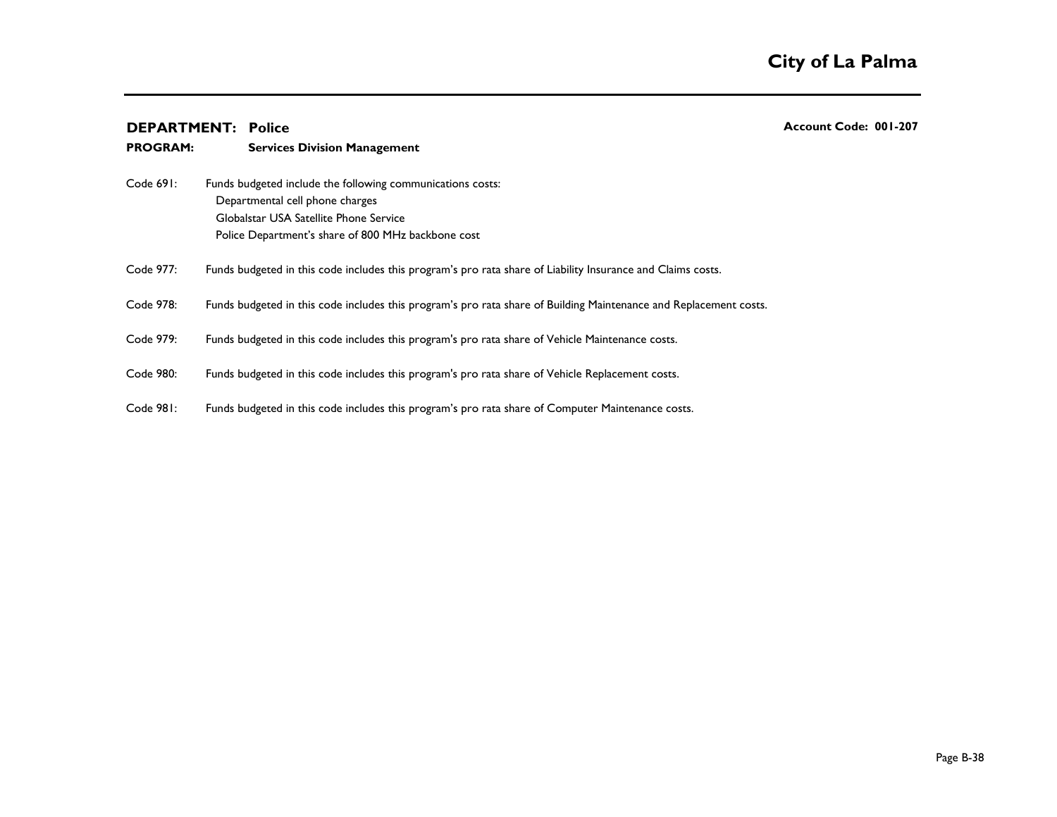**DEPARTMENT: Police** **Account Code: 001-207**

**PROGRAM: Services Division Management**

Code 691: Funds budgeted include the following communications costs:
- Departmental cell phone charges
- Globalstar USA Satellite Phone Service
- Police Department's share of 800 MHz backbone cost

Code 977: Funds budgeted in this code includes this program's pro rata share of Liability Insurance and Claims costs.

Code 978: Funds budgeted in this code includes this program's pro rata share of Building Maintenance and Replacement costs.

Code 979: Funds budgeted in this code includes this program's pro rata share of Vehicle Maintenance costs.

Code 980: Funds budgeted in this code includes this program's pro rata share of Vehicle Replacement costs.

Code 981: Funds budgeted in this code includes this program's pro rata share of Computer Maintenance costs.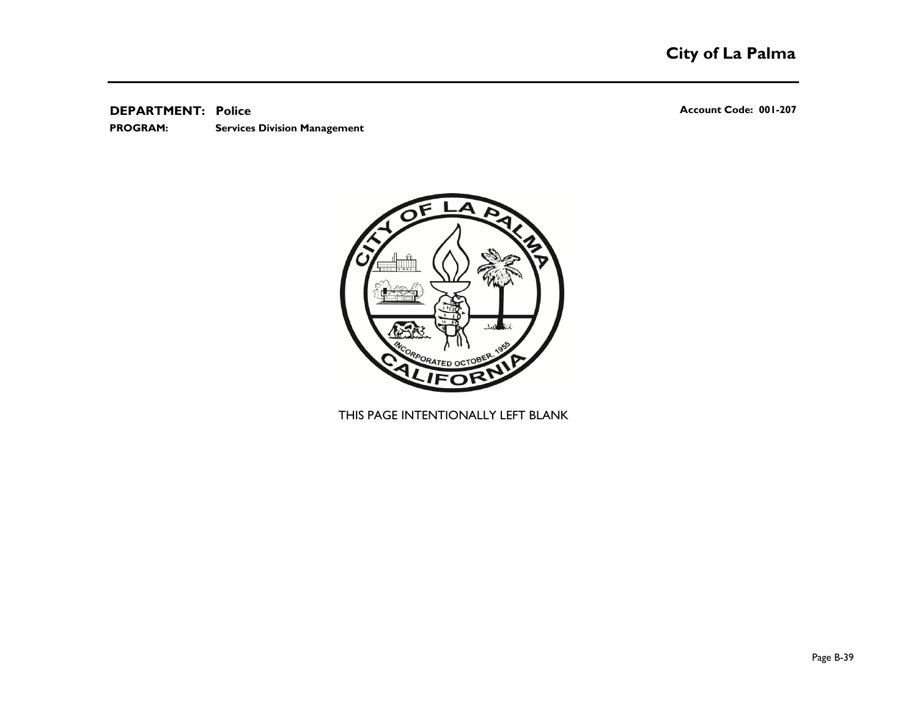**DEPARTMENT: Police** | **Account Code: 001-207**

**PROGRAM: Services Division Management**

THIS PAGE INTENTIONALLY LEFT BLANK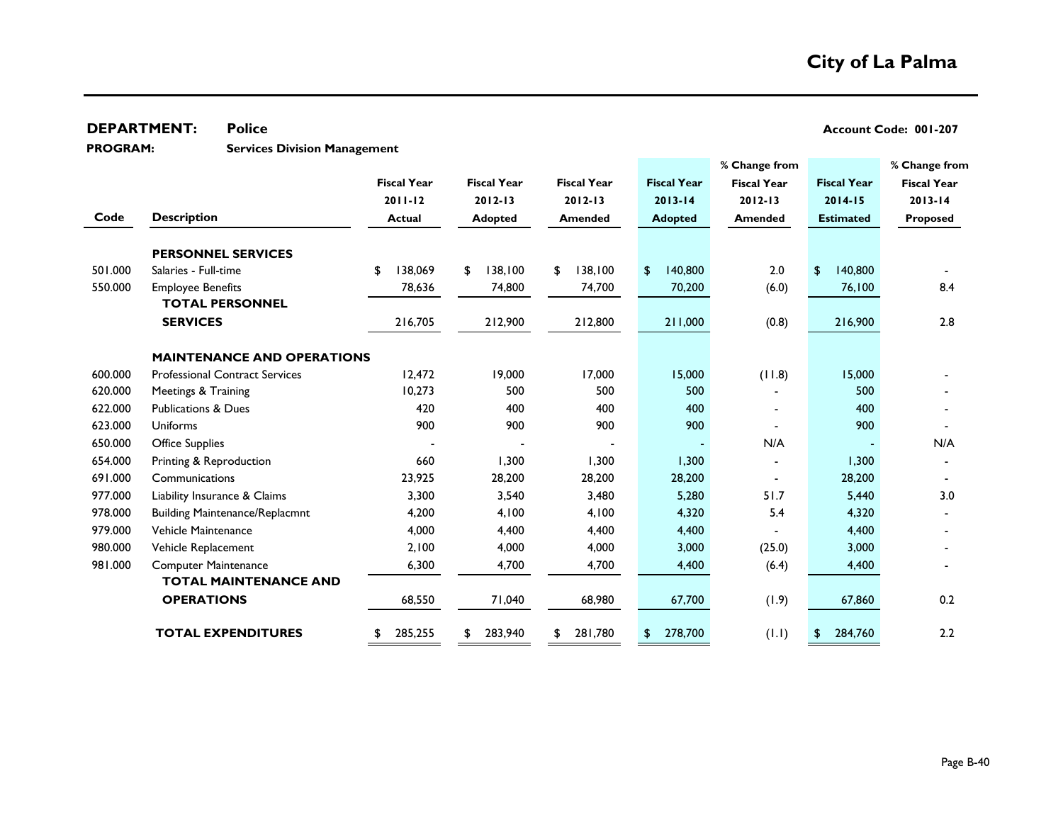# City of La Palma

**DEPARTMENT:** **Police** **Account Code: 001-207**

**PROGRAM:** **Services Division Management**

| Code | Description | Fiscal Year 2011-12 Actual | Fiscal Year 2012-13 Adopted | Fiscal Year 2012-13 Amended | Fiscal Year 2013-14 Adopted | % Change from Fiscal Year 2012-13 Amended | Fiscal Year 2014-15 Estimated | % Change from Fiscal Year 2013-14 Proposed |
|---|---|---|---|---|---|---|---|---|
| | **PERSONNEL SERVICES** | | | | | | | |
| 501.000 | Salaries - Full-time | $ 138,069 | $ 138,100 | $ 138,100 | $ 140,800 | 2.0 | $ 140,800 | - |
| 550.000 | Employee Benefits | 78,636 | 74,800 | 74,700 | 70,200 | (6.0) | 76,100 | 8.4 |
| | **TOTAL PERSONNEL SERVICES** | 216,705 | 212,900 | 212,800 | 211,000 | (0.8) | 216,900 | 2.8 |
| | **MAINTENANCE AND OPERATIONS** | | | | | | | |
| 600.000 | Professional Contract Services | 12,472 | 19,000 | 17,000 | 15,000 | (11.8) | 15,000 | - |
| 620.000 | Meetings & Training | 10,273 | 500 | 500 | 500 | - | 500 | - |
| 622.000 | Publications & Dues | 420 | 400 | 400 | 400 | - | 400 | - |
| 623.000 | Uniforms | 900 | 900 | 900 | 900 | - | 900 | - |
| 650.000 | Office Supplies | - | - | - | - | N/A | - | N/A |
| 654.000 | Printing & Reproduction | 660 | 1,300 | 1,300 | 1,300 | - | 1,300 | - |
| 691.000 | Communications | 23,925 | 28,200 | 28,200 | 28,200 | - | 28,200 | - |
| 977.000 | Liability Insurance & Claims | 3,300 | 3,540 | 3,480 | 5,280 | 51.7 | 5,440 | 3.0 |
| 978.000 | Building Maintenance/Replacmnt | 4,200 | 4,100 | 4,100 | 4,320 | 5.4 | 4,320 | - |
| 979.000 | Vehicle Maintenance | 4,000 | 4,400 | 4,400 | 4,400 | - | 4,400 | - |
| 980.000 | Vehicle Replacement | 2,100 | 4,000 | 4,000 | 3,000 | (25.0) | 3,000 | - |
| 981.000 | Computer Maintenance | 6,300 | 4,700 | 4,700 | 4,400 | (6.4) | 4,400 | - |
| | **TOTAL MAINTENANCE AND OPERATIONS** | 68,550 | 71,040 | 68,980 | 67,700 | (1.9) | 67,860 | 0.2 |
| | **TOTAL EXPENDITURES** | $ 285,255 | $ 283,940 | $ 281,780 | $ 278,700 | (1.1) | $ 284,760 | 2.2 |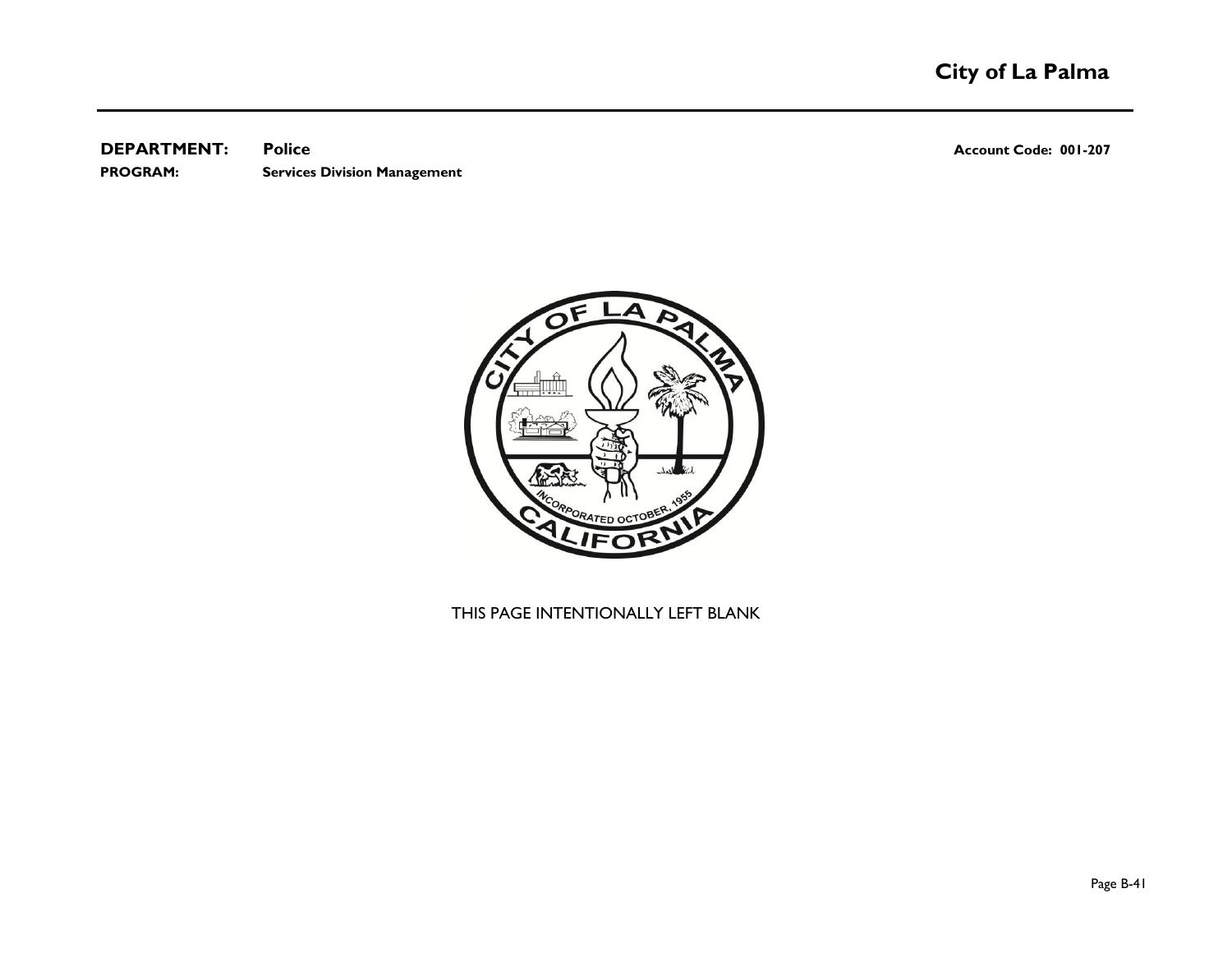**DEPARTMENT:** **Police** **Account Code: 001-207**

**PROGRAM:** **Services Division Management**

THIS PAGE INTENTIONALLY LEFT BLANK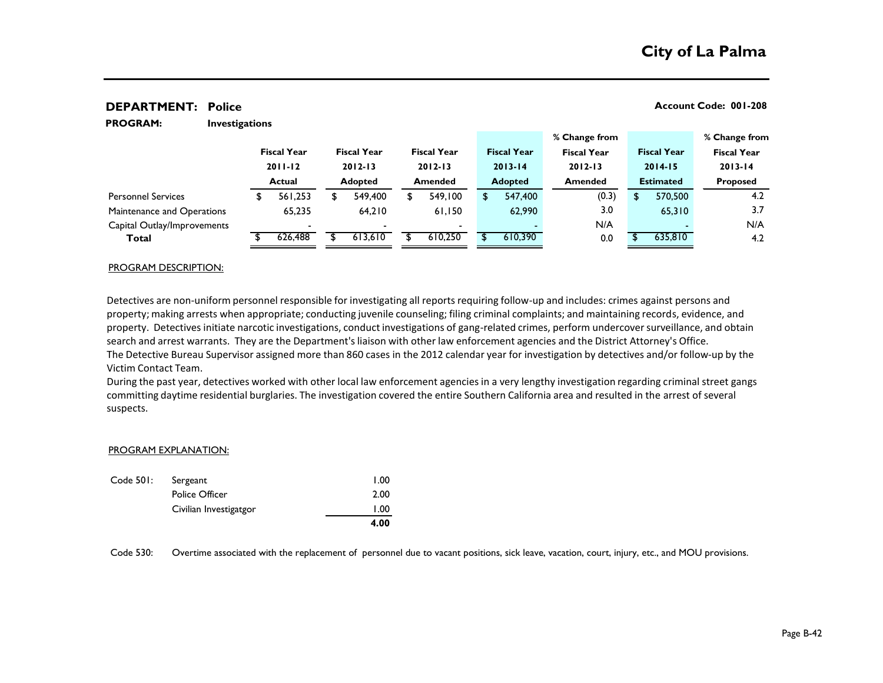# City of La Palma

**DEPARTMENT: Police** **Account Code: 001-208**

**PROGRAM: Investigations**

| | Fiscal Year 2011-12 Actual | Fiscal Year 2012-13 Adopted | Fiscal Year 2012-13 Amended | Fiscal Year 2013-14 Adopted | % Change from Fiscal Year 2012-13 Amended | Fiscal Year 2014-15 Estimated | % Change from Fiscal Year 2013-14 Proposed |
|---|---|---|---|---|---|---|---|
| Personnel Services | $ 561,253 | $ 549,400 | $ 549,100 | $ 547,400 | (0.3) | $ 570,500 | 4.2 |
| Maintenance and Operations | 65,235 | 64,210 | 61,150 | 62,990 | 3.0 | 65,310 | 3.7 |
| Capital Outlay/Improvements | - | - | - | - | N/A | - | N/A |
| **Total** | $ 626,488 | $ 613,610 | $ 610,250 | $ 610,390 | 0.0 | $ 635,810 | 4.2 |

PROGRAM DESCRIPTION:

Detectives are non-uniform personnel responsible for investigating all reports requiring follow-up and includes: crimes against persons and property; making arrests when appropriate; conducting juvenile counseling; filing criminal complaints; and maintaining records, evidence, and property. Detectives initiate narcotic investigations, conduct investigations of gang-related crimes, perform undercover surveillance, and obtain search and arrest warrants. They are the Department's liaison with other law enforcement agencies and the District Attorney's Office.
The Detective Bureau Supervisor assigned more than 860 cases in the 2012 calendar year for investigation by detectives and/or follow-up by the Victim Contact Team.
During the past year, detectives worked with other local law enforcement agencies in a very lengthy investigation regarding criminal street gangs committing daytime residential burglaries. The investigation covered the entire Southern California area and resulted in the arrest of several suspects.

PROGRAM EXPLANATION:

| Code 501: | Sergeant | 1.00 |
|---|---|---|
| | Police Officer | 2.00 |
| | Civilian Investigatgor | 1.00 |
| | | **4.00** |

Code 530: Overtime associated with the replacement of personnel due to vacant positions, sick leave, vacation, court, injury, etc., and MOU provisions.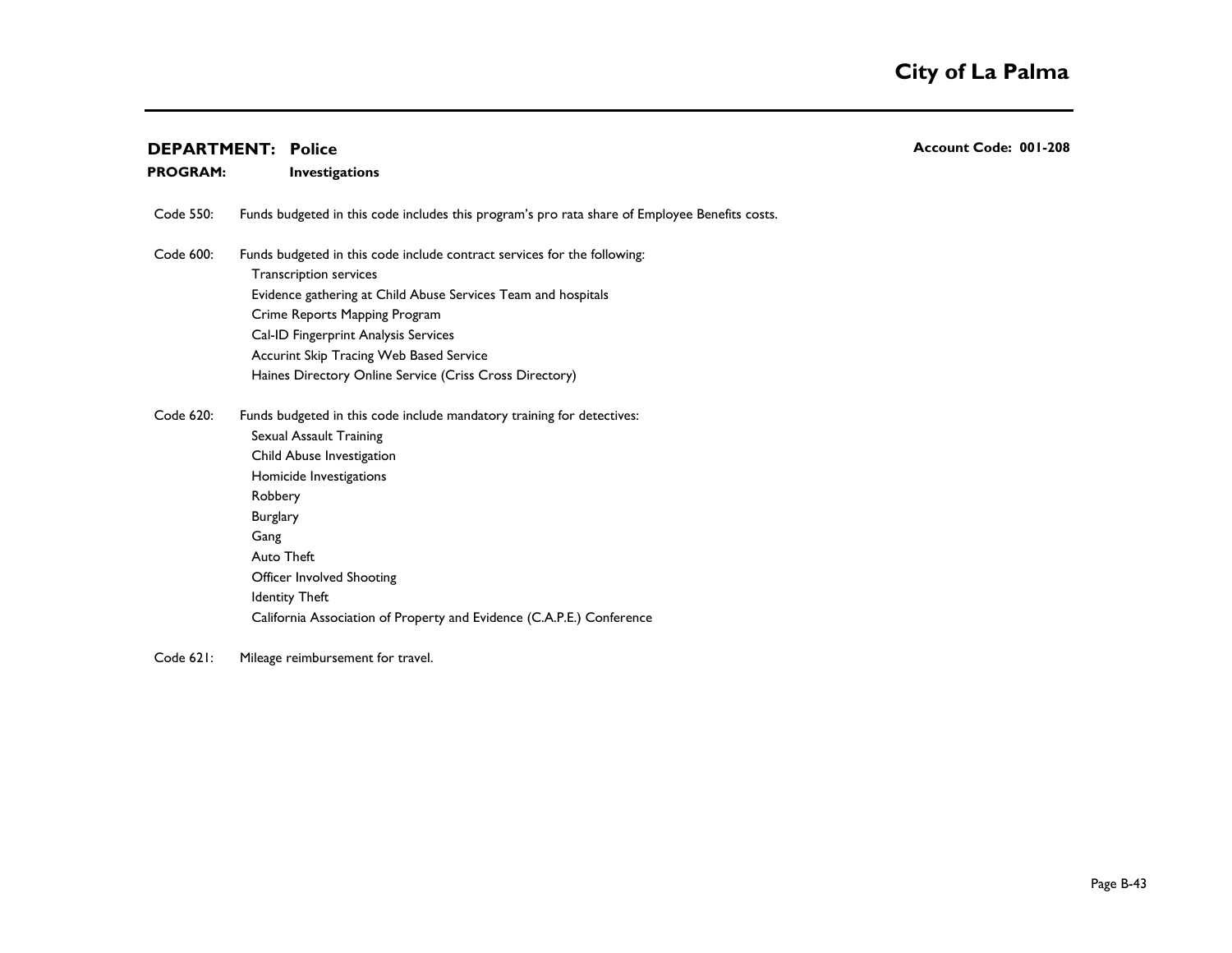**DEPARTMENT: Police** **Account Code: 001-208**

**PROGRAM: Investigations**

Code 550: Funds budgeted in this code includes this program's pro rata share of Employee Benefits costs.

Code 600: Funds budgeted in this code include contract services for the following:

- Transcription services
- Evidence gathering at Child Abuse Services Team and hospitals
- Crime Reports Mapping Program
- Cal-ID Fingerprint Analysis Services
- Accurint Skip Tracing Web Based Service
- Haines Directory Online Service (Criss Cross Directory)

Code 620: Funds budgeted in this code include mandatory training for detectives:

- Sexual Assault Training
- Child Abuse Investigation
- Homicide Investigations
- Robbery
- Burglary
- Gang
- Auto Theft
- Officer Involved Shooting
- Identity Theft
- California Association of Property and Evidence (C.A.P.E.) Conference

Code 621: Mileage reimbursement for travel.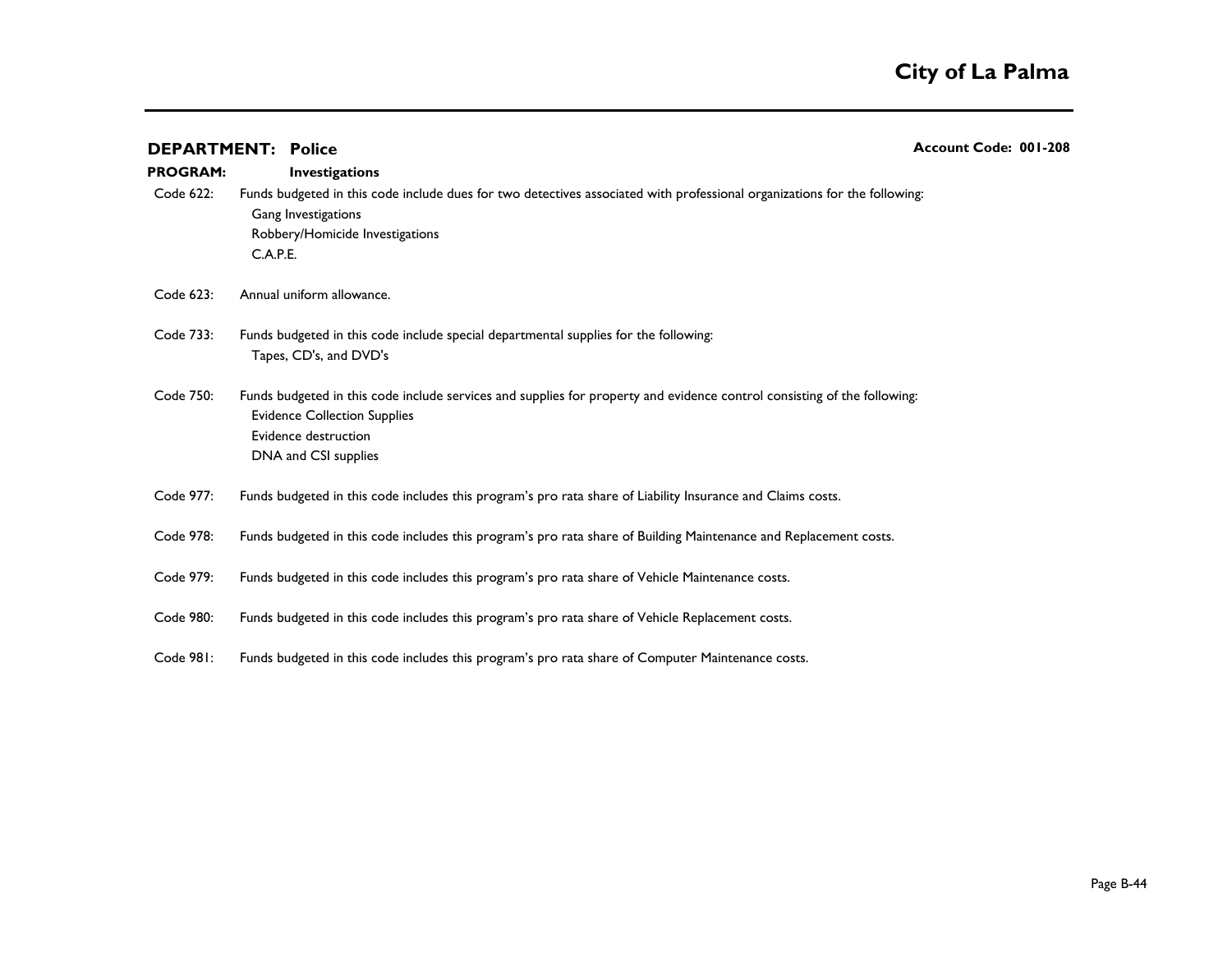**DEPARTMENT: Police** **Account Code: 001-208**

**PROGRAM: Investigations**

Code 622: Funds budgeted in this code include dues for two detectives associated with professional organizations for the following:
- Gang Investigations
- Robbery/Homicide Investigations
- C.A.P.E.

Code 623: Annual uniform allowance.

Code 733: Funds budgeted in this code include special departmental supplies for the following:
- Tapes, CD's, and DVD's

Code 750: Funds budgeted in this code include services and supplies for property and evidence control consisting of the following:
- Evidence Collection Supplies
- Evidence destruction
- DNA and CSI supplies

Code 977: Funds budgeted in this code includes this program's pro rata share of Liability Insurance and Claims costs.

Code 978: Funds budgeted in this code includes this program's pro rata share of Building Maintenance and Replacement costs.

Code 979: Funds budgeted in this code includes this program's pro rata share of Vehicle Maintenance costs.

Code 980: Funds budgeted in this code includes this program's pro rata share of Vehicle Replacement costs.

Code 981: Funds budgeted in this code includes this program's pro rata share of Computer Maintenance costs.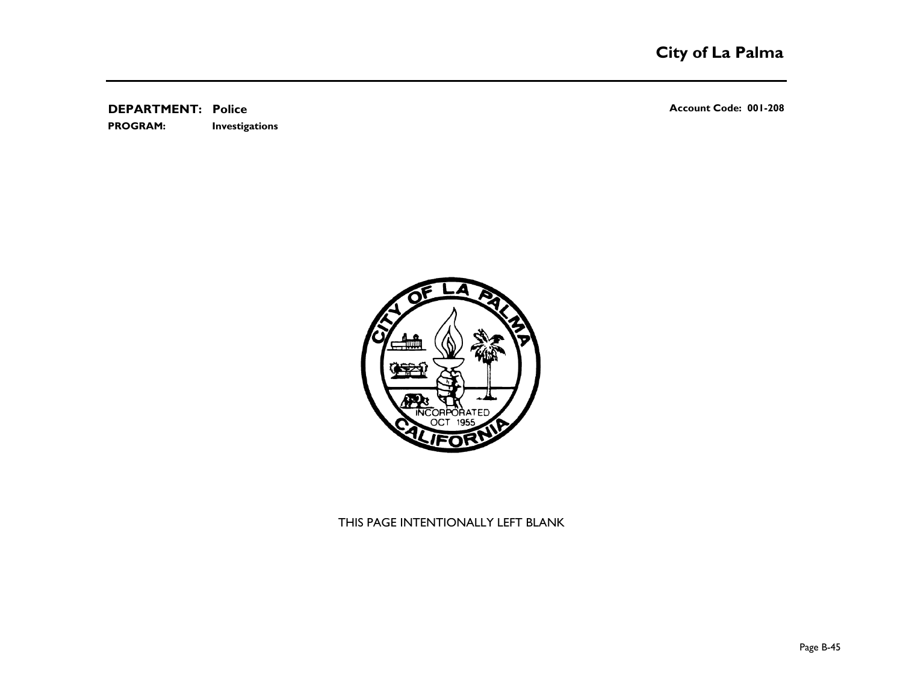**DEPARTMENT: Police** **Account Code: 001-208**

**PROGRAM: Investigations**

THIS PAGE INTENTIONALLY LEFT BLANK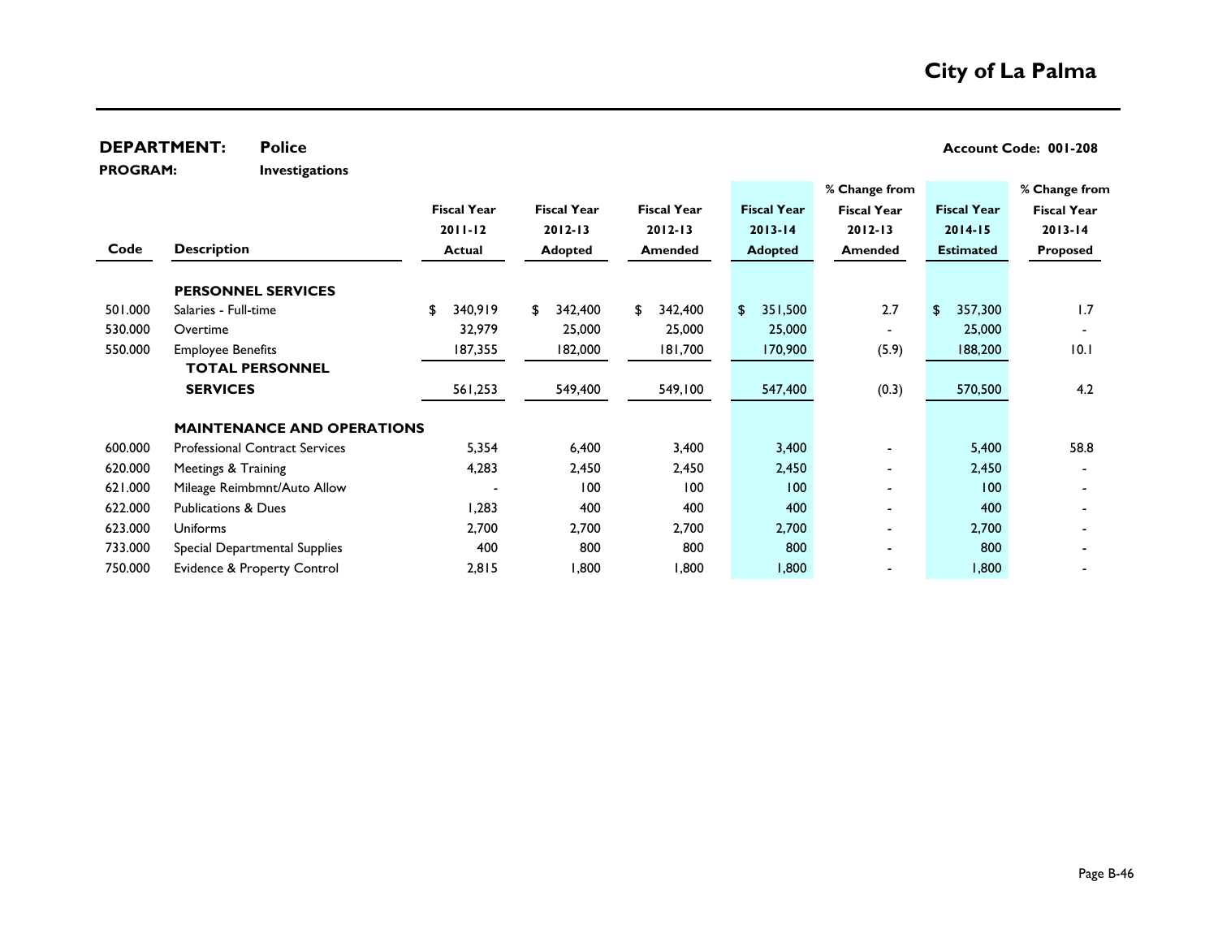# City of La Palma

**DEPARTMENT:** **Police** **Account Code: 001-208**

**PROGRAM:** **Investigations**

| Code | Description | Fiscal Year 2011-12 Actual | Fiscal Year 2012-13 Adopted | Fiscal Year 2012-13 Amended | Fiscal Year 2013-14 Adopted | % Change from Fiscal Year 2012-13 Amended | Fiscal Year 2014-15 Estimated | % Change from Fiscal Year 2013-14 Proposed |
|---|---|---|---|---|---|---|---|---|
| | **PERSONNEL SERVICES** | | | | | | | |
| 501.000 | Salaries - Full-time | $ 340,919 | $ 342,400 | $ 342,400 | $ 351,500 | 2.7 | $ 357,300 | 1.7 |
| 530.000 | Overtime | 32,979 | 25,000 | 25,000 | 25,000 | - | 25,000 | - |
| 550.000 | Employee Benefits | 187,355 | 182,000 | 181,700 | 170,900 | (5.9) | 188,200 | 10.1 |
| | **TOTAL PERSONNEL SERVICES** | 561,253 | 549,400 | 549,100 | 547,400 | (0.3) | 570,500 | 4.2 |
| | **MAINTENANCE AND OPERATIONS** | | | | | | | |
| 600.000 | Professional Contract Services | 5,354 | 6,400 | 3,400 | 3,400 | - | 5,400 | 58.8 |
| 620.000 | Meetings & Training | 4,283 | 2,450 | 2,450 | 2,450 | - | 2,450 | - |
| 621.000 | Mileage Reimbmnt/Auto Allow | - | 100 | 100 | 100 | - | 100 | - |
| 622.000 | Publications & Dues | 1,283 | 400 | 400 | 400 | - | 400 | - |
| 623.000 | Uniforms | 2,700 | 2,700 | 2,700 | 2,700 | - | 2,700 | - |
| 733.000 | Special Departmental Supplies | 400 | 800 | 800 | 800 | - | 800 | - |
| 750.000 | Evidence & Property Control | 2,815 | 1,800 | 1,800 | 1,800 | - | 1,800 | - |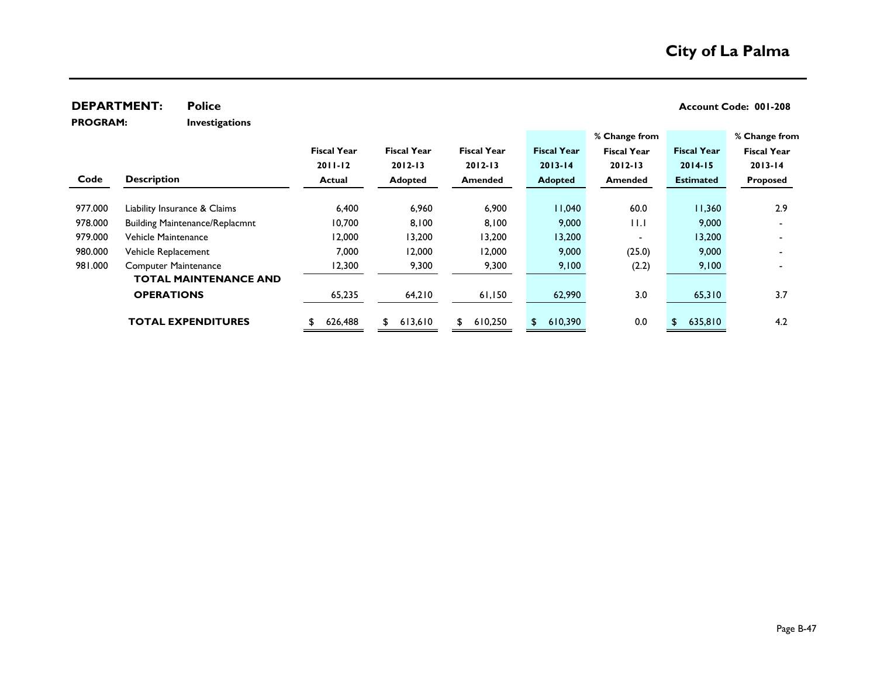**City of La Palma**

**DEPARTMENT:** **Police** **Account Code: 001-208**

**PROGRAM:** **Investigations**

| Code | Description | Fiscal Year 2011-12 Actual | Fiscal Year 2012-13 Adopted | Fiscal Year 2012-13 Amended | Fiscal Year 2013-14 Adopted | % Change from Fiscal Year 2012-13 Amended | Fiscal Year 2014-15 Estimated | % Change from Fiscal Year 2013-14 Proposed |
|---|---|---|---|---|---|---|---|---|
| 977.000 | Liability Insurance & Claims | 6,400 | 6,960 | 6,900 | 11,040 | 60.0 | 11,360 | 2.9 |
| 978.000 | Building Maintenance/Replacmnt | 10,700 | 8,100 | 8,100 | 9,000 | 11.1 | 9,000 | - |
| 979.000 | Vehicle Maintenance | 12,000 | 13,200 | 13,200 | 13,200 | - | 13,200 | - |
| 980.000 | Vehicle Replacement | 7,000 | 12,000 | 12,000 | 9,000 | (25.0) | 9,000 | - |
| 981.000 | Computer Maintenance | 12,300 | 9,300 | 9,300 | 9,100 | (2.2) | 9,100 | - |
| | **TOTAL MAINTENANCE AND OPERATIONS** | 65,235 | 64,210 | 61,150 | 62,990 | 3.0 | 65,310 | 3.7 |
| | **TOTAL EXPENDITURES** | $ 626,488 | $ 613,610 | $ 610,250 | $ 610,390 | 0.0 | $ 635,810 | 4.2 |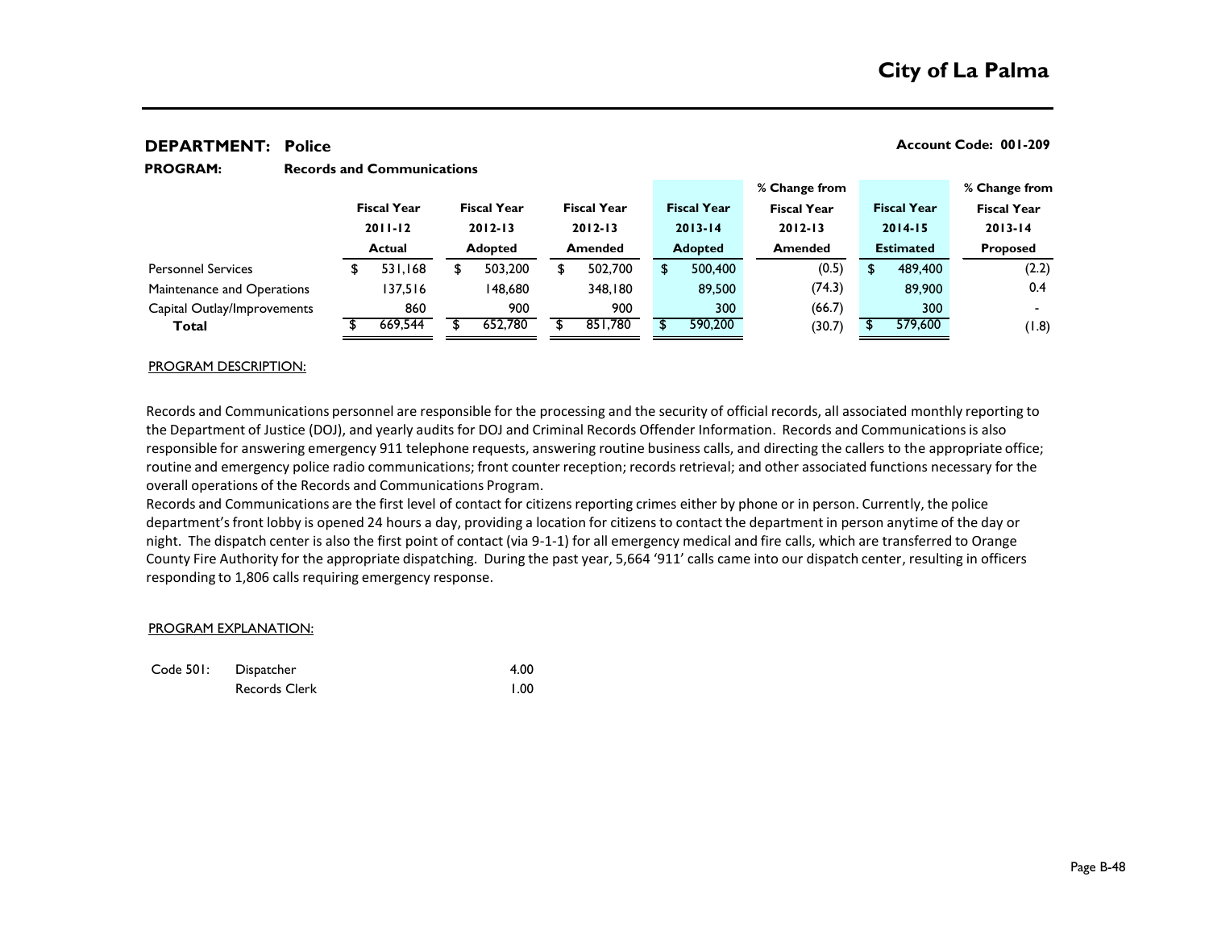# City of La Palma

**DEPARTMENT: Police** **Account Code: 001-209**

**PROGRAM: Records and Communications**

| | Fiscal Year 2011-12 Actual | Fiscal Year 2012-13 Adopted | Fiscal Year 2012-13 Amended | Fiscal Year 2013-14 Adopted | % Change from Fiscal Year 2012-13 Amended | Fiscal Year 2014-15 Estimated | % Change from Fiscal Year 2013-14 Proposed |
|---|---|---|---|---|---|---|---|
| Personnel Services | $ 531,168 | $ 503,200 | $ 502,700 | $ 500,400 | (0.5) | $ 489,400 | (2.2) |
| Maintenance and Operations | 137,516 | 148,680 | 348,180 | 89,500 | (74.3) | 89,900 | 0.4 |
| Capital Outlay/Improvements | 860 | 900 | 900 | 300 | (66.7) | 300 | - |
| **Total** | $ 669,544 | $ 652,780 | $ 851,780 | $ 590,200 | (30.7) | $ 579,600 | (1.8) |

PROGRAM DESCRIPTION:

Records and Communications personnel are responsible for the processing and the security of official records, all associated monthly reporting to the Department of Justice (DOJ), and yearly audits for DOJ and Criminal Records Offender Information. Records and Communications is also responsible for answering emergency 911 telephone requests, answering routine business calls, and directing the callers to the appropriate office; routine and emergency police radio communications; front counter reception; records retrieval; and other associated functions necessary for the overall operations of the Records and Communications Program.

Records and Communications are the first level of contact for citizens reporting crimes either by phone or in person. Currently, the police department's front lobby is opened 24 hours a day, providing a location for citizens to contact the department in person anytime of the day or night. The dispatch center is also the first point of contact (via 9-1-1) for all emergency medical and fire calls, which are transferred to Orange County Fire Authority for the appropriate dispatching. During the past year, 5,664 '911' calls came into our dispatch center, resulting in officers responding to 1,806 calls requiring emergency response.

PROGRAM EXPLANATION:

| Code 501: | Dispatcher | 4.00 |
|---|---|---|
| | Records Clerk | 1.00 |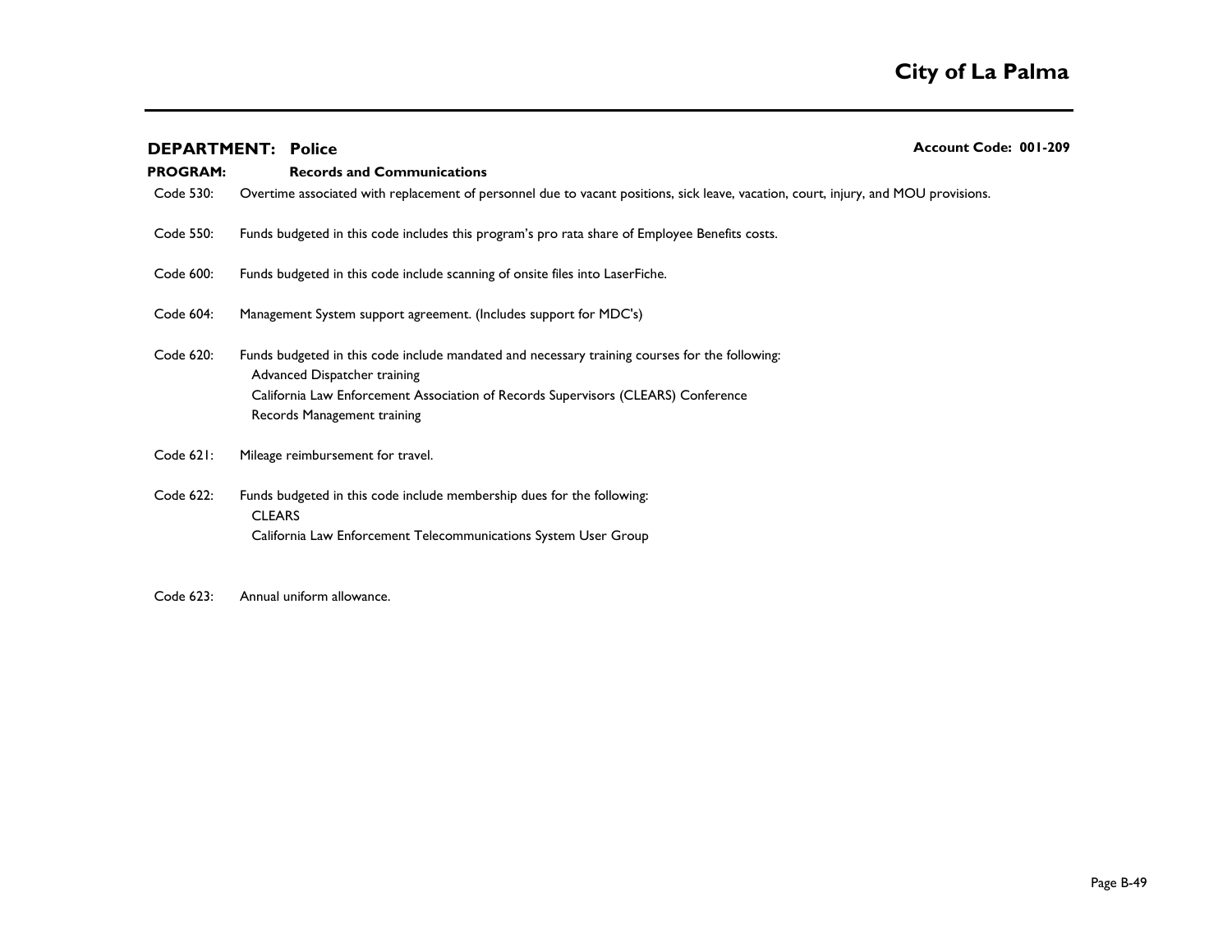**DEPARTMENT: Police** **Account Code: 001-209**

**PROGRAM: Records and Communications**

Code 530: Overtime associated with replacement of personnel due to vacant positions, sick leave, vacation, court, injury, and MOU provisions.

Code 550: Funds budgeted in this code includes this program's pro rata share of Employee Benefits costs.

Code 600: Funds budgeted in this code include scanning of onsite files into LaserFiche.

Code 604: Management System support agreement. (Includes support for MDC's)

Code 620: Funds budgeted in this code include mandated and necessary training courses for the following:
- Advanced Dispatcher training
- California Law Enforcement Association of Records Supervisors (CLEARS) Conference
- Records Management training

Code 621: Mileage reimbursement for travel.

Code 622: Funds budgeted in this code include membership dues for the following:
- CLEARS
- California Law Enforcement Telecommunications System User Group

Code 623: Annual uniform allowance.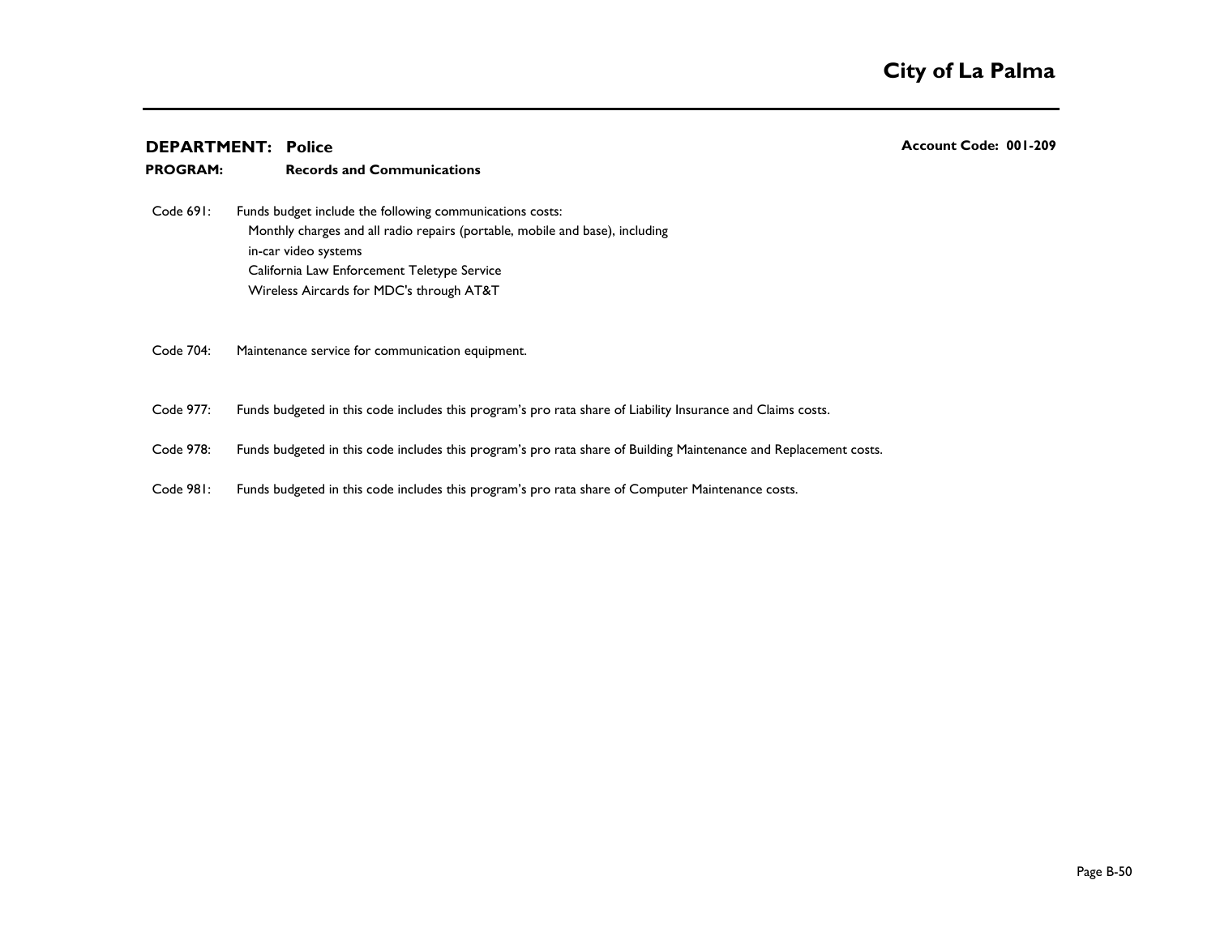**DEPARTMENT: Police** **Account Code: 001-209**

**PROGRAM: Records and Communications**

Code 691: Funds budget include the following communications costs:
- Monthly charges and all radio repairs (portable, mobile and base), including in-car video systems
- California Law Enforcement Teletype Service
- Wireless Aircards for MDC's through AT&T

Code 704: Maintenance service for communication equipment.

Code 977: Funds budgeted in this code includes this program's pro rata share of Liability Insurance and Claims costs.

Code 978: Funds budgeted in this code includes this program's pro rata share of Building Maintenance and Replacement costs.

Code 981: Funds budgeted in this code includes this program's pro rata share of Computer Maintenance costs.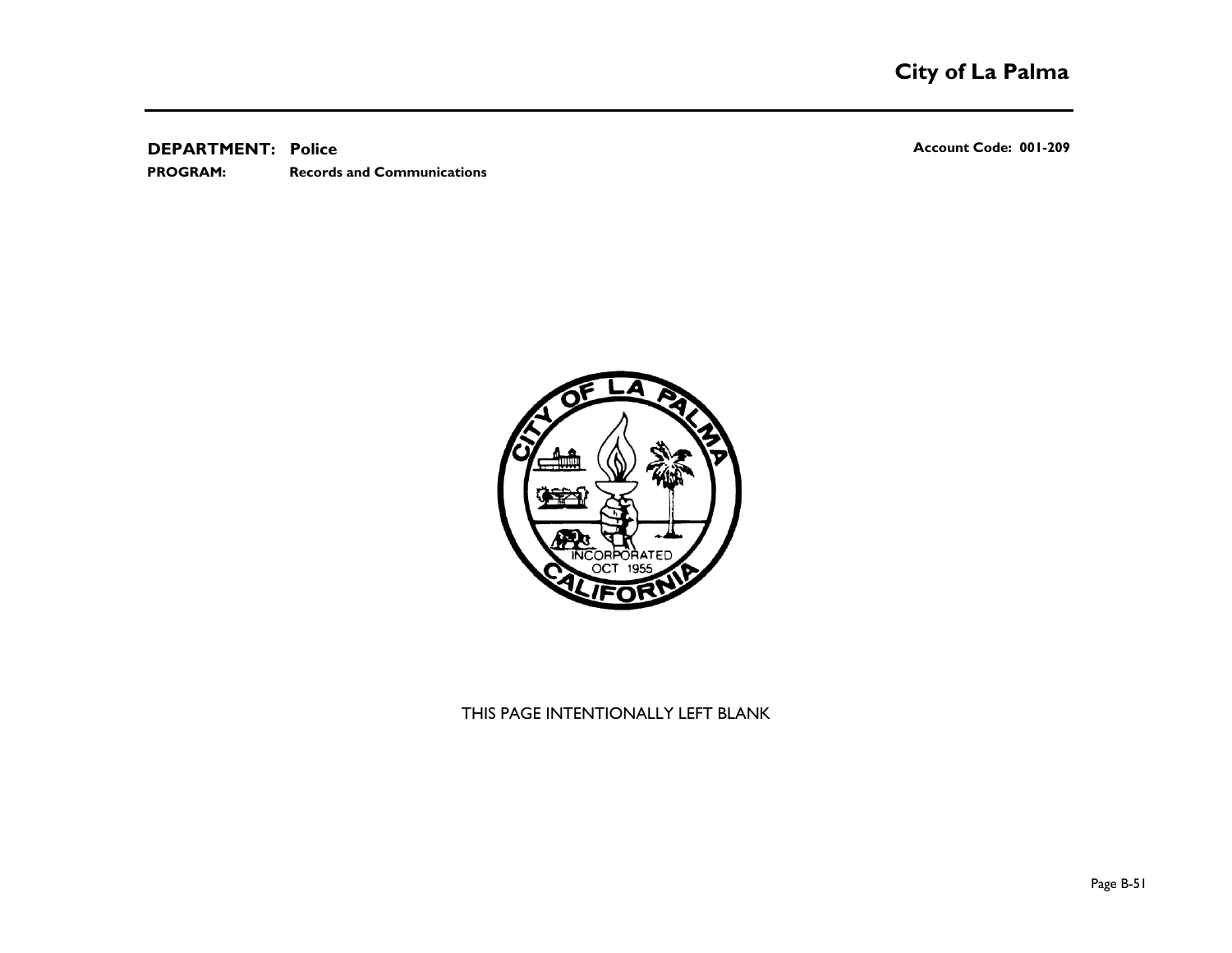**DEPARTMENT: Police** **Account Code: 001-209**

**PROGRAM: Records and Communications**

THIS PAGE INTENTIONALLY LEFT BLANK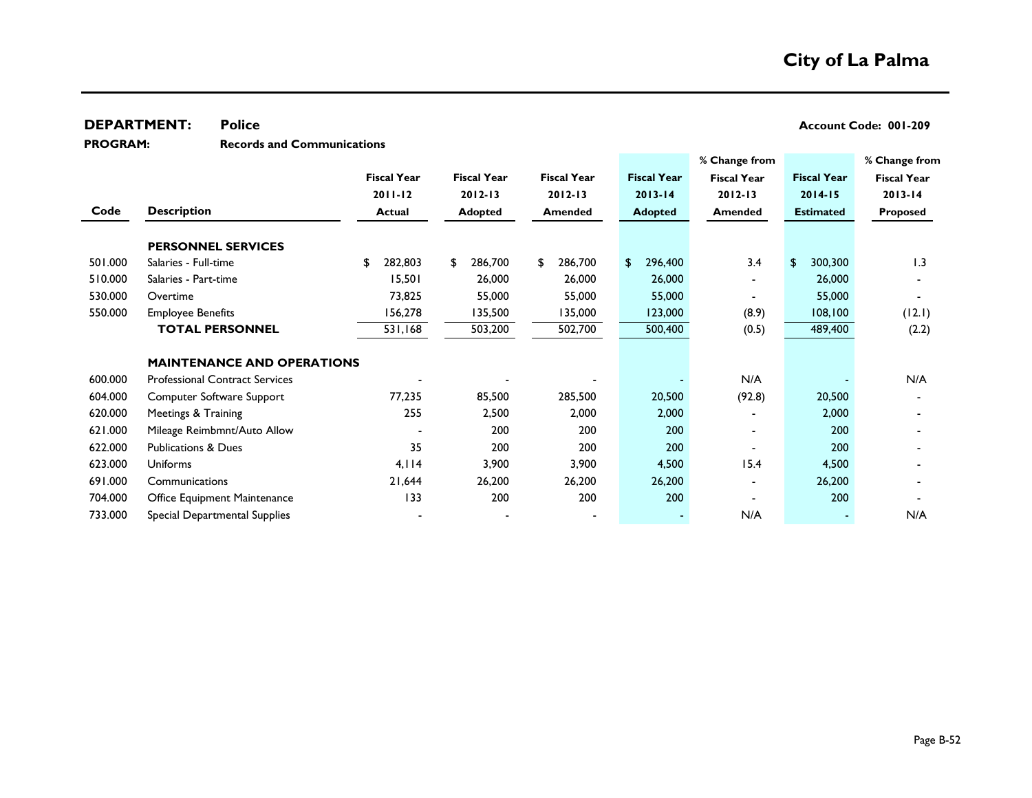# City of La Palma

**DEPARTMENT:** Police **Account Code: 001-209**

**PROGRAM:** Records and Communications

| Code | Description | Fiscal Year 2011-12 Actual | Fiscal Year 2012-13 Adopted | Fiscal Year 2012-13 Amended | Fiscal Year 2013-14 Adopted | % Change from Fiscal Year 2012-13 Amended | Fiscal Year 2014-15 Estimated | % Change from Fiscal Year 2013-14 Proposed |
|---|---|---|---|---|---|---|---|---|
| | **PERSONNEL SERVICES** | | | | | | | |
| 501.000 | Salaries - Full-time | $ 282,803 | $ 286,700 | $ 286,700 | $ 296,400 | 3.4 | $ 300,300 | 1.3 |
| 510.000 | Salaries - Part-time | 15,501 | 26,000 | 26,000 | 26,000 | - | 26,000 | - |
| 530.000 | Overtime | 73,825 | 55,000 | 55,000 | 55,000 | - | 55,000 | - |
| 550.000 | Employee Benefits | 156,278 | 135,500 | 135,000 | 123,000 | (8.9) | 108,100 | (12.1) |
| | **TOTAL PERSONNEL** | 531,168 | 503,200 | 502,700 | 500,400 | (0.5) | 489,400 | (2.2) |
| | **MAINTENANCE AND OPERATIONS** | | | | | | | |
| 600.000 | Professional Contract Services | - | - | - | - | N/A | - | N/A |
| 604.000 | Computer Software Support | 77,235 | 85,500 | 285,500 | 20,500 | (92.8) | 20,500 | - |
| 620.000 | Meetings & Training | 255 | 2,500 | 2,000 | 2,000 | - | 2,000 | - |
| 621.000 | Mileage Reimbmnt/Auto Allow | - | 200 | 200 | 200 | - | 200 | - |
| 622.000 | Publications & Dues | 35 | 200 | 200 | 200 | - | 200 | - |
| 623.000 | Uniforms | 4,114 | 3,900 | 3,900 | 4,500 | 15.4 | 4,500 | - |
| 691.000 | Communications | 21,644 | 26,200 | 26,200 | 26,200 | - | 26,200 | - |
| 704.000 | Office Equipment Maintenance | 133 | 200 | 200 | 200 | - | 200 | - |
| 733.000 | Special Departmental Supplies | - | - | - | - | N/A | - | N/A |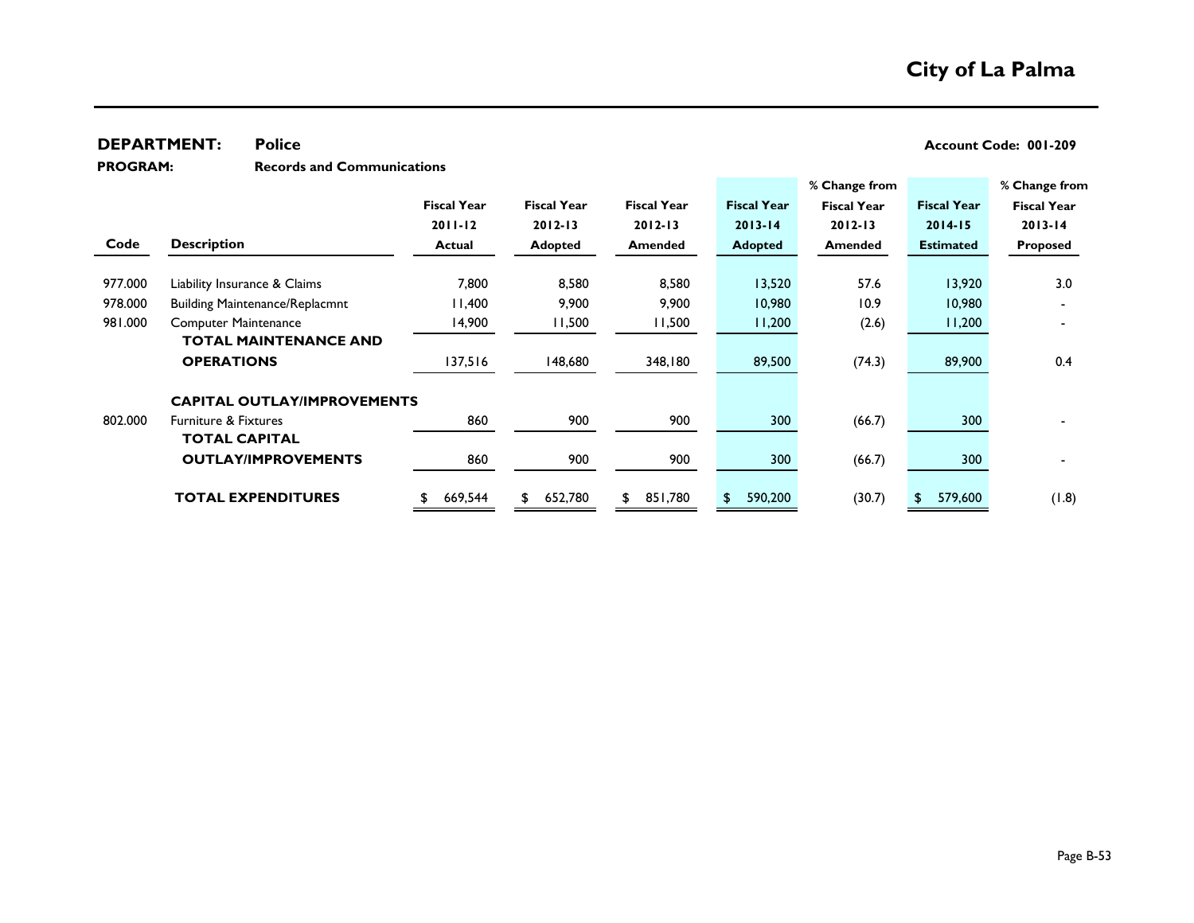**DEPARTMENT:** **Police** **Account Code: 001-209**

**PROGRAM:** **Records and Communications**

| Code | Description | Fiscal Year 2011-12 Actual | Fiscal Year 2012-13 Adopted | Fiscal Year 2012-13 Amended | Fiscal Year 2013-14 Adopted | % Change from Fiscal Year 2012-13 Amended | Fiscal Year 2014-15 Estimated | % Change from Fiscal Year 2013-14 Proposed |
|---|---|---|---|---|---|---|---|---|
| 977.000 | Liability Insurance & Claims | 7,800 | 8,580 | 8,580 | 13,520 | 57.6 | 13,920 | 3.0 |
| 978.000 | Building Maintenance/Replacmnt | 11,400 | 9,900 | 9,900 | 10,980 | 10.9 | 10,980 | - |
| 981.000 | Computer Maintenance | 14,900 | 11,500 | 11,500 | 11,200 | (2.6) | 11,200 | - |
| | **TOTAL MAINTENANCE AND OPERATIONS** | 137,516 | 148,680 | 348,180 | 89,500 | (74.3) | 89,900 | 0.4 |
| | **CAPITAL OUTLAY/IMPROVEMENTS** | | | | | | | |
| 802.000 | Furniture & Fixtures | 860 | 900 | 900 | 300 | (66.7) | 300 | - |
| | **TOTAL CAPITAL OUTLAY/IMPROVEMENTS** | 860 | 900 | 900 | 300 | (66.7) | 300 | - |
| | **TOTAL EXPENDITURES** | $ 669,544 | $ 652,780 | $ 851,780 | $ 590,200 | (30.7) | $ 579,600 | (1.8) |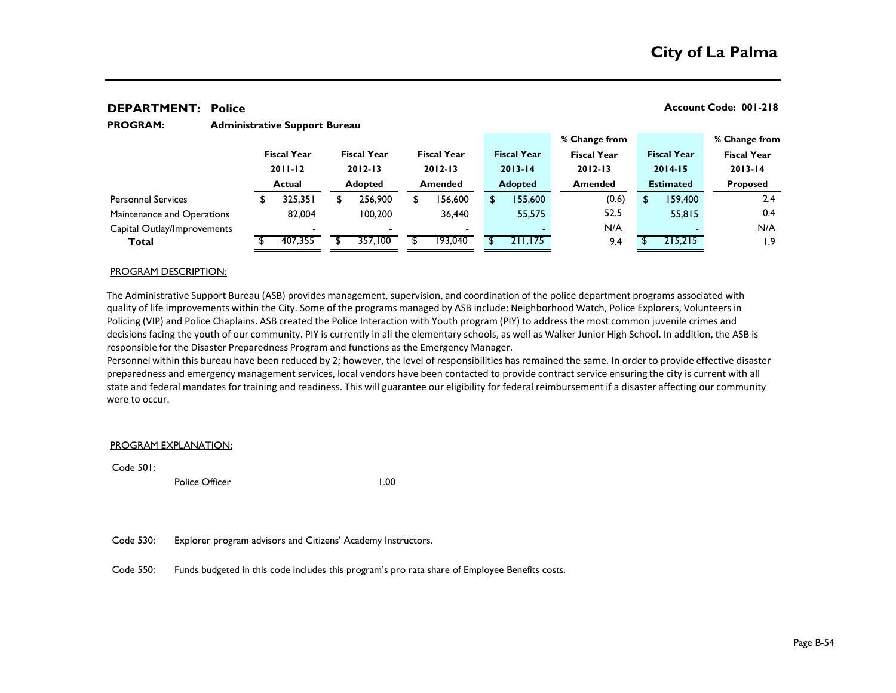# City of La Palma

**DEPARTMENT: Police** **Account Code: 001-218**

**PROGRAM: Administrative Support Bureau**

| | Fiscal Year 2011-12 Actual | Fiscal Year 2012-13 Adopted | Fiscal Year 2012-13 Amended | Fiscal Year 2013-14 Adopted | % Change from Fiscal Year 2012-13 Amended | Fiscal Year 2014-15 Estimated | % Change from Fiscal Year 2013-14 Proposed |
|---|---|---|---|---|---|---|---|
| Personnel Services | $ 325,351 | $ 256,900 | $ 156,600 | $ 155,600 | (0.6) | $ 159,400 | 2.4 |
| Maintenance and Operations | 82,004 | 100,200 | 36,440 | 55,575 | 52.5 | 55,815 | 0.4 |
| Capital Outlay/Improvements | - | - | - | - | N/A | - | N/A |
| **Total** | $ 407,355 | $ 357,100 | $ 193,040 | $ 211,175 | 9.4 | $ 215,215 | 1.9 |

PROGRAM DESCRIPTION:

The Administrative Support Bureau (ASB) provides management, supervision, and coordination of the police department programs associated with quality of life improvements within the City. Some of the programs managed by ASB include: Neighborhood Watch, Police Explorers, Volunteers in Policing (VIP) and Police Chaplains. ASB created the Police Interaction with Youth program (PIY) to address the most common juvenile crimes and decisions facing the youth of our community. PIY is currently in all the elementary schools, as well as Walker Junior High School. In addition, the ASB is responsible for the Disaster Preparedness Program and functions as the Emergency Manager.

Personnel within this bureau have been reduced by 2; however, the level of responsibilities has remained the same. In order to provide effective disaster preparedness and emergency management services, local vendors have been contacted to provide contract service ensuring the city is current with all state and federal mandates for training and readiness. This will guarantee our eligibility for federal reimbursement if a disaster affecting our community were to occur.

PROGRAM EXPLANATION:

Code 501:

| | |
|---|---|
| Police Officer | 1.00 |

Code 530: Explorer program advisors and Citizens' Academy Instructors.

Code 550: Funds budgeted in this code includes this program's pro rata share of Employee Benefits costs.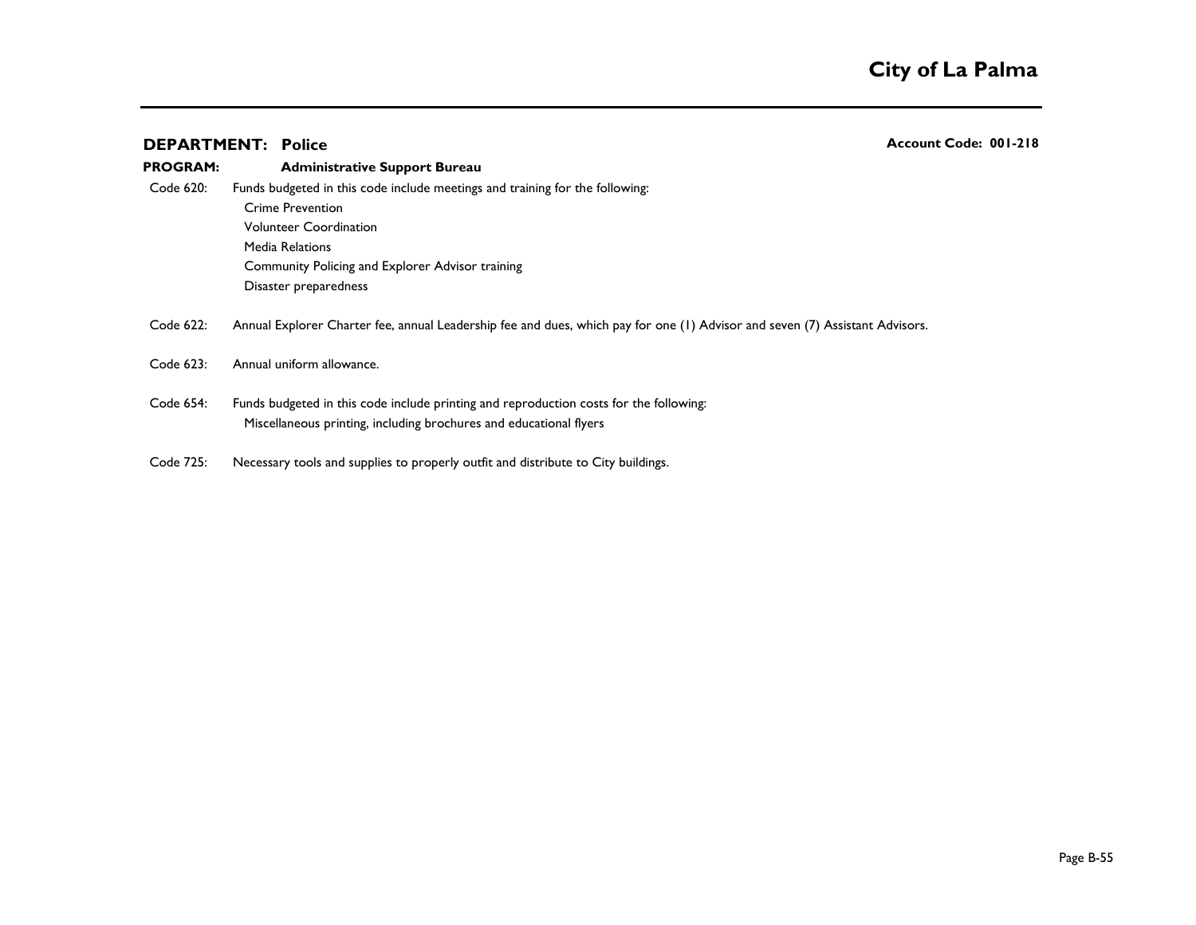**DEPARTMENT: Police** **Account Code: 001-218**

**PROGRAM: Administrative Support Bureau**

Code 620: Funds budgeted in this code include meetings and training for the following:

- Crime Prevention
- Volunteer Coordination
- Media Relations
- Community Policing and Explorer Advisor training
- Disaster preparedness

Code 622: Annual Explorer Charter fee, annual Leadership fee and dues, which pay for one (1) Advisor and seven (7) Assistant Advisors.

Code 623: Annual uniform allowance.

Code 654: Funds budgeted in this code include printing and reproduction costs for the following:

- Miscellaneous printing, including brochures and educational flyers

Code 725: Necessary tools and supplies to properly outfit and distribute to City buildings.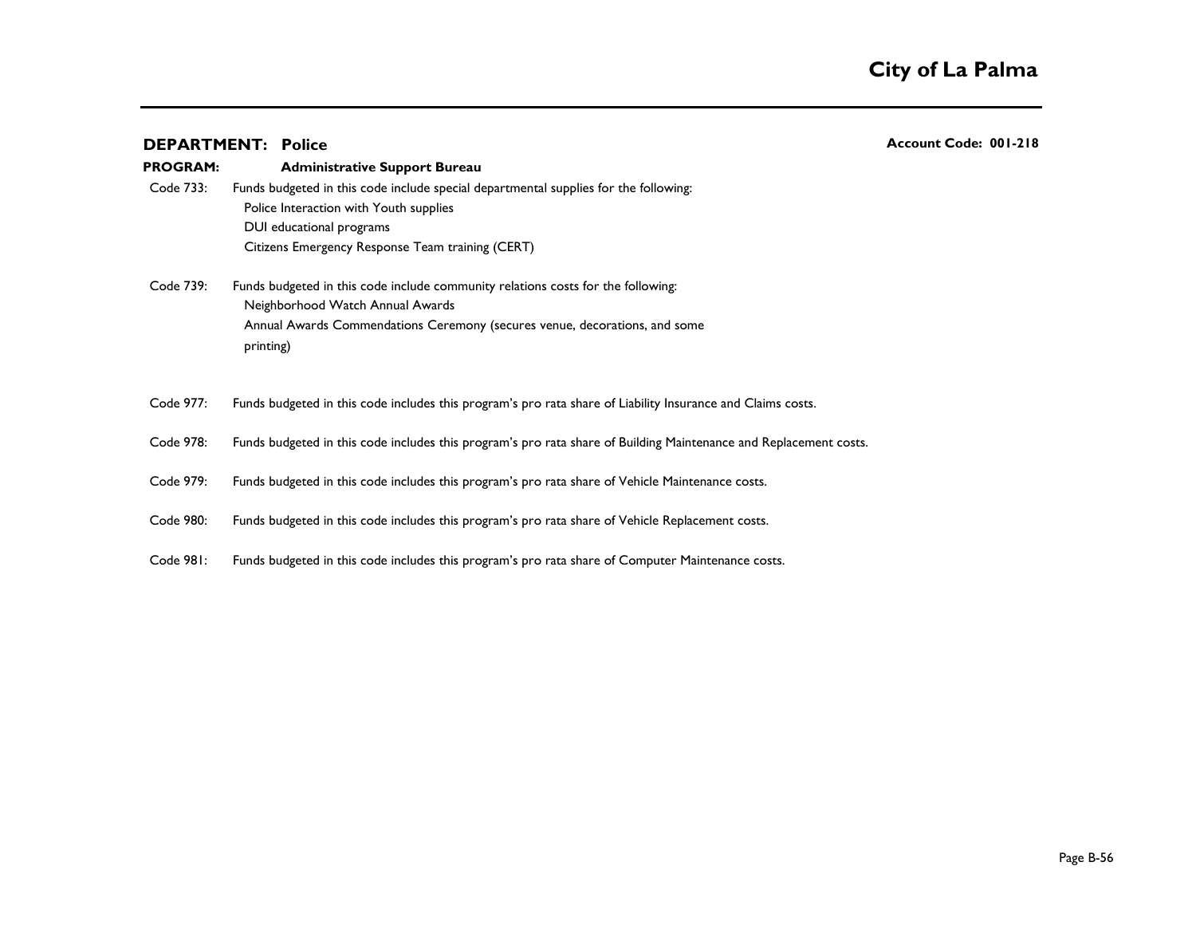**DEPARTMENT: Police** **Account Code: 001-218**

**PROGRAM: Administrative Support Bureau**

Code 733: Funds budgeted in this code include special departmental supplies for the following:
- Police Interaction with Youth supplies
- DUI educational programs
- Citizens Emergency Response Team training (CERT)

Code 739: Funds budgeted in this code include community relations costs for the following:
- Neighborhood Watch Annual Awards
- Annual Awards Commendations Ceremony (secures venue, decorations, and some printing)

Code 977: Funds budgeted in this code includes this program's pro rata share of Liability Insurance and Claims costs.

Code 978: Funds budgeted in this code includes this program's pro rata share of Building Maintenance and Replacement costs.

Code 979: Funds budgeted in this code includes this program's pro rata share of Vehicle Maintenance costs.

Code 980: Funds budgeted in this code includes this program's pro rata share of Vehicle Replacement costs.

Code 981: Funds budgeted in this code includes this program's pro rata share of Computer Maintenance costs.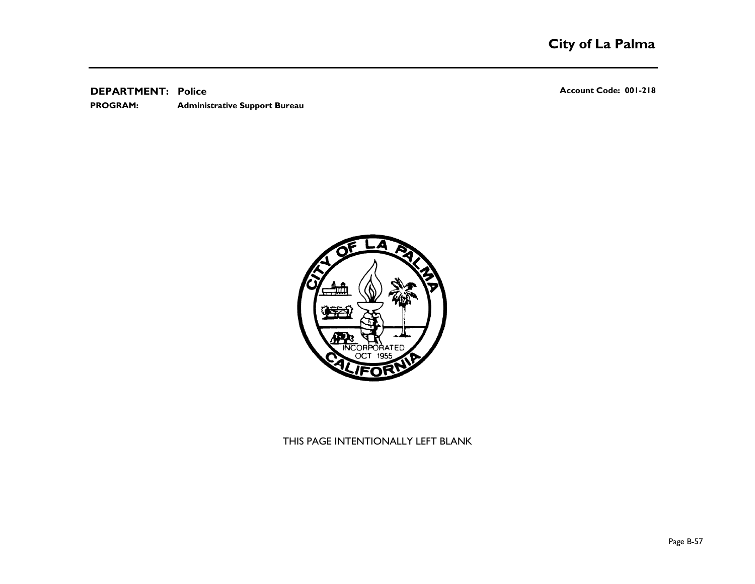**DEPARTMENT: Police** **Account Code: 001-218**

**PROGRAM: Administrative Support Bureau**

THIS PAGE INTENTIONALLY LEFT BLANK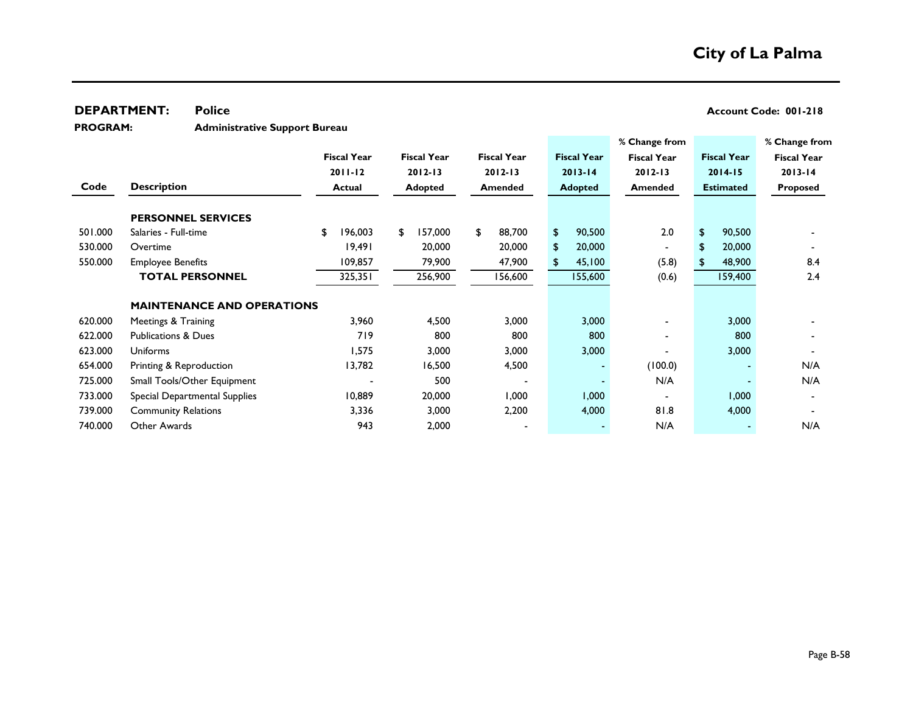# City of La Palma

**DEPARTMENT:** Police **Account Code: 001-218**

**PROGRAM:** Administrative Support Bureau

| Code | Description | Fiscal Year 2011-12 Actual | Fiscal Year 2012-13 Adopted | Fiscal Year 2012-13 Amended | Fiscal Year 2013-14 Adopted | % Change from Fiscal Year 2012-13 Amended | Fiscal Year 2014-15 Estimated | % Change from Fiscal Year 2013-14 Proposed |
|---|---|---|---|---|---|---|---|---|
| | **PERSONNEL SERVICES** | | | | | | | |
| 501.000 | Salaries - Full-time | $ 196,003 | $ 157,000 | $ 88,700 | $ 90,500 | 2.0 | $ 90,500 | - |
| 530.000 | Overtime | 19,491 | 20,000 | 20,000 | $ 20,000 | - | $ 20,000 | - |
| 550.000 | Employee Benefits | 109,857 | 79,900 | 47,900 | $ 45,100 | (5.8) | $ 48,900 | 8.4 |
| | **TOTAL PERSONNEL** | 325,351 | 256,900 | 156,600 | 155,600 | (0.6) | 159,400 | 2.4 |
| | **MAINTENANCE AND OPERATIONS** | | | | | | | |
| 620.000 | Meetings & Training | 3,960 | 4,500 | 3,000 | 3,000 | - | 3,000 | - |
| 622.000 | Publications & Dues | 719 | 800 | 800 | 800 | - | 800 | - |
| 623.000 | Uniforms | 1,575 | 3,000 | 3,000 | 3,000 | - | 3,000 | - |
| 654.000 | Printing & Reproduction | 13,782 | 16,500 | 4,500 | - | (100.0) | - | N/A |
| 725.000 | Small Tools/Other Equipment | - | 500 | - | - | N/A | - | N/A |
| 733.000 | Special Departmental Supplies | 10,889 | 20,000 | 1,000 | 1,000 | - | 1,000 | - |
| 739.000 | Community Relations | 3,336 | 3,000 | 2,200 | 4,000 | 81.8 | 4,000 | - |
| 740.000 | Other Awards | 943 | 2,000 | - | - | N/A | - | N/A |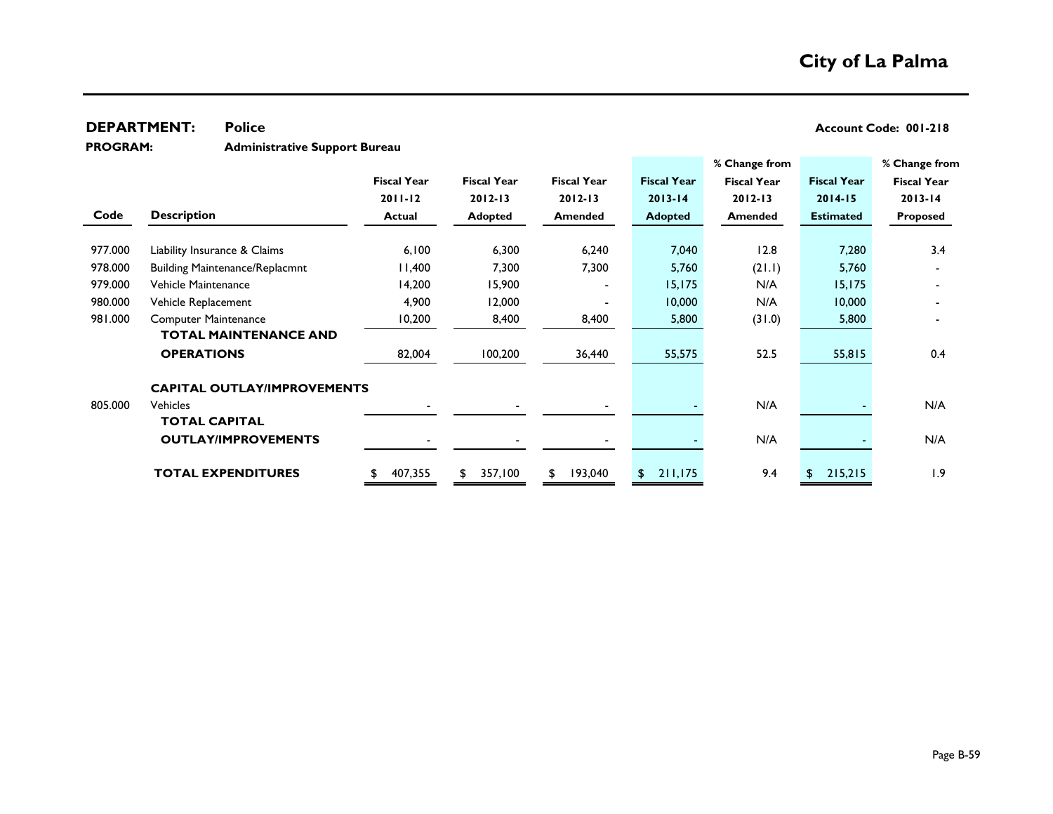# City of La Palma

**DEPARTMENT:** Police **Account Code: 001-218**

**PROGRAM:** Administrative Support Bureau

| Code | Description | Fiscal Year 2011-12 Actual | Fiscal Year 2012-13 Adopted | Fiscal Year 2012-13 Amended | Fiscal Year 2013-14 Adopted | % Change from Fiscal Year 2012-13 Amended | Fiscal Year 2014-15 Estimated | % Change from Fiscal Year 2013-14 Proposed |
|---|---|---|---|---|---|---|---|---|
| 977.000 | Liability Insurance & Claims | 6,100 | 6,300 | 6,240 | 7,040 | 12.8 | 7,280 | 3.4 |
| 978.000 | Building Maintenance/Replacmnt | 11,400 | 7,300 | 7,300 | 5,760 | (21.1) | 5,760 | - |
| 979.000 | Vehicle Maintenance | 14,200 | 15,900 | - | 15,175 | N/A | 15,175 | - |
| 980.000 | Vehicle Replacement | 4,900 | 12,000 | - | 10,000 | N/A | 10,000 | - |
| 981.000 | Computer Maintenance | 10,200 | 8,400 | 8,400 | 5,800 | (31.0) | 5,800 | - |
| | **TOTAL MAINTENANCE AND OPERATIONS** | 82,004 | 100,200 | 36,440 | 55,575 | 52.5 | 55,815 | 0.4 |
| | **CAPITAL OUTLAY/IMPROVEMENTS** | | | | | | | |
| 805.000 | Vehicles | - | - | - | - | N/A | - | N/A |
| | **TOTAL CAPITAL OUTLAY/IMPROVEMENTS** | - | - | - | - | N/A | - | N/A |
| | **TOTAL EXPENDITURES** | $ 407,355 | $ 357,100 | $ 193,040 | $ 211,175 | 9.4 | $ 215,215 | 1.9 |